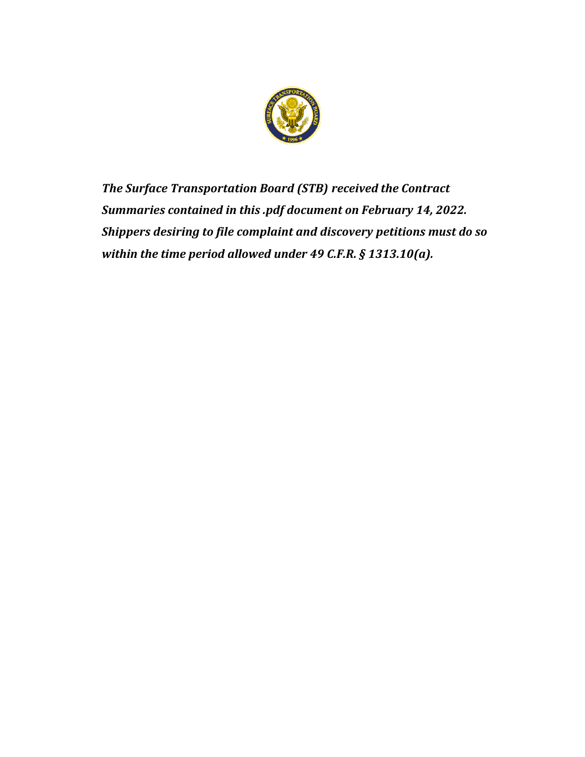***The Surface Transportation Board (STB) received the Contract Summaries contained in this .pdf document on February 14, 2022. Shippers desiring to file complaint and discovery petitions must do so within the time period allowed under 49 C.F.R. § 1313.10(a).***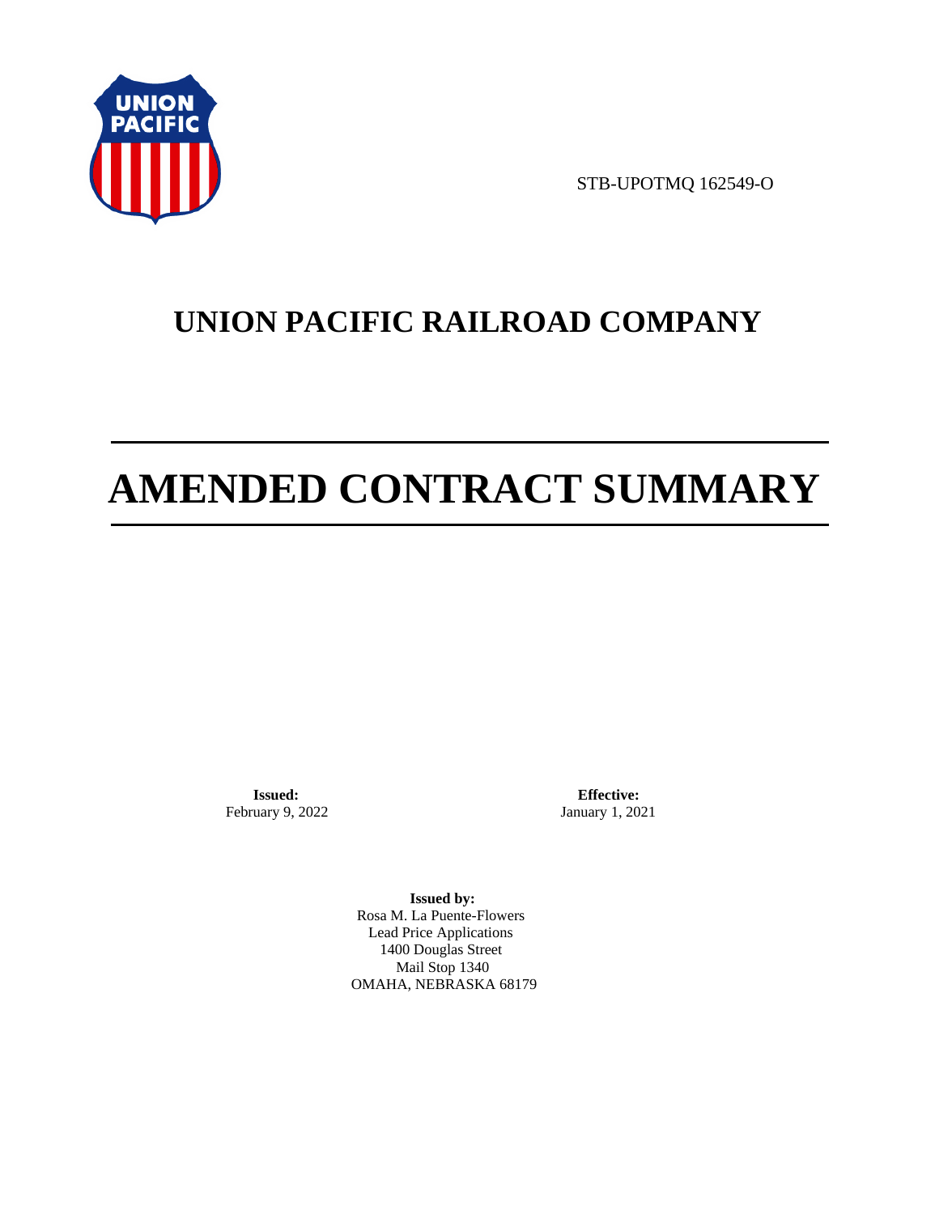STB-UPOTMQ 162549-O

# UNION PACIFIC RAILROAD COMPANY

# AMENDED CONTRACT SUMMARY

**Issued:**
February 9, 2022

**Effective:**
January 1, 2021

**Issued by:**
Rosa M. La Puente-Flowers
Lead Price Applications
1400 Douglas Street
Mail Stop 1340
OMAHA, NEBRASKA 68179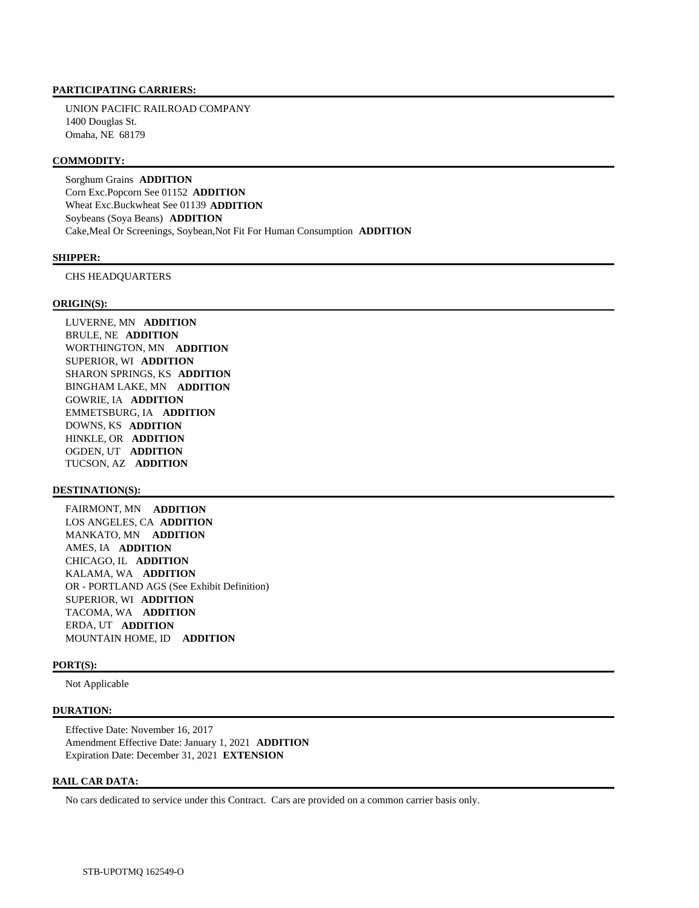## PARTICIPATING CARRIERS:

UNION PACIFIC RAILROAD COMPANY
1400 Douglas St.
Omaha, NE 68179

## COMMODITY:

Sorghum Grains **ADDITION**
Corn Exc.Popcorn See 01152 **ADDITION**
Wheat Exc.Buckwheat See 01139 **ADDITION**
Soybeans (Soya Beans) **ADDITION**
Cake,Meal Or Screenings, Soybean,Not Fit For Human Consumption **ADDITION**

## SHIPPER:

CHS HEADQUARTERS

## ORIGIN(S):

LUVERNE, MN **ADDITION**
BRULE, NE **ADDITION**
WORTHINGTON, MN **ADDITION**
SUPERIOR, WI **ADDITION**
SHARON SPRINGS, KS **ADDITION**
BINGHAM LAKE, MN **ADDITION**
GOWRIE, IA **ADDITION**
EMMETSBURG, IA **ADDITION**
DOWNS, KS **ADDITION**
HINKLE, OR **ADDITION**
OGDEN, UT **ADDITION**
TUCSON, AZ **ADDITION**

## DESTINATION(S):

FAIRMONT, MN **ADDITION**
LOS ANGELES, CA **ADDITION**
MANKATO, MN **ADDITION**
AMES, IA **ADDITION**
CHICAGO, IL **ADDITION**
KALAMA, WA **ADDITION**
OR - PORTLAND AGS (See Exhibit Definition)
SUPERIOR, WI **ADDITION**
TACOMA, WA **ADDITION**
ERDA, UT **ADDITION**
MOUNTAIN HOME, ID **ADDITION**

## PORT(S):

Not Applicable

## DURATION:

Effective Date: November 16, 2017
Amendment Effective Date: January 1, 2021 **ADDITION**
Expiration Date: December 31, 2021 **EXTENSION**

## RAIL CAR DATA:

No cars dedicated to service under this Contract. Cars are provided on a common carrier basis only.

STB-UPOTMQ 162549-O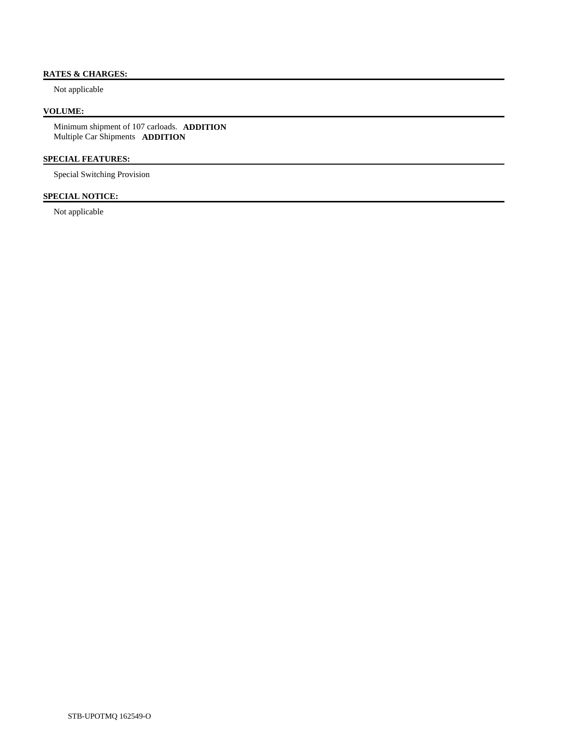**RATES & CHARGES:**

Not applicable

**VOLUME:**

Minimum shipment of 107 carloads. **ADDITION**
Multiple Car Shipments **ADDITION**

**SPECIAL FEATURES:**

Special Switching Provision

**SPECIAL NOTICE:**

Not applicable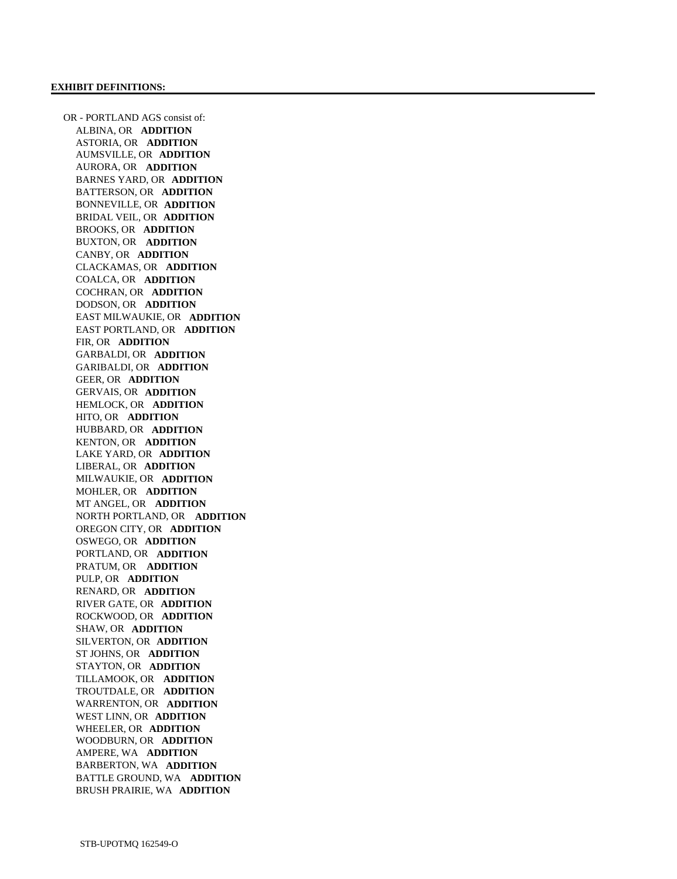**EXHIBIT DEFINITIONS:**

OR - PORTLAND AGS consist of:

ALBINA, OR **ADDITION**
ASTORIA, OR **ADDITION**
AUMSVILLE, OR **ADDITION**
AURORA, OR **ADDITION**
BARNES YARD, OR **ADDITION**
BATTERSON, OR **ADDITION**
BONNEVILLE, OR **ADDITION**
BRIDAL VEIL, OR **ADDITION**
BROOKS, OR **ADDITION**
BUXTON, OR **ADDITION**
CANBY, OR **ADDITION**
CLACKAMAS, OR **ADDITION**
COALCA, OR **ADDITION**
COCHRAN, OR **ADDITION**
DODSON, OR **ADDITION**
EAST MILWAUKIE, OR **ADDITION**
EAST PORTLAND, OR **ADDITION**
FIR, OR **ADDITION**
GARBALDI, OR **ADDITION**
GARIBALDI, OR **ADDITION**
GEER, OR **ADDITION**
GERVAIS, OR **ADDITION**
HEMLOCK, OR **ADDITION**
HITO, OR **ADDITION**
HUBBARD, OR **ADDITION**
KENTON, OR **ADDITION**
LAKE YARD, OR **ADDITION**
LIBERAL, OR **ADDITION**
MILWAUKIE, OR **ADDITION**
MOHLER, OR **ADDITION**
MT ANGEL, OR **ADDITION**
NORTH PORTLAND, OR **ADDITION**
OREGON CITY, OR **ADDITION**
OSWEGO, OR **ADDITION**
PORTLAND, OR **ADDITION**
PRATUM, OR **ADDITION**
PULP, OR **ADDITION**
RENARD, OR **ADDITION**
RIVER GATE, OR **ADDITION**
ROCKWOOD, OR **ADDITION**
SHAW, OR **ADDITION**
SILVERTON, OR **ADDITION**
ST JOHNS, OR **ADDITION**
STAYTON, OR **ADDITION**
TILLAMOOK, OR **ADDITION**
TROUTDALE, OR **ADDITION**
WARRENTON, OR **ADDITION**
WEST LINN, OR **ADDITION**
WHEELER, OR **ADDITION**
WOODBURN, OR **ADDITION**
AMPERE, WA **ADDITION**
BARBERTON, WA **ADDITION**
BATTLE GROUND, WA **ADDITION**
BRUSH PRAIRIE, WA **ADDITION**

STB-UPOTMQ 162549-O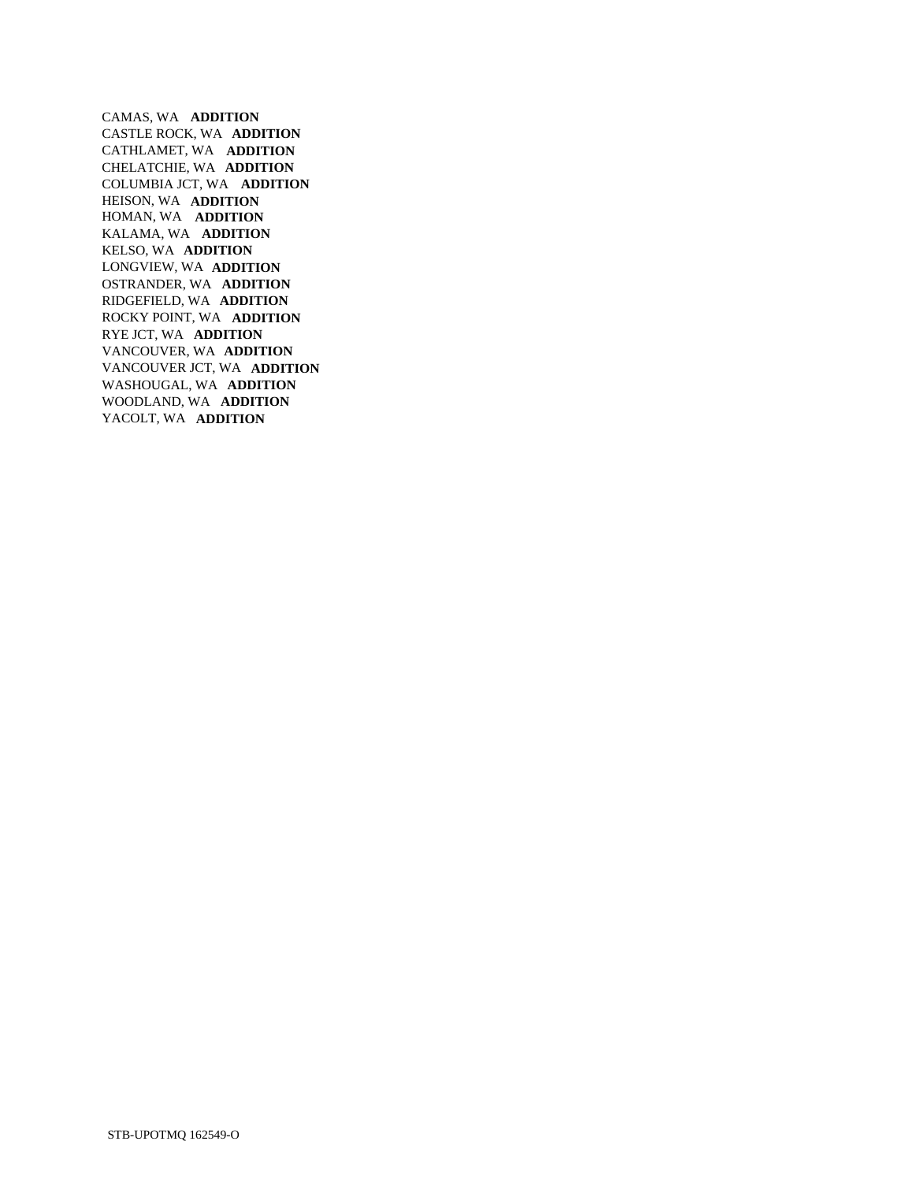CAMAS, WA **ADDITION**
CASTLE ROCK, WA **ADDITION**
CATHLAMET, WA **ADDITION**
CHELATCHIE, WA **ADDITION**
COLUMBIA JCT, WA **ADDITION**
HEISON, WA **ADDITION**
HOMAN, WA **ADDITION**
KALAMA, WA **ADDITION**
KELSO, WA **ADDITION**
LONGVIEW, WA **ADDITION**
OSTRANDER, WA **ADDITION**
RIDGEFIELD, WA **ADDITION**
ROCKY POINT, WA **ADDITION**
RYE JCT, WA **ADDITION**
VANCOUVER, WA **ADDITION**
VANCOUVER JCT, WA **ADDITION**
WASHOUGAL, WA **ADDITION**
WOODLAND, WA **ADDITION**
YACOLT, WA **ADDITION**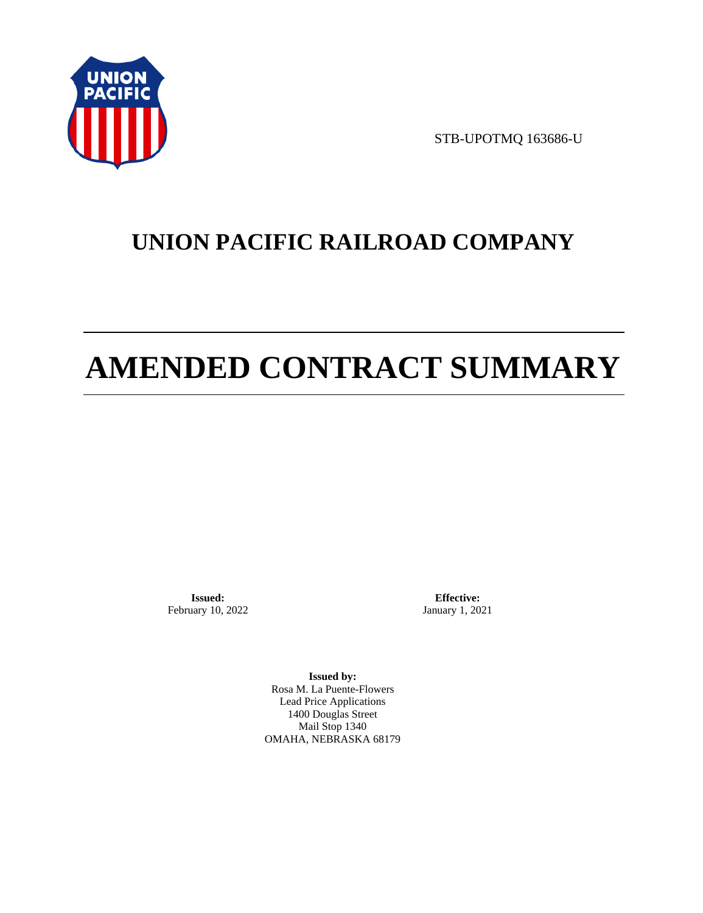STB-UPOTMQ 163686-U

# UNION PACIFIC RAILROAD COMPANY

# AMENDED CONTRACT SUMMARY

**Issued:**
February 10, 2022

**Effective:**
January 1, 2021

**Issued by:**
Rosa M. La Puente-Flowers
Lead Price Applications
1400 Douglas Street
Mail Stop 1340
OMAHA, NEBRASKA 68179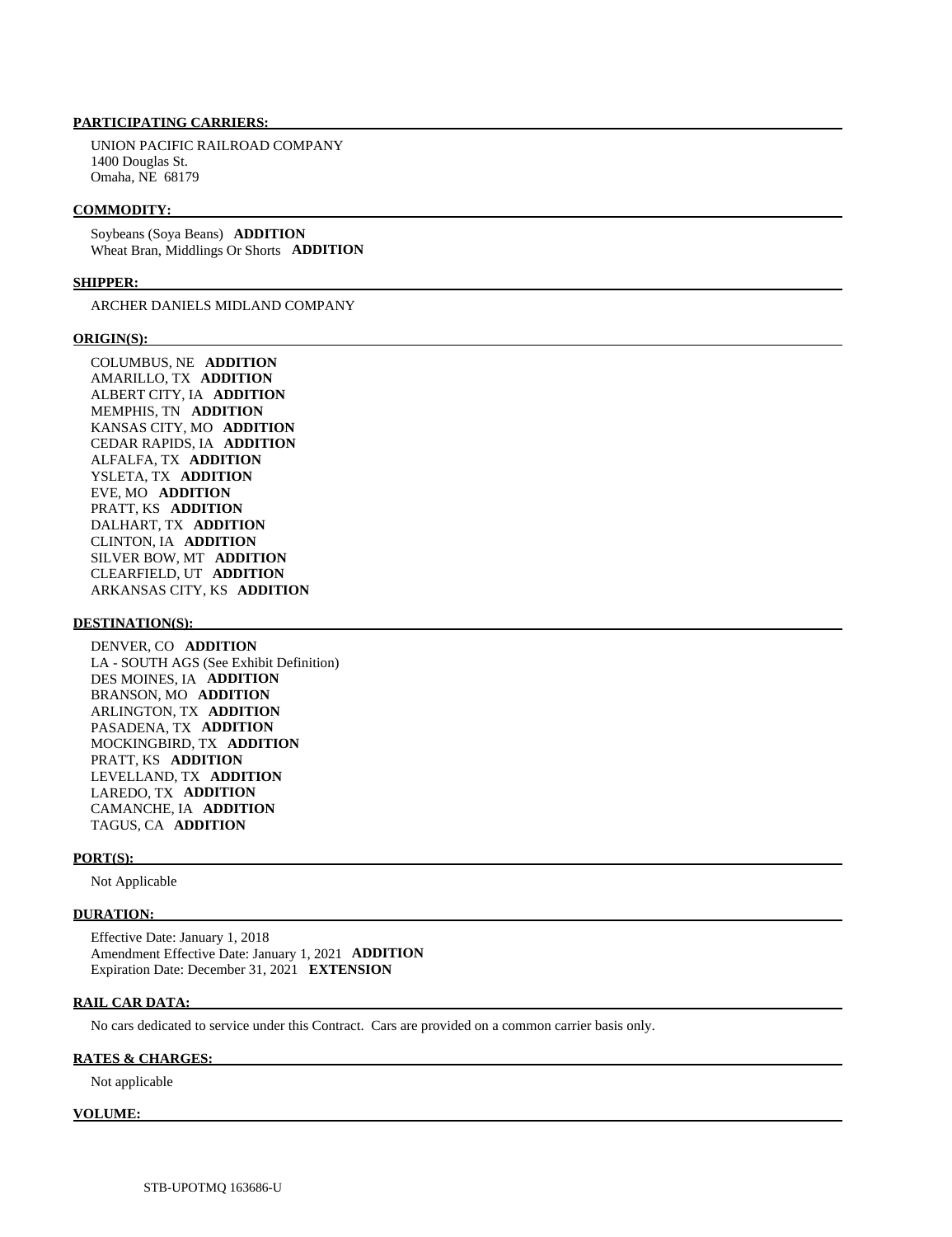**PARTICIPATING CARRIERS:**

UNION PACIFIC RAILROAD COMPANY
1400 Douglas St.
Omaha, NE 68179

**COMMODITY:**

Soybeans (Soya Beans) **ADDITION**
Wheat Bran, Middlings Or Shorts **ADDITION**

**SHIPPER:**

ARCHER DANIELS MIDLAND COMPANY

**ORIGIN(S):**

COLUMBUS, NE **ADDITION**
AMARILLO, TX **ADDITION**
ALBERT CITY, IA **ADDITION**
MEMPHIS, TN **ADDITION**
KANSAS CITY, MO **ADDITION**
CEDAR RAPIDS, IA **ADDITION**
ALFALFA, TX **ADDITION**
YSLETA, TX **ADDITION**
EVE, MO **ADDITION**
PRATT, KS **ADDITION**
DALHART, TX **ADDITION**
CLINTON, IA **ADDITION**
SILVER BOW, MT **ADDITION**
CLEARFIELD, UT **ADDITION**
ARKANSAS CITY, KS **ADDITION**

**DESTINATION(S):**

DENVER, CO **ADDITION**
LA - SOUTH AGS (See Exhibit Definition)
DES MOINES, IA **ADDITION**
BRANSON, MO **ADDITION**
ARLINGTON, TX **ADDITION**
PASADENA, TX **ADDITION**
MOCKINGBIRD, TX **ADDITION**
PRATT, KS **ADDITION**
LEVELLAND, TX **ADDITION**
LAREDO, TX **ADDITION**
CAMANCHE, IA **ADDITION**
TAGUS, CA **ADDITION**

**PORT(S):**

Not Applicable

**DURATION:**

Effective Date: January 1, 2018
Amendment Effective Date: January 1, 2021 **ADDITION**
Expiration Date: December 31, 2021 **EXTENSION**

**RAIL CAR DATA:**

No cars dedicated to service under this Contract. Cars are provided on a common carrier basis only.

**RATES & CHARGES:**

Not applicable

**VOLUME:**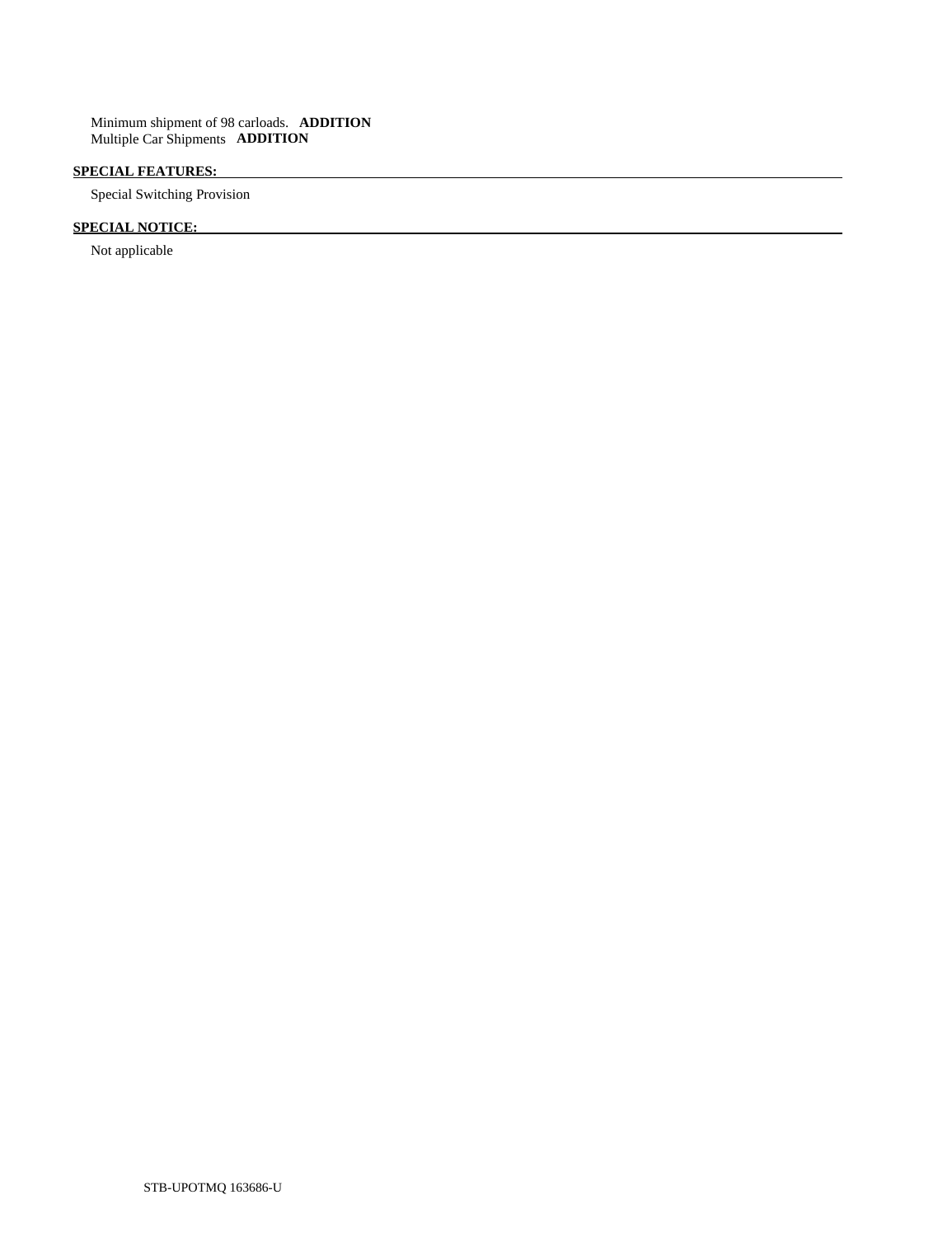Minimum shipment of 98 carloads. **ADDITION**
Multiple Car Shipments **ADDITION**

**SPECIAL FEATURES:**

Special Switching Provision

**SPECIAL NOTICE:**

Not applicable

STB-UPOTMQ 163686-U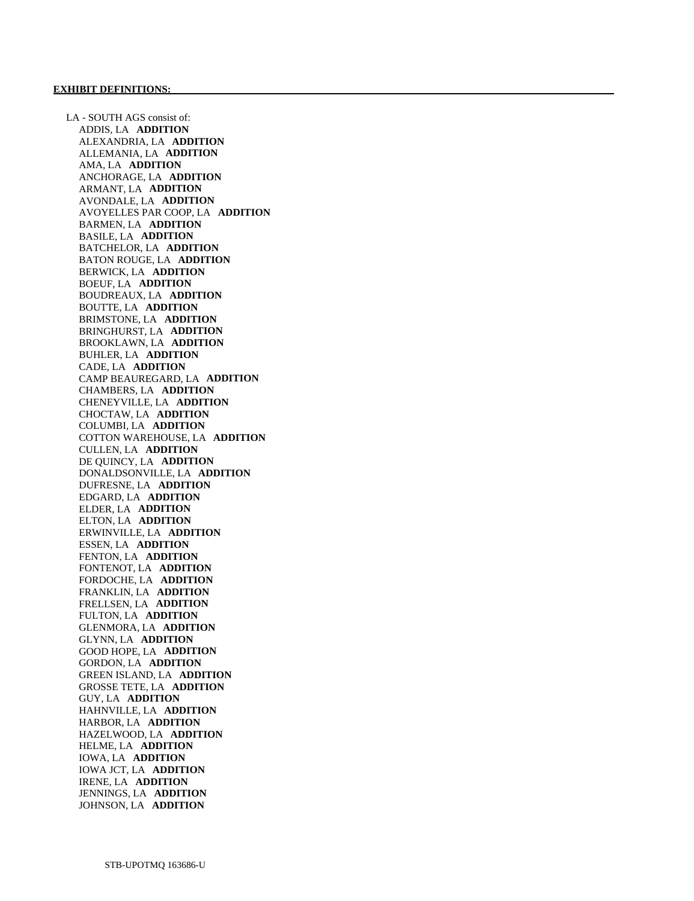**EXHIBIT DEFINITIONS:**

LA - SOUTH AGS consist of:

- ADDIS, LA **ADDITION**
- ALEXANDRIA, LA **ADDITION**
- ALLEMANIA, LA **ADDITION**
- AMA, LA **ADDITION**
- ANCHORAGE, LA **ADDITION**
- ARMANT, LA **ADDITION**
- AVONDALE, LA **ADDITION**
- AVOYELLES PAR COOP, LA **ADDITION**
- BARMEN, LA **ADDITION**
- BASILE, LA **ADDITION**
- BATCHELOR, LA **ADDITION**
- BATON ROUGE, LA **ADDITION**
- BERWICK, LA **ADDITION**
- BOEUF, LA **ADDITION**
- BOUDREAUX, LA **ADDITION**
- BOUTTE, LA **ADDITION**
- BRIMSTONE, LA **ADDITION**
- BRINGHURST, LA **ADDITION**
- BROOKLAWN, LA **ADDITION**
- BUHLER, LA **ADDITION**
- CADE, LA **ADDITION**
- CAMP BEAUREGARD, LA **ADDITION**
- CHAMBERS, LA **ADDITION**
- CHENEYVILLE, LA **ADDITION**
- CHOCTAW, LA **ADDITION**
- COLUMBI, LA **ADDITION**
- COTTON WAREHOUSE, LA **ADDITION**
- CULLEN, LA **ADDITION**
- DE QUINCY, LA **ADDITION**
- DONALDSONVILLE, LA **ADDITION**
- DUFRESNE, LA **ADDITION**
- EDGARD, LA **ADDITION**
- ELDER, LA **ADDITION**
- ELTON, LA **ADDITION**
- ERWINVILLE, LA **ADDITION**
- ESSEN, LA **ADDITION**
- FENTON, LA **ADDITION**
- FONTENOT, LA **ADDITION**
- FORDOCHE, LA **ADDITION**
- FRANKLIN, LA **ADDITION**
- FRELLSEN, LA **ADDITION**
- FULTON, LA **ADDITION**
- GLENMORA, LA **ADDITION**
- GLYNN, LA **ADDITION**
- GOOD HOPE, LA **ADDITION**
- GORDON, LA **ADDITION**
- GREEN ISLAND, LA **ADDITION**
- GROSSE TETE, LA **ADDITION**
- GUY, LA **ADDITION**
- HAHNVILLE, LA **ADDITION**
- HARBOR, LA **ADDITION**
- HAZELWOOD, LA **ADDITION**
- HELME, LA **ADDITION**
- IOWA, LA **ADDITION**
- IOWA JCT, LA **ADDITION**
- IRENE, LA **ADDITION**
- JENNINGS, LA **ADDITION**
- JOHNSON, LA **ADDITION**

STB-UPOTMQ 163686-U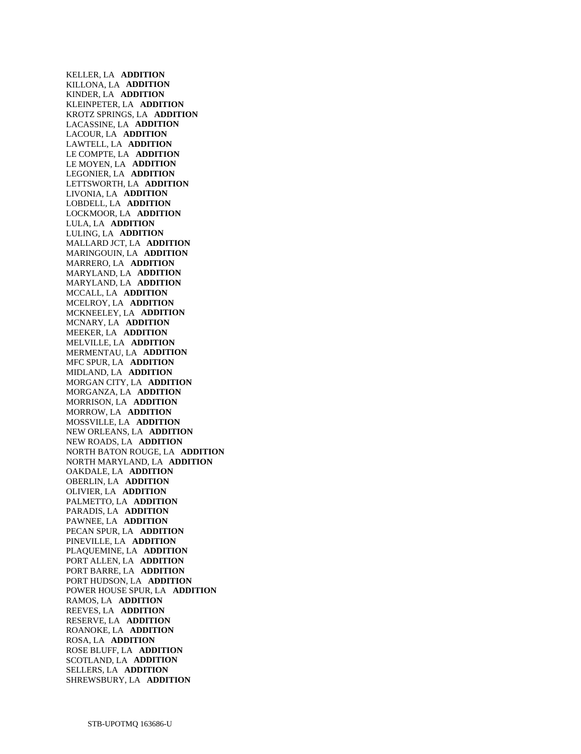KELLER, LA **ADDITION**
KILLONA, LA **ADDITION**
KINDER, LA **ADDITION**
KLEINPETER, LA **ADDITION**
KROTZ SPRINGS, LA **ADDITION**
LACASSINE, LA **ADDITION**
LACOUR, LA **ADDITION**
LAWTELL, LA **ADDITION**
LE COMPTE, LA **ADDITION**
LE MOYEN, LA **ADDITION**
LEGONIER, LA **ADDITION**
LETTSWORTH, LA **ADDITION**
LIVONIA, LA **ADDITION**
LOBDELL, LA **ADDITION**
LOCKMOOR, LA **ADDITION**
LULA, LA **ADDITION**
LULING, LA **ADDITION**
MALLARD JCT, LA **ADDITION**
MARINGOUIN, LA **ADDITION**
MARRERO, LA **ADDITION**
MARYLAND, LA **ADDITION**
MARYLAND, LA **ADDITION**
MCCALL, LA **ADDITION**
MCELROY, LA **ADDITION**
MCKNEELEY, LA **ADDITION**
MCNARY, LA **ADDITION**
MEEKER, LA **ADDITION**
MELVILLE, LA **ADDITION**
MERMENTAU, LA **ADDITION**
MFC SPUR, LA **ADDITION**
MIDLAND, LA **ADDITION**
MORGAN CITY, LA **ADDITION**
MORGANZA, LA **ADDITION**
MORRISON, LA **ADDITION**
MORROW, LA **ADDITION**
MOSSVILLE, LA **ADDITION**
NEW ORLEANS, LA **ADDITION**
NEW ROADS, LA **ADDITION**
NORTH BATON ROUGE, LA **ADDITION**
NORTH MARYLAND, LA **ADDITION**
OAKDALE, LA **ADDITION**
OBERLIN, LA **ADDITION**
OLIVIER, LA **ADDITION**
PALMETTO, LA **ADDITION**
PARADIS, LA **ADDITION**
PAWNEE, LA **ADDITION**
PECAN SPUR, LA **ADDITION**
PINEVILLE, LA **ADDITION**
PLAQUEMINE, LA **ADDITION**
PORT ALLEN, LA **ADDITION**
PORT BARRE, LA **ADDITION**
PORT HUDSON, LA **ADDITION**
POWER HOUSE SPUR, LA **ADDITION**
RAMOS, LA **ADDITION**
REEVES, LA **ADDITION**
RESERVE, LA **ADDITION**
ROANOKE, LA **ADDITION**
ROSA, LA **ADDITION**
ROSE BLUFF, LA **ADDITION**
SCOTLAND, LA **ADDITION**
SELLERS, LA **ADDITION**
SHREWSBURY, LA **ADDITION**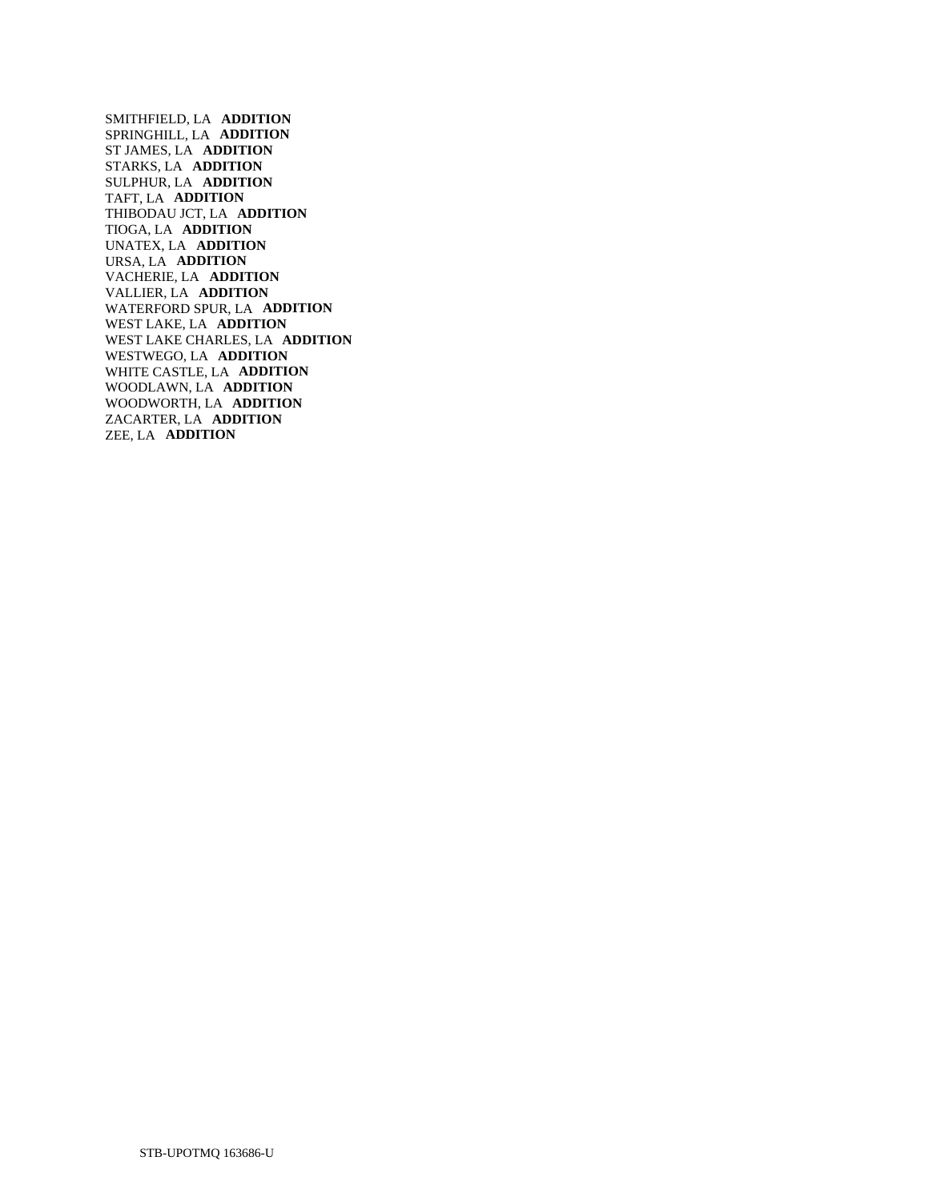SMITHFIELD, LA **ADDITION**
SPRINGHILL, LA **ADDITION**
ST JAMES, LA **ADDITION**
STARKS, LA **ADDITION**
SULPHUR, LA **ADDITION**
TAFT, LA **ADDITION**
THIBODAU JCT, LA **ADDITION**
TIOGA, LA **ADDITION**
UNATEX, LA **ADDITION**
URSA, LA **ADDITION**
VACHERIE, LA **ADDITION**
VALLIER, LA **ADDITION**
WATERFORD SPUR, LA **ADDITION**
WEST LAKE, LA **ADDITION**
WEST LAKE CHARLES, LA **ADDITION**
WESTWEGO, LA **ADDITION**
WHITE CASTLE, LA **ADDITION**
WOODLAWN, LA **ADDITION**
WOODWORTH, LA **ADDITION**
ZACARTER, LA **ADDITION**
ZEE, LA **ADDITION**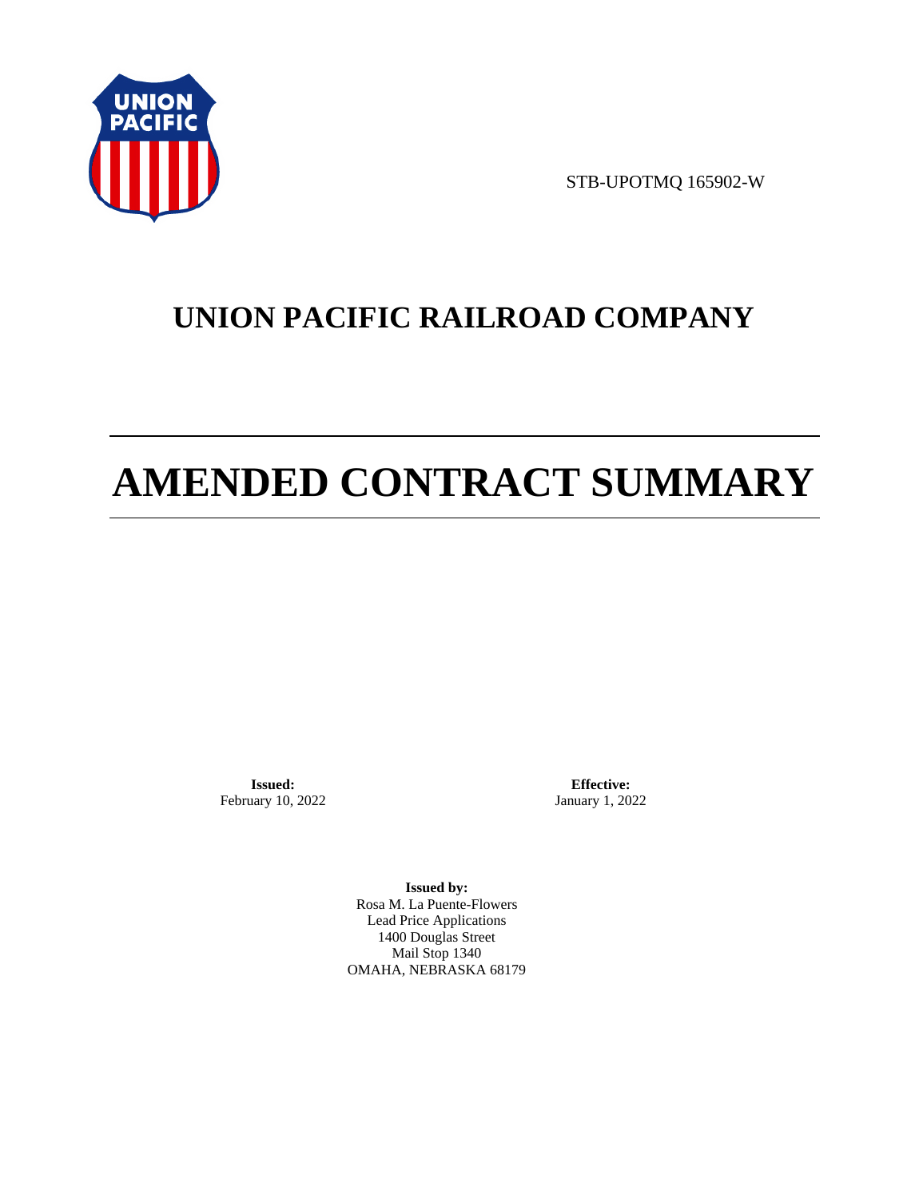STB-UPOTMQ 165902-W

# UNION PACIFIC RAILROAD COMPANY

# AMENDED CONTRACT SUMMARY

**Issued:**
February 10, 2022

**Effective:**
January 1, 2022

**Issued by:**
Rosa M. La Puente-Flowers
Lead Price Applications
1400 Douglas Street
Mail Stop 1340
OMAHA, NEBRASKA 68179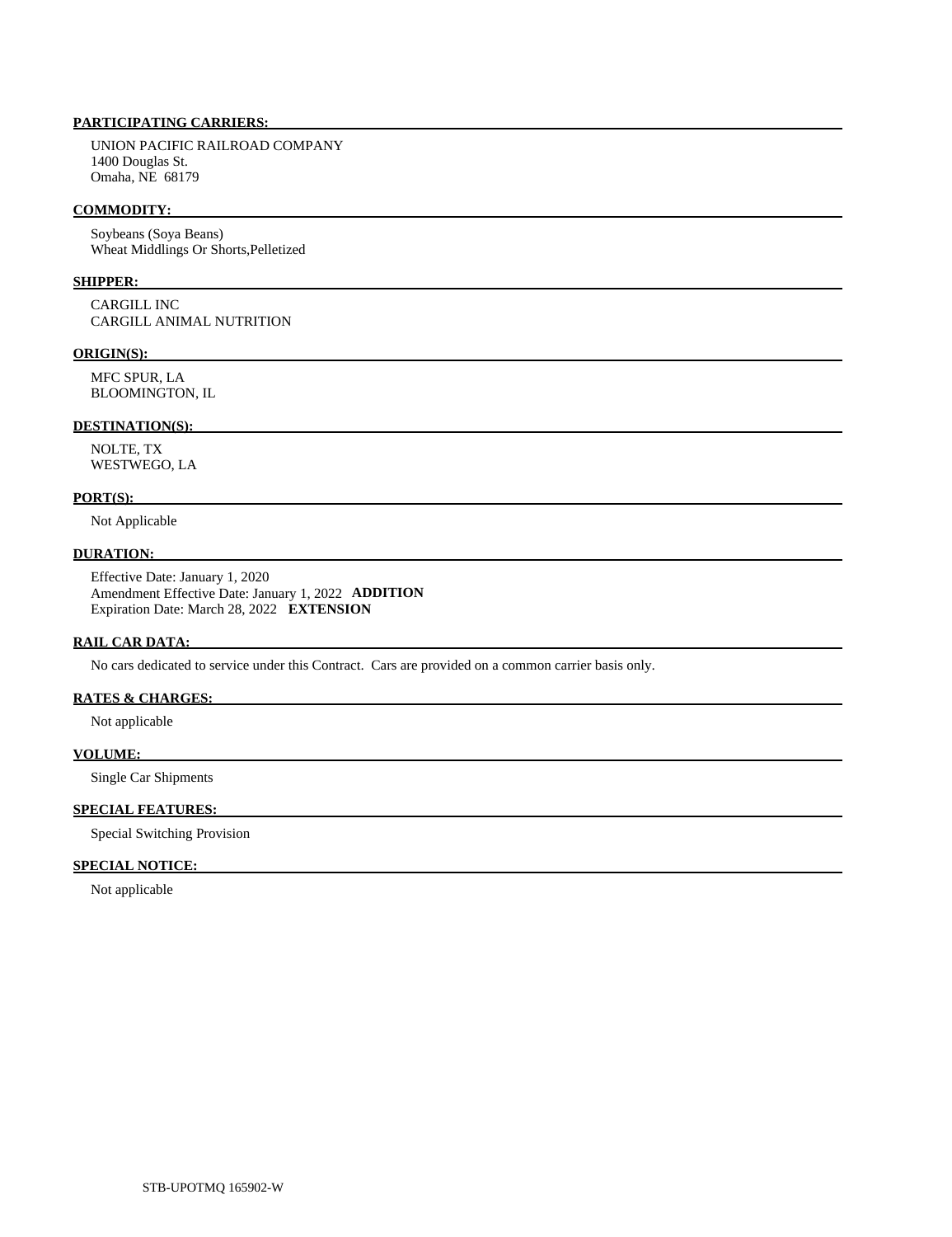**PARTICIPATING CARRIERS:**

UNION PACIFIC RAILROAD COMPANY
1400 Douglas St.
Omaha, NE 68179

**COMMODITY:**

Soybeans (Soya Beans)
Wheat Middlings Or Shorts,Pelletized

**SHIPPER:**

CARGILL INC
CARGILL ANIMAL NUTRITION

**ORIGIN(S):**

MFC SPUR, LA
BLOOMINGTON, IL

**DESTINATION(S):**

NOLTE, TX
WESTWEGO, LA

**PORT(S):**

Not Applicable

**DURATION:**

Effective Date: January 1, 2020
Amendment Effective Date: January 1, 2022 **ADDITION**
Expiration Date: March 28, 2022 **EXTENSION**

**RAIL CAR DATA:**

No cars dedicated to service under this Contract. Cars are provided on a common carrier basis only.

**RATES & CHARGES:**

Not applicable

**VOLUME:**

Single Car Shipments

**SPECIAL FEATURES:**

Special Switching Provision

**SPECIAL NOTICE:**

Not applicable

STB-UPOTMQ 165902-W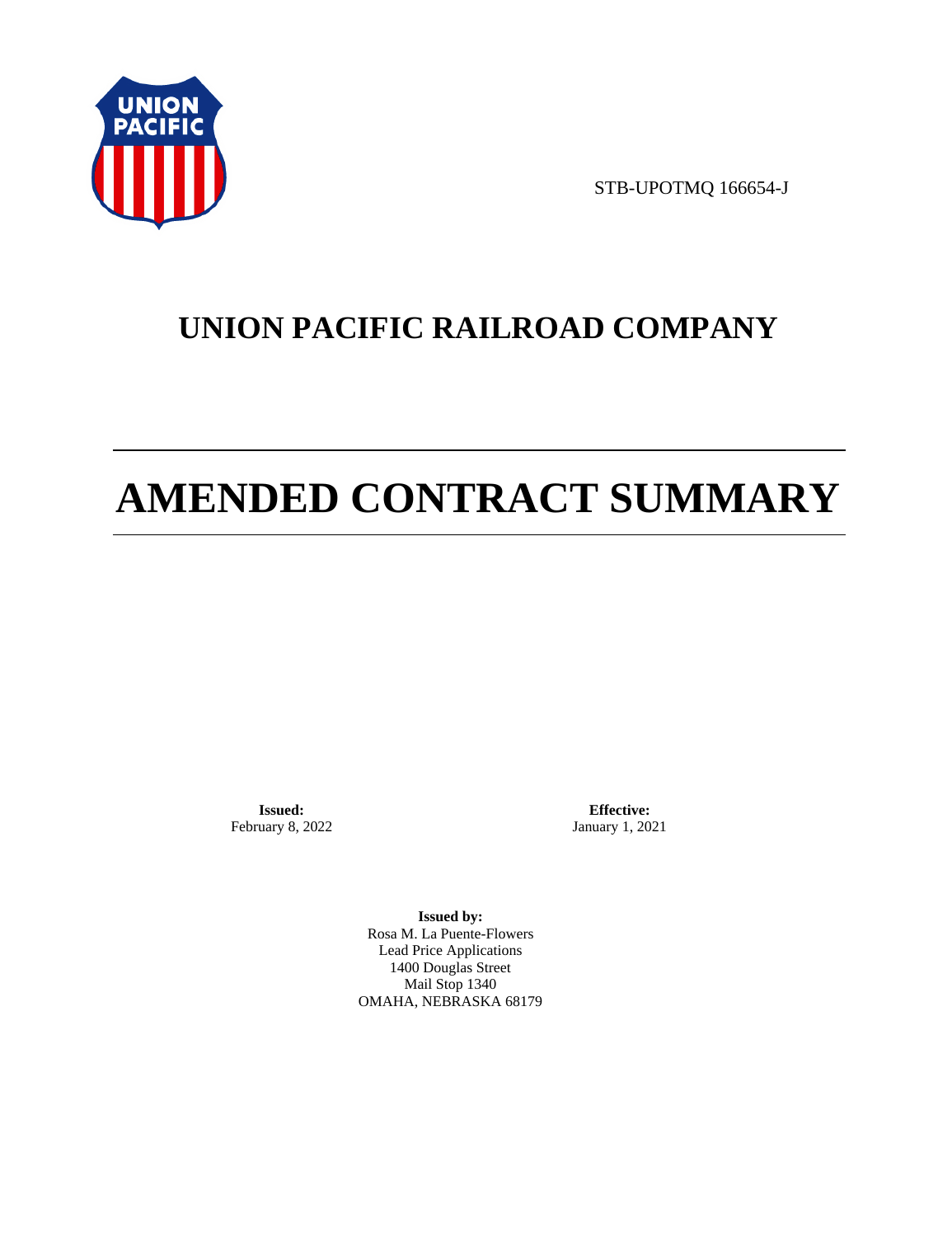STB-UPOTMQ 166654-J

# UNION PACIFIC RAILROAD COMPANY

# AMENDED CONTRACT SUMMARY

**Issued:**
February 8, 2022

**Effective:**
January 1, 2021

**Issued by:**
Rosa M. La Puente-Flowers
Lead Price Applications
1400 Douglas Street
Mail Stop 1340
OMAHA, NEBRASKA 68179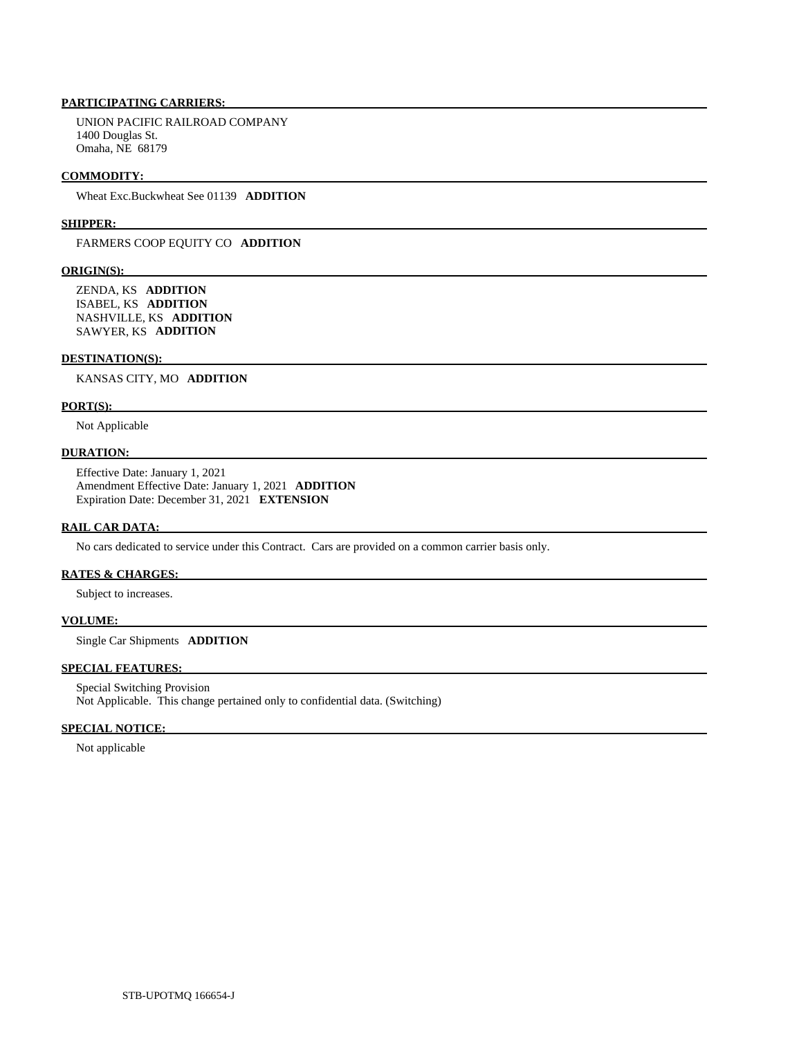**PARTICIPATING CARRIERS:**

UNION PACIFIC RAILROAD COMPANY
1400 Douglas St.
Omaha, NE 68179

**COMMODITY:**

Wheat Exc.Buckwheat See 01139 **ADDITION**

**SHIPPER:**

FARMERS COOP EQUITY CO **ADDITION**

**ORIGIN(S):**

ZENDA, KS **ADDITION**
ISABEL, KS **ADDITION**
NASHVILLE, KS **ADDITION**
SAWYER, KS **ADDITION**

**DESTINATION(S):**

KANSAS CITY, MO **ADDITION**

**PORT(S):**

Not Applicable

**DURATION:**

Effective Date: January 1, 2021
Amendment Effective Date: January 1, 2021 **ADDITION**
Expiration Date: December 31, 2021 **EXTENSION**

**RAIL CAR DATA:**

No cars dedicated to service under this Contract. Cars are provided on a common carrier basis only.

**RATES & CHARGES:**

Subject to increases.

**VOLUME:**

Single Car Shipments **ADDITION**

**SPECIAL FEATURES:**

Special Switching Provision
Not Applicable. This change pertained only to confidential data. (Switching)

**SPECIAL NOTICE:**

Not applicable

STB-UPOTMQ 166654-J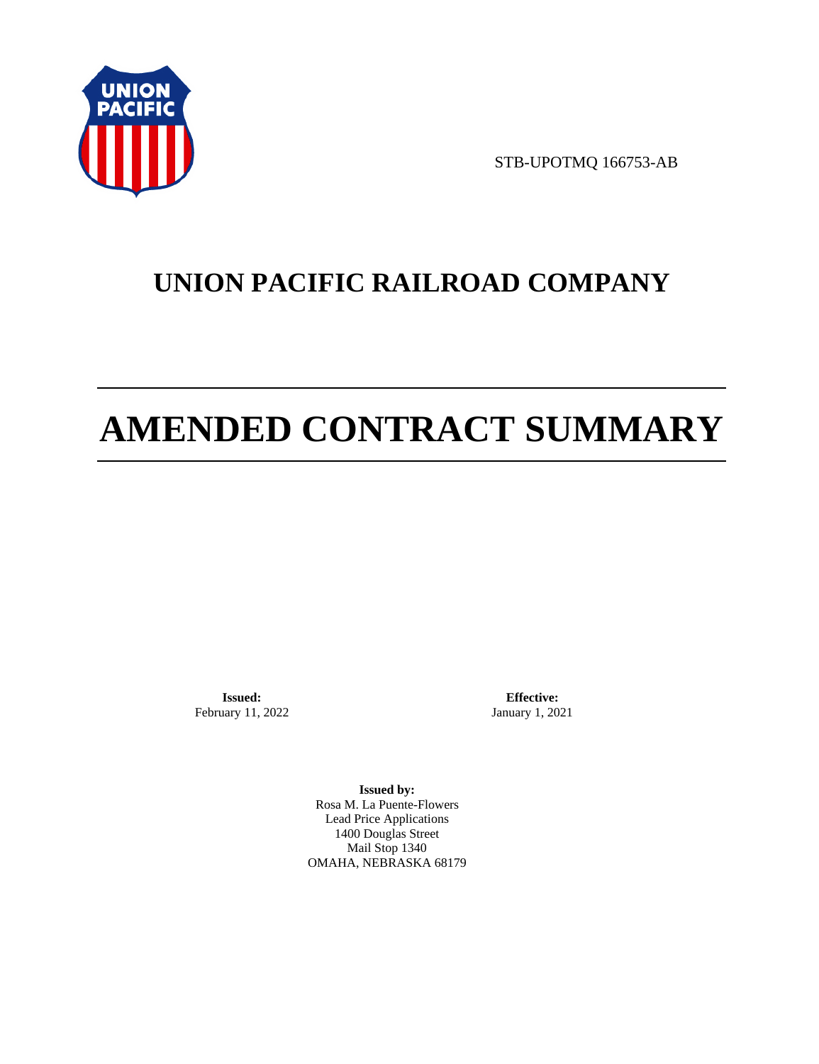STB-UPOTMQ 166753-AB

# UNION PACIFIC RAILROAD COMPANY

# AMENDED CONTRACT SUMMARY

**Issued:**
February 11, 2022

**Effective:**
January 1, 2021

**Issued by:**
Rosa M. La Puente-Flowers
Lead Price Applications
1400 Douglas Street
Mail Stop 1340
OMAHA, NEBRASKA 68179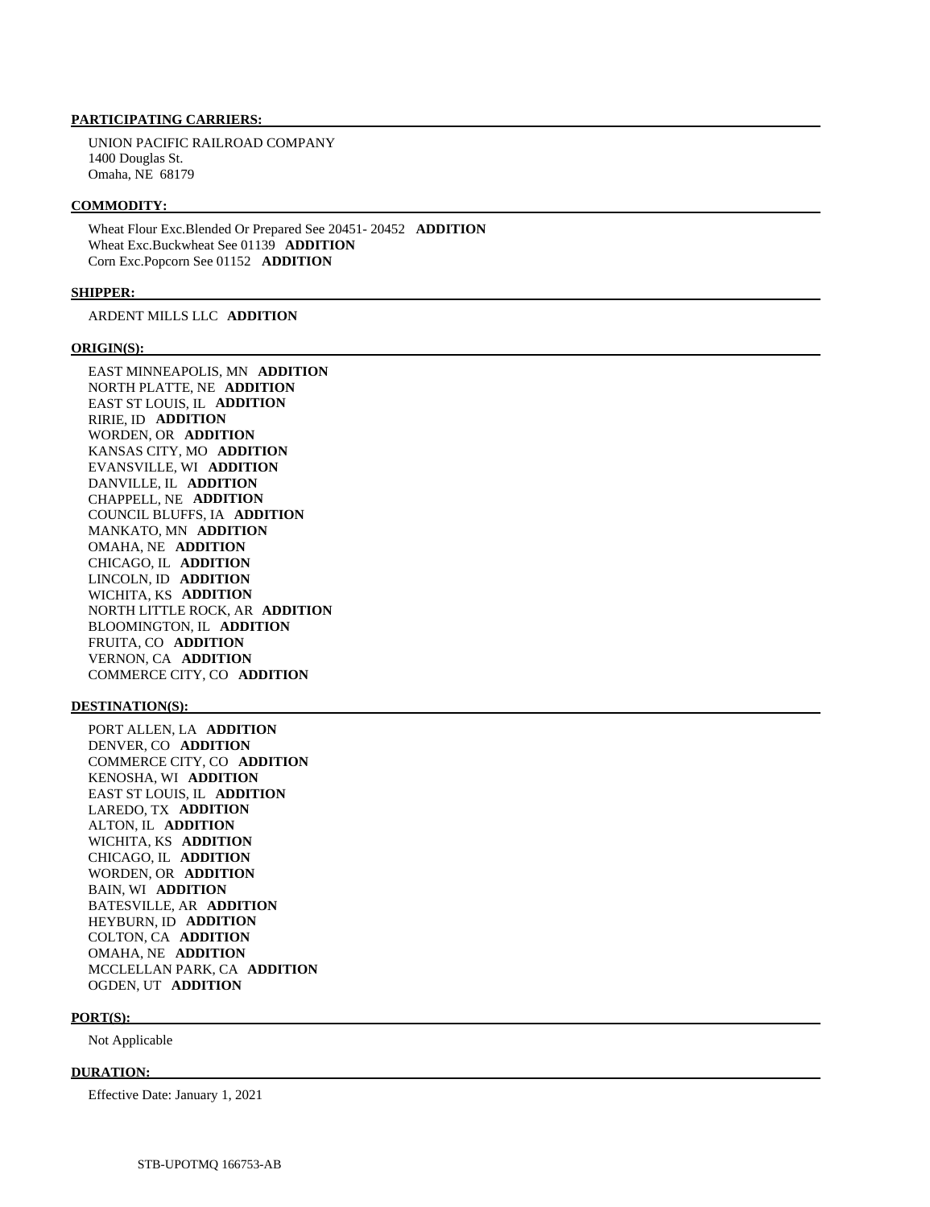**PARTICIPATING CARRIERS:**

UNION PACIFIC RAILROAD COMPANY
1400 Douglas St.
Omaha, NE 68179

**COMMODITY:**

Wheat Flour Exc.Blended Or Prepared See 20451- 20452 **ADDITION**
Wheat Exc.Buckwheat See 01139 **ADDITION**
Corn Exc.Popcorn See 01152 **ADDITION**

**SHIPPER:**

ARDENT MILLS LLC **ADDITION**

**ORIGIN(S):**

EAST MINNEAPOLIS, MN **ADDITION**
NORTH PLATTE, NE **ADDITION**
EAST ST LOUIS, IL **ADDITION**
RIRIE, ID **ADDITION**
WORDEN, OR **ADDITION**
KANSAS CITY, MO **ADDITION**
EVANSVILLE, WI **ADDITION**
DANVILLE, IL **ADDITION**
CHAPPELL, NE **ADDITION**
COUNCIL BLUFFS, IA **ADDITION**
MANKATO, MN **ADDITION**
OMAHA, NE **ADDITION**
CHICAGO, IL **ADDITION**
LINCOLN, ID **ADDITION**
WICHITA, KS **ADDITION**
NORTH LITTLE ROCK, AR **ADDITION**
BLOOMINGTON, IL **ADDITION**
FRUITA, CO **ADDITION**
VERNON, CA **ADDITION**
COMMERCE CITY, CO **ADDITION**

**DESTINATION(S):**

PORT ALLEN, LA **ADDITION**
DENVER, CO **ADDITION**
COMMERCE CITY, CO **ADDITION**
KENOSHA, WI **ADDITION**
EAST ST LOUIS, IL **ADDITION**
LAREDO, TX **ADDITION**
ALTON, IL **ADDITION**
WICHITA, KS **ADDITION**
CHICAGO, IL **ADDITION**
WORDEN, OR **ADDITION**
BAIN, WI **ADDITION**
BATESVILLE, AR **ADDITION**
HEYBURN, ID **ADDITION**
COLTON, CA **ADDITION**
OMAHA, NE **ADDITION**
MCCLELLAN PARK, CA **ADDITION**
OGDEN, UT **ADDITION**

**PORT(S):**

Not Applicable

**DURATION:**

Effective Date: January 1, 2021

STB-UPOTMQ 166753-AB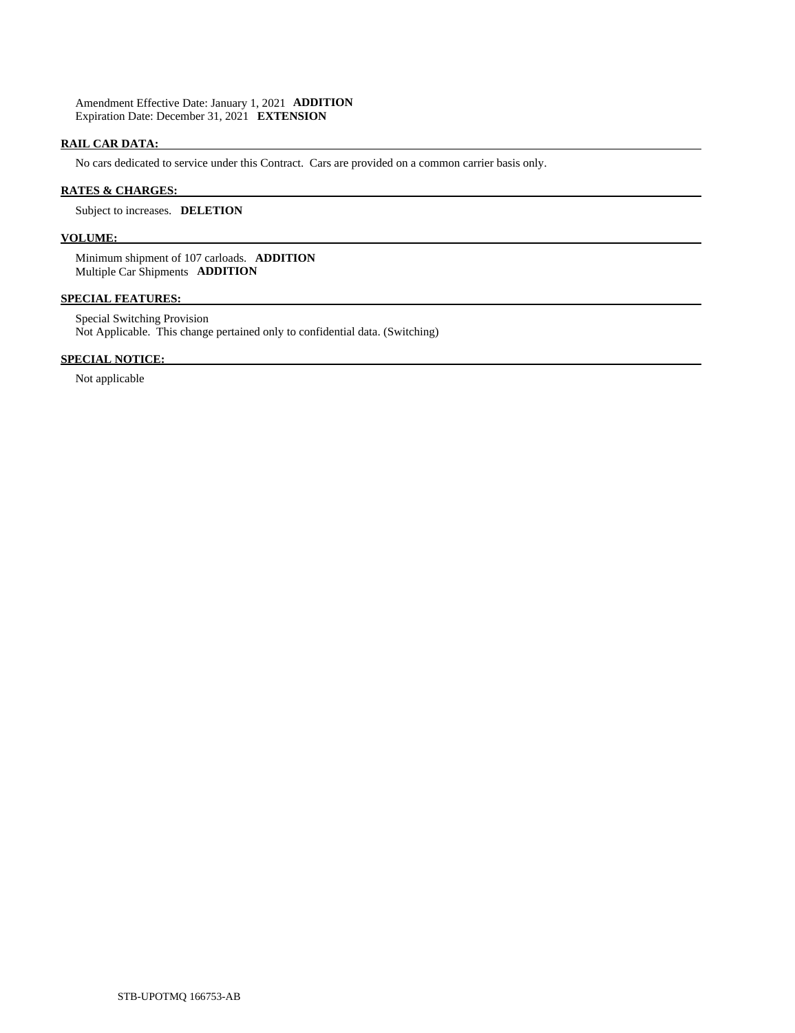Amendment Effective Date: January 1, 2021 **ADDITION**
Expiration Date: December 31, 2021 **EXTENSION**

## RAIL CAR DATA:

No cars dedicated to service under this Contract. Cars are provided on a common carrier basis only.

## RATES & CHARGES:

Subject to increases. **DELETION**

## VOLUME:

Minimum shipment of 107 carloads. **ADDITION**
Multiple Car Shipments **ADDITION**

## SPECIAL FEATURES:

Special Switching Provision
Not Applicable. This change pertained only to confidential data. (Switching)

## SPECIAL NOTICE:

Not applicable

STB-UPOTMQ 166753-AB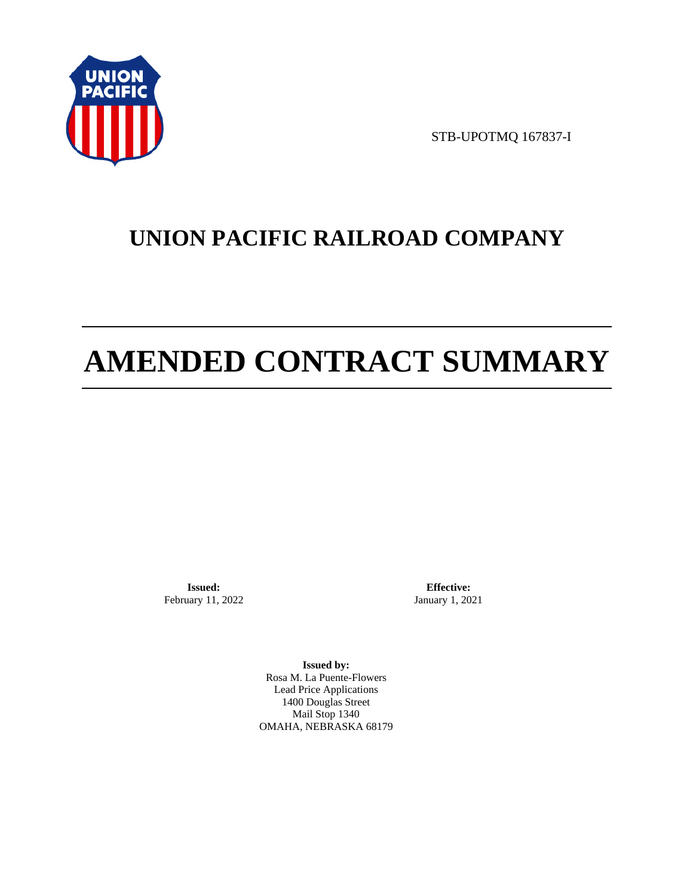STB-UPOTMQ 167837-I

# UNION PACIFIC RAILROAD COMPANY

# AMENDED CONTRACT SUMMARY

**Issued:**
February 11, 2022

**Effective:**
January 1, 2021

**Issued by:**
Rosa M. La Puente-Flowers
Lead Price Applications
1400 Douglas Street
Mail Stop 1340
OMAHA, NEBRASKA 68179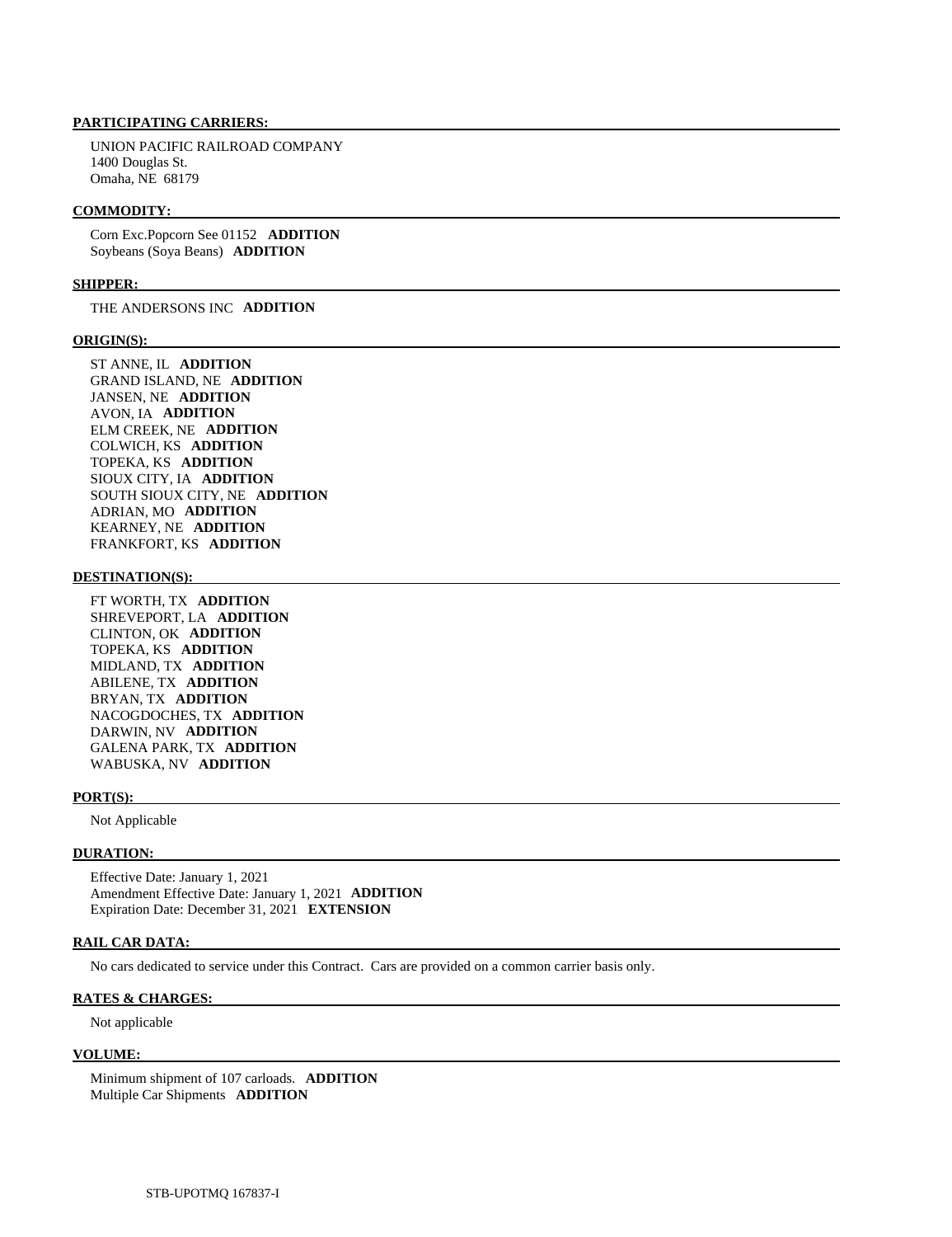**PARTICIPATING CARRIERS:**

UNION PACIFIC RAILROAD COMPANY
1400 Douglas St.
Omaha, NE 68179

**COMMODITY:**

Corn Exc.Popcorn See 01152 **ADDITION**
Soybeans (Soya Beans) **ADDITION**

**SHIPPER:**

THE ANDERSONS INC **ADDITION**

**ORIGIN(S):**

ST ANNE, IL **ADDITION**
GRAND ISLAND, NE **ADDITION**
JANSEN, NE **ADDITION**
AVON, IA **ADDITION**
ELM CREEK, NE **ADDITION**
COLWICH, KS **ADDITION**
TOPEKA, KS **ADDITION**
SIOUX CITY, IA **ADDITION**
SOUTH SIOUX CITY, NE **ADDITION**
ADRIAN, MO **ADDITION**
KEARNEY, NE **ADDITION**
FRANKFORT, KS **ADDITION**

**DESTINATION(S):**

FT WORTH, TX **ADDITION**
SHREVEPORT, LA **ADDITION**
CLINTON, OK **ADDITION**
TOPEKA, KS **ADDITION**
MIDLAND, TX **ADDITION**
ABILENE, TX **ADDITION**
BRYAN, TX **ADDITION**
NACOGDOCHES, TX **ADDITION**
DARWIN, NV **ADDITION**
GALENA PARK, TX **ADDITION**
WABUSKA, NV **ADDITION**

**PORT(S):**

Not Applicable

**DURATION:**

Effective Date: January 1, 2021
Amendment Effective Date: January 1, 2021 **ADDITION**
Expiration Date: December 31, 2021 **EXTENSION**

**RAIL CAR DATA:**

No cars dedicated to service under this Contract. Cars are provided on a common carrier basis only.

**RATES & CHARGES:**

Not applicable

**VOLUME:**

Minimum shipment of 107 carloads. **ADDITION**
Multiple Car Shipments **ADDITION**

STB-UPOTMQ 167837-I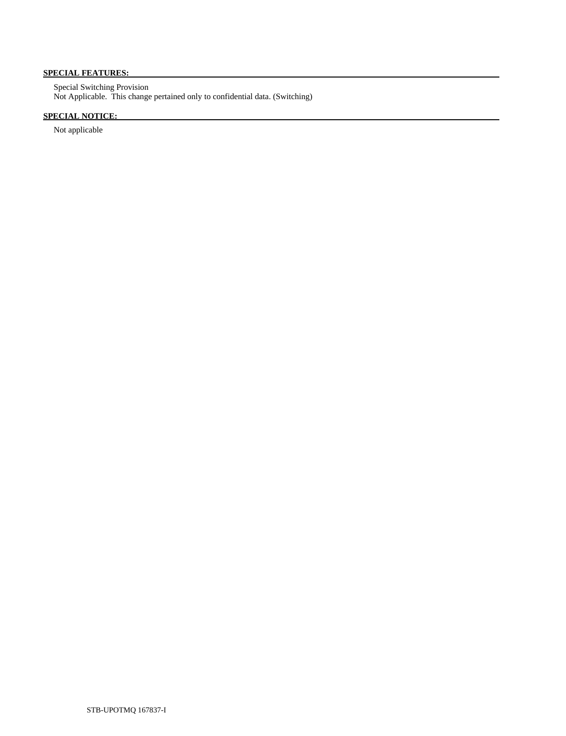**SPECIAL FEATURES:**

Special Switching Provision
Not Applicable. This change pertained only to confidential data. (Switching)

**SPECIAL NOTICE:**

Not applicable

STB-UPOTMQ 167837-I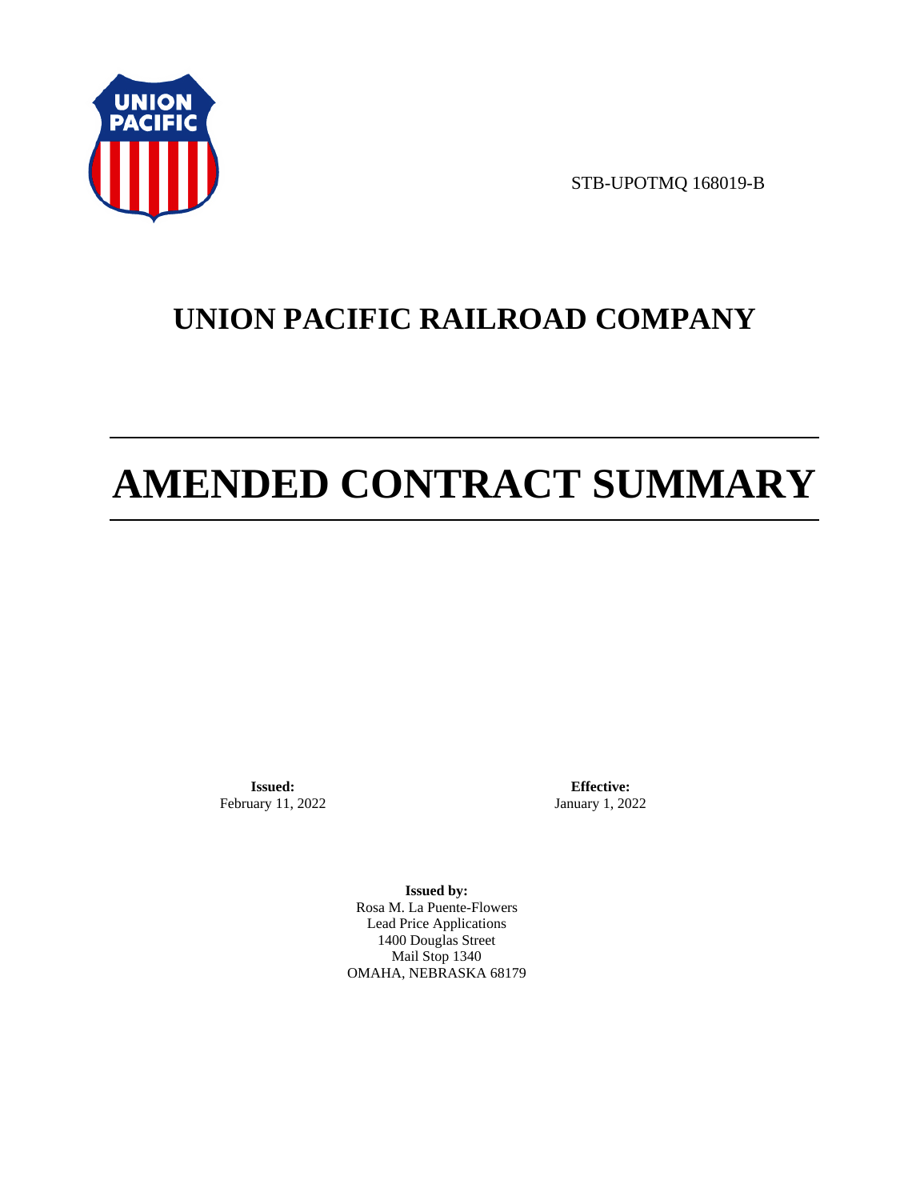STB-UPOTMQ 168019-B

# UNION PACIFIC RAILROAD COMPANY

# AMENDED CONTRACT SUMMARY

**Issued:**
February 11, 2022

**Effective:**
January 1, 2022

**Issued by:**
Rosa M. La Puente-Flowers
Lead Price Applications
1400 Douglas Street
Mail Stop 1340
OMAHA, NEBRASKA 68179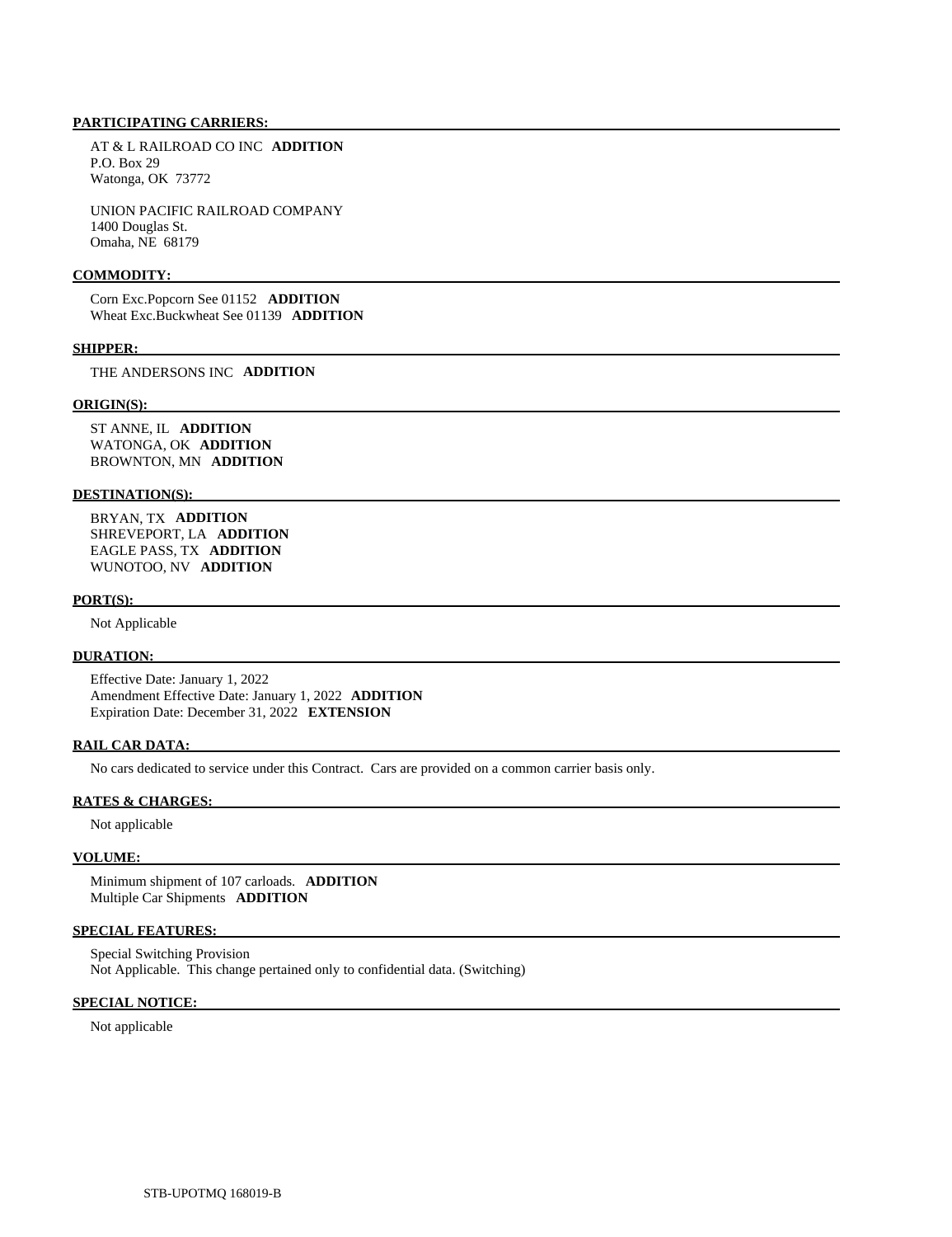**PARTICIPATING CARRIERS:**

AT & L RAILROAD CO INC **ADDITION**
P.O. Box 29
Watonga, OK 73772

UNION PACIFIC RAILROAD COMPANY
1400 Douglas St.
Omaha, NE 68179

**COMMODITY:**

Corn Exc.Popcorn See 01152 **ADDITION**
Wheat Exc.Buckwheat See 01139 **ADDITION**

**SHIPPER:**

THE ANDERSONS INC **ADDITION**

**ORIGIN(S):**

ST ANNE, IL **ADDITION**
WATONGA, OK **ADDITION**
BROWNTON, MN **ADDITION**

**DESTINATION(S):**

BRYAN, TX **ADDITION**
SHREVEPORT, LA **ADDITION**
EAGLE PASS, TX **ADDITION**
WUNOTOO, NV **ADDITION**

**PORT(S):**

Not Applicable

**DURATION:**

Effective Date: January 1, 2022
Amendment Effective Date: January 1, 2022 **ADDITION**
Expiration Date: December 31, 2022 **EXTENSION**

**RAIL CAR DATA:**

No cars dedicated to service under this Contract. Cars are provided on a common carrier basis only.

**RATES & CHARGES:**

Not applicable

**VOLUME:**

Minimum shipment of 107 carloads. **ADDITION**
Multiple Car Shipments **ADDITION**

**SPECIAL FEATURES:**

Special Switching Provision
Not Applicable. This change pertained only to confidential data. (Switching)

**SPECIAL NOTICE:**

Not applicable

STB-UPOTMQ 168019-B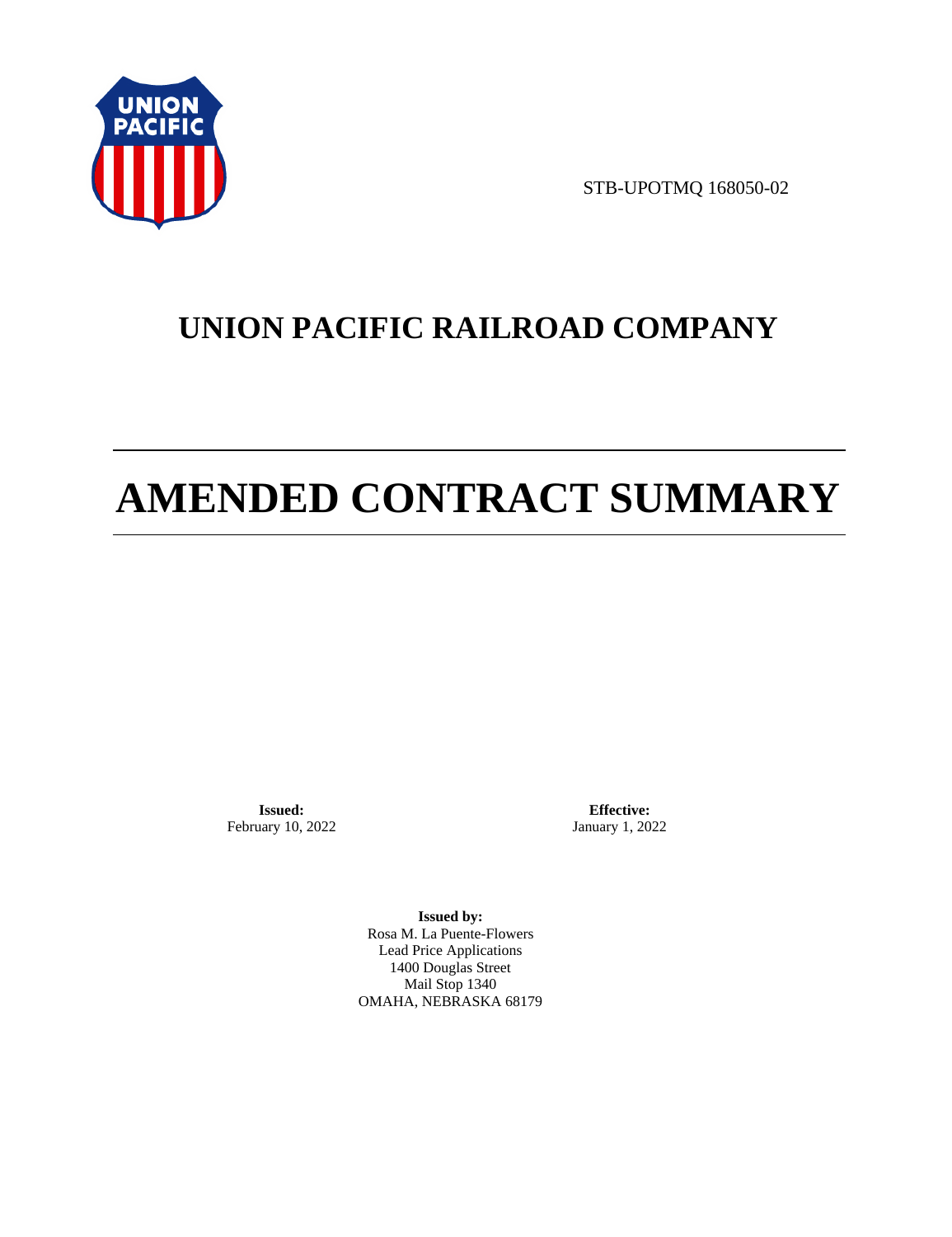STB-UPOTMQ 168050-02

# UNION PACIFIC RAILROAD COMPANY

# AMENDED CONTRACT SUMMARY

**Issued:**
February 10, 2022

**Effective:**
January 1, 2022

**Issued by:**
Rosa M. La Puente-Flowers
Lead Price Applications
1400 Douglas Street
Mail Stop 1340
OMAHA, NEBRASKA 68179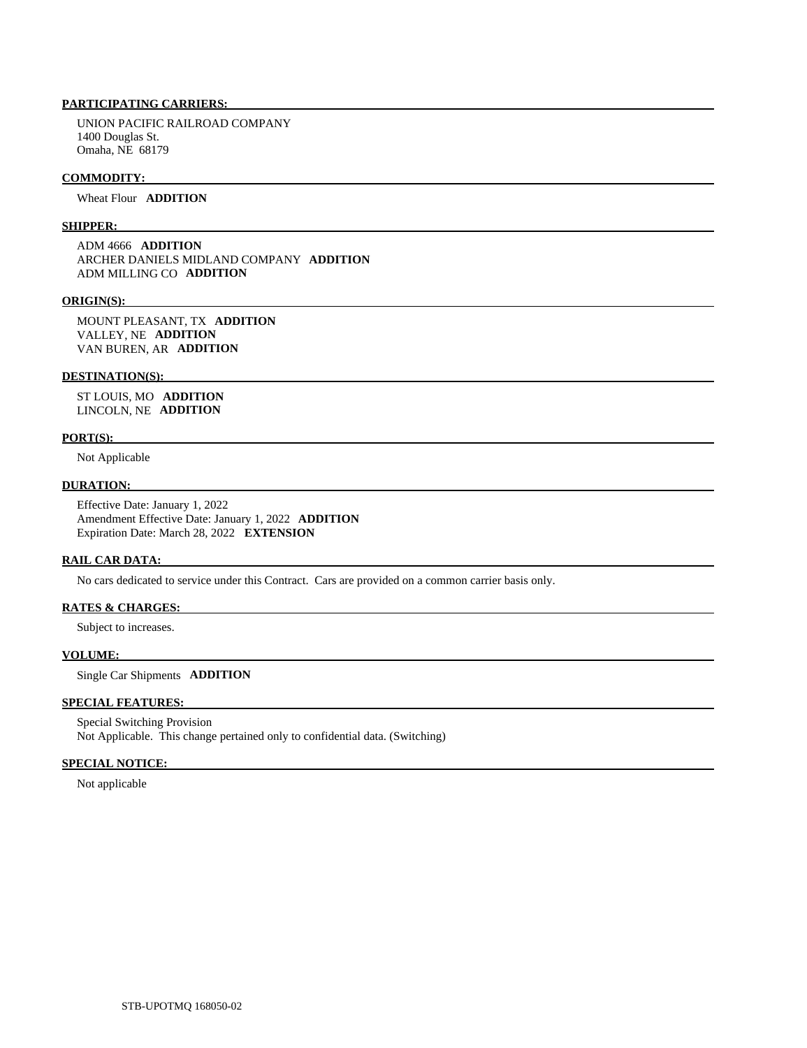**PARTICIPATING CARRIERS:**

UNION PACIFIC RAILROAD COMPANY
1400 Douglas St.
Omaha, NE 68179

**COMMODITY:**

Wheat Flour **ADDITION**

**SHIPPER:**

ADM 4666 **ADDITION**
ARCHER DANIELS MIDLAND COMPANY **ADDITION**
ADM MILLING CO **ADDITION**

**ORIGIN(S):**

MOUNT PLEASANT, TX **ADDITION**
VALLEY, NE **ADDITION**
VAN BUREN, AR **ADDITION**

**DESTINATION(S):**

ST LOUIS, MO **ADDITION**
LINCOLN, NE **ADDITION**

**PORT(S):**

Not Applicable

**DURATION:**

Effective Date: January 1, 2022
Amendment Effective Date: January 1, 2022 **ADDITION**
Expiration Date: March 28, 2022 **EXTENSION**

**RAIL CAR DATA:**

No cars dedicated to service under this Contract. Cars are provided on a common carrier basis only.

**RATES & CHARGES:**

Subject to increases.

**VOLUME:**

Single Car Shipments **ADDITION**

**SPECIAL FEATURES:**

Special Switching Provision
Not Applicable. This change pertained only to confidential data. (Switching)

**SPECIAL NOTICE:**

Not applicable

STB-UPOTMQ 168050-02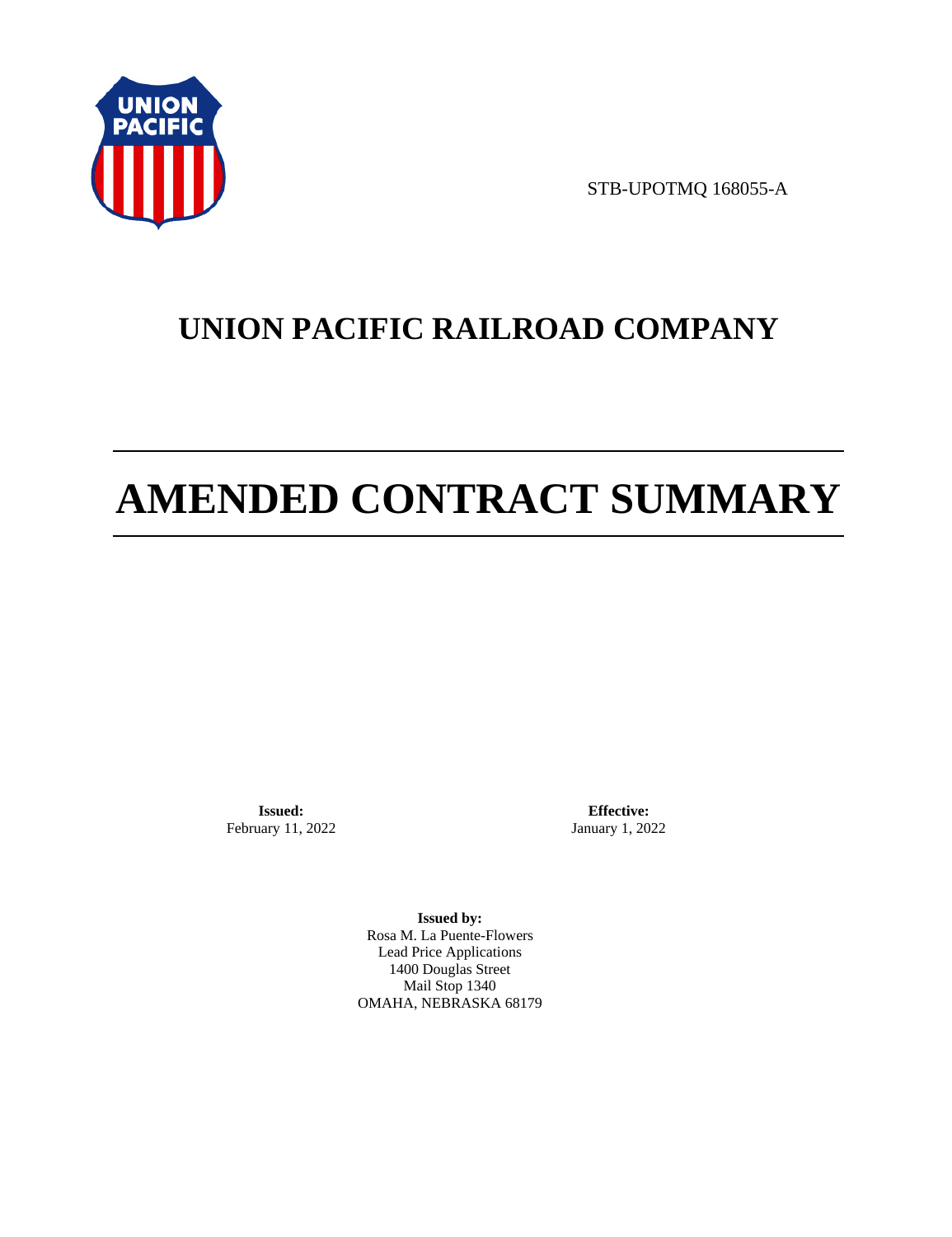STB-UPOTMQ 168055-A

# UNION PACIFIC RAILROAD COMPANY

# AMENDED CONTRACT SUMMARY

**Issued:**
February 11, 2022

**Effective:**
January 1, 2022

**Issued by:**
Rosa M. La Puente-Flowers
Lead Price Applications
1400 Douglas Street
Mail Stop 1340
OMAHA, NEBRASKA 68179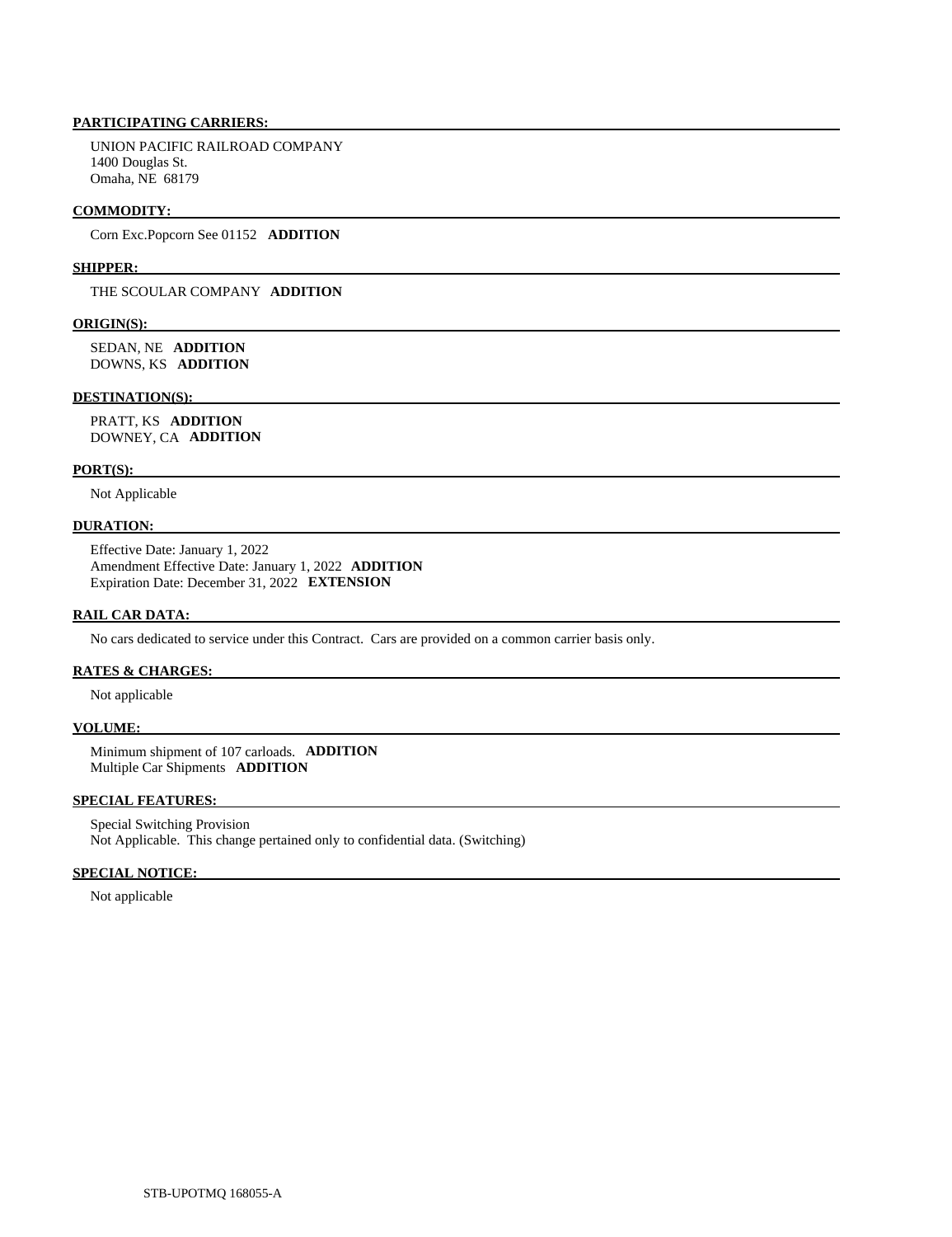**PARTICIPATING CARRIERS:**

UNION PACIFIC RAILROAD COMPANY
1400 Douglas St.
Omaha, NE 68179

**COMMODITY:**

Corn Exc.Popcorn See 01152 **ADDITION**

**SHIPPER:**

THE SCOULAR COMPANY **ADDITION**

**ORIGIN(S):**

SEDAN, NE **ADDITION**
DOWNS, KS **ADDITION**

**DESTINATION(S):**

PRATT, KS **ADDITION**
DOWNEY, CA **ADDITION**

**PORT(S):**

Not Applicable

**DURATION:**

Effective Date: January 1, 2022
Amendment Effective Date: January 1, 2022 **ADDITION**
Expiration Date: December 31, 2022 **EXTENSION**

**RAIL CAR DATA:**

No cars dedicated to service under this Contract. Cars are provided on a common carrier basis only.

**RATES & CHARGES:**

Not applicable

**VOLUME:**

Minimum shipment of 107 carloads. **ADDITION**
Multiple Car Shipments **ADDITION**

**SPECIAL FEATURES:**

Special Switching Provision
Not Applicable. This change pertained only to confidential data. (Switching)

**SPECIAL NOTICE:**

Not applicable

STB-UPOTMQ 168055-A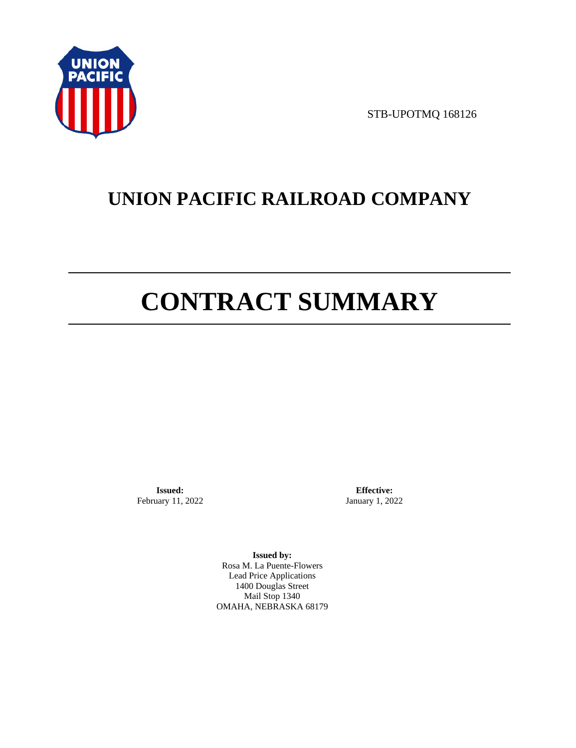STB-UPOTMQ 168126

# UNION PACIFIC RAILROAD COMPANY

# CONTRACT SUMMARY

**Issued:**
February 11, 2022

**Effective:**
January 1, 2022

**Issued by:**
Rosa M. La Puente-Flowers
Lead Price Applications
1400 Douglas Street
Mail Stop 1340
OMAHA, NEBRASKA 68179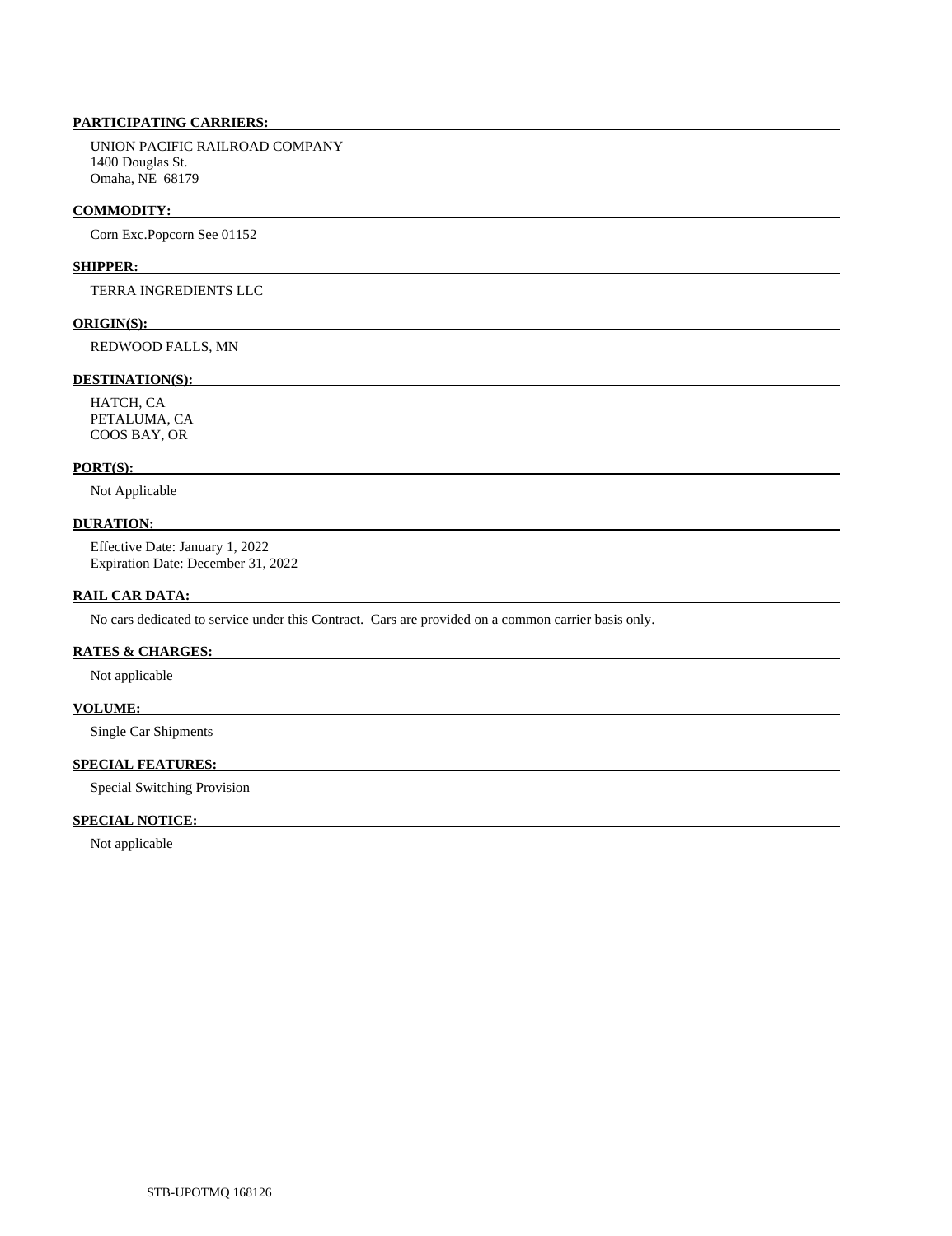## PARTICIPATING CARRIERS:

UNION PACIFIC RAILROAD COMPANY
1400 Douglas St.
Omaha, NE 68179

## COMMODITY:

Corn Exc.Popcorn See 01152

## SHIPPER:

TERRA INGREDIENTS LLC

## ORIGIN(S):

REDWOOD FALLS, MN

## DESTINATION(S):

HATCH, CA
PETALUMA, CA
COOS BAY, OR

## PORT(S):

Not Applicable

## DURATION:

Effective Date: January 1, 2022
Expiration Date: December 31, 2022

## RAIL CAR DATA:

No cars dedicated to service under this Contract. Cars are provided on a common carrier basis only.

## RATES & CHARGES:

Not applicable

## VOLUME:

Single Car Shipments

## SPECIAL FEATURES:

Special Switching Provision

## SPECIAL NOTICE:

Not applicable

STB-UPOTMQ 168126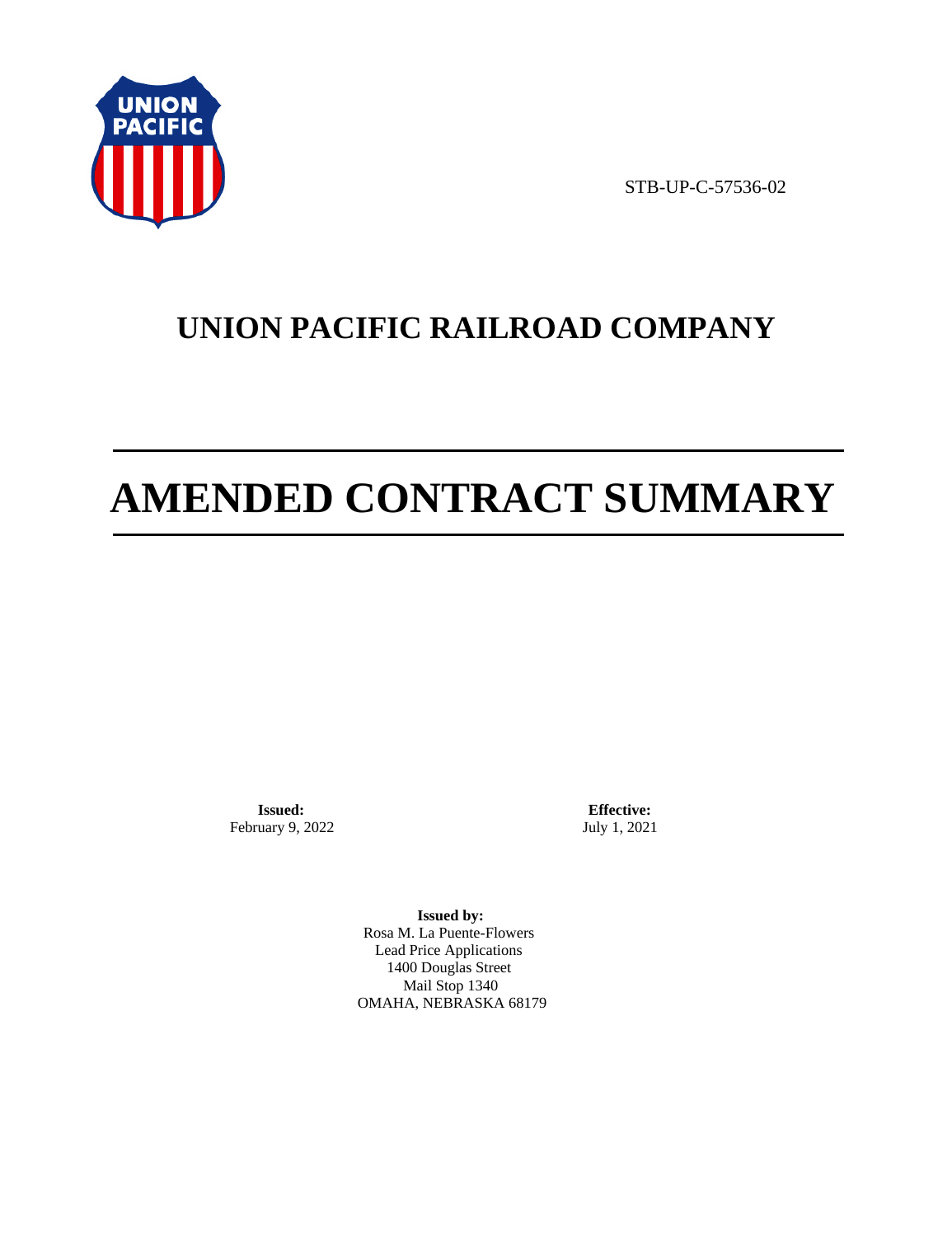STB-UP-C-57536-02

# UNION PACIFIC RAILROAD COMPANY

# AMENDED CONTRACT SUMMARY

**Issued:**
February 9, 2022

**Effective:**
July 1, 2021

**Issued by:**
Rosa M. La Puente-Flowers
Lead Price Applications
1400 Douglas Street
Mail Stop 1340
OMAHA, NEBRASKA 68179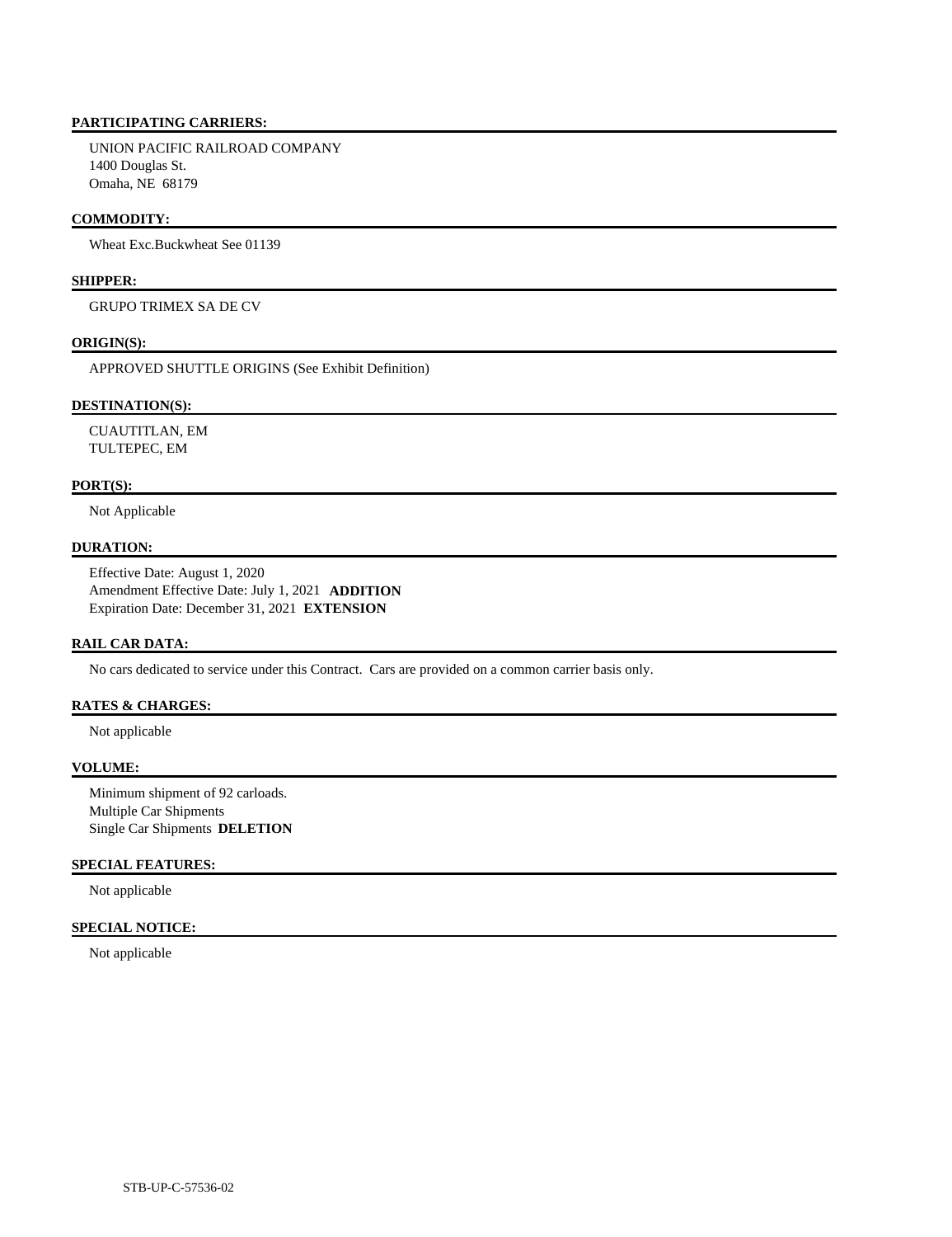## PARTICIPATING CARRIERS:

UNION PACIFIC RAILROAD COMPANY
1400 Douglas St.
Omaha, NE 68179

## COMMODITY:

Wheat Exc.Buckwheat See 01139

## SHIPPER:

GRUPO TRIMEX SA DE CV

## ORIGIN(S):

APPROVED SHUTTLE ORIGINS (See Exhibit Definition)

## DESTINATION(S):

CUAUTITLAN, EM
TULTEPEC, EM

## PORT(S):

Not Applicable

## DURATION:

Effective Date: August 1, 2020
Amendment Effective Date: July 1, 2021 **ADDITION**
Expiration Date: December 31, 2021 **EXTENSION**

## RAIL CAR DATA:

No cars dedicated to service under this Contract. Cars are provided on a common carrier basis only.

## RATES & CHARGES:

Not applicable

## VOLUME:

Minimum shipment of 92 carloads.
Multiple Car Shipments
Single Car Shipments **DELETION**

## SPECIAL FEATURES:

Not applicable

## SPECIAL NOTICE:

Not applicable

STB-UP-C-57536-02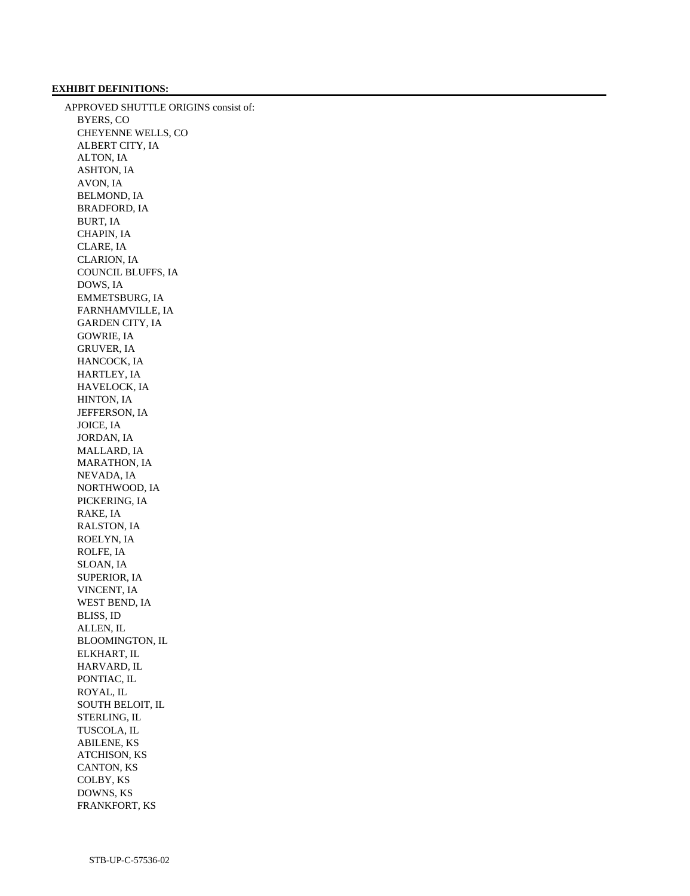**EXHIBIT DEFINITIONS:**

APPROVED SHUTTLE ORIGINS consist of:

- BYERS, CO
- CHEYENNE WELLS, CO
- ALBERT CITY, IA
- ALTON, IA
- ASHTON, IA
- AVON, IA
- BELMOND, IA
- BRADFORD, IA
- BURT, IA
- CHAPIN, IA
- CLARE, IA
- CLARION, IA
- COUNCIL BLUFFS, IA
- DOWS, IA
- EMMETSBURG, IA
- FARNHAMVILLE, IA
- GARDEN CITY, IA
- GOWRIE, IA
- GRUVER, IA
- HANCOCK, IA
- HARTLEY, IA
- HAVELOCK, IA
- HINTON, IA
- JEFFERSON, IA
- JOICE, IA
- JORDAN, IA
- MALLARD, IA
- MARATHON, IA
- NEVADA, IA
- NORTHWOOD, IA
- PICKERING, IA
- RAKE, IA
- RALSTON, IA
- ROELYN, IA
- ROLFE, IA
- SLOAN, IA
- SUPERIOR, IA
- VINCENT, IA
- WEST BEND, IA
- BLISS, ID
- ALLEN, IL
- BLOOMINGTON, IL
- ELKHART, IL
- HARVARD, IL
- PONTIAC, IL
- ROYAL, IL
- SOUTH BELOIT, IL
- STERLING, IL
- TUSCOLA, IL
- ABILENE, KS
- ATCHISON, KS
- CANTON, KS
- COLBY, KS
- DOWNS, KS
- FRANKFORT, KS

STB-UP-C-57536-02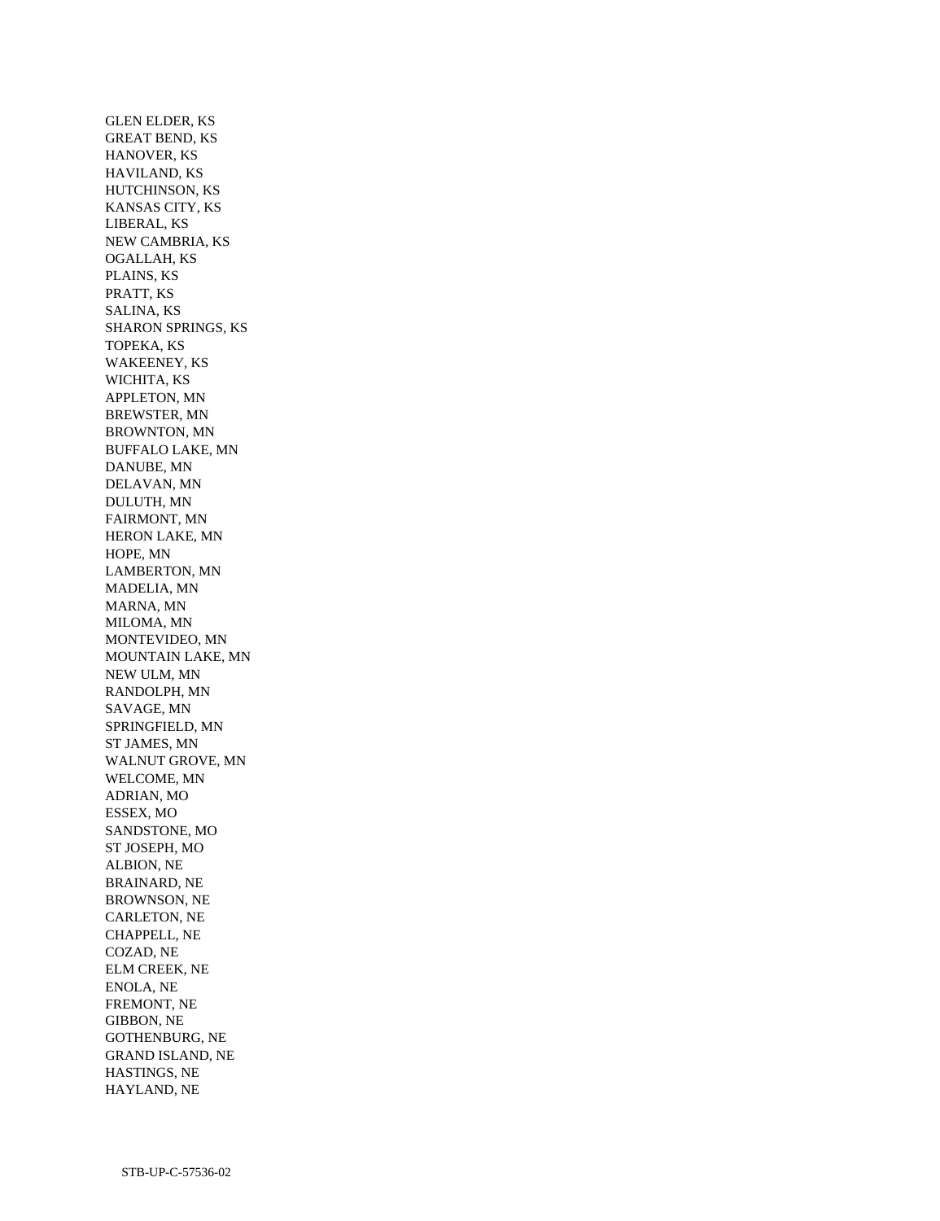GLEN ELDER, KS
GREAT BEND, KS
HANOVER, KS
HAVILAND, KS
HUTCHINSON, KS
KANSAS CITY, KS
LIBERAL, KS
NEW CAMBRIA, KS
OGALLAH, KS
PLAINS, KS
PRATT, KS
SALINA, KS
SHARON SPRINGS, KS
TOPEKA, KS
WAKEENEY, KS
WICHITA, KS
APPLETON, MN
BREWSTER, MN
BROWNTON, MN
BUFFALO LAKE, MN
DANUBE, MN
DELAVAN, MN
DULUTH, MN
FAIRMONT, MN
HERON LAKE, MN
HOPE, MN
LAMBERTON, MN
MADELIA, MN
MARNA, MN
MILOMA, MN
MONTEVIDEO, MN
MOUNTAIN LAKE, MN
NEW ULM, MN
RANDOLPH, MN
SAVAGE, MN
SPRINGFIELD, MN
ST JAMES, MN
WALNUT GROVE, MN
WELCOME, MN
ADRIAN, MO
ESSEX, MO
SANDSTONE, MO
ST JOSEPH, MO
ALBION, NE
BRAINARD, NE
BROWNSON, NE
CARLETON, NE
CHAPPELL, NE
COZAD, NE
ELM CREEK, NE
ENOLA, NE
FREMONT, NE
GIBBON, NE
GOTHENBURG, NE
GRAND ISLAND, NE
HASTINGS, NE
HAYLAND, NE

STB-UP-C-57536-02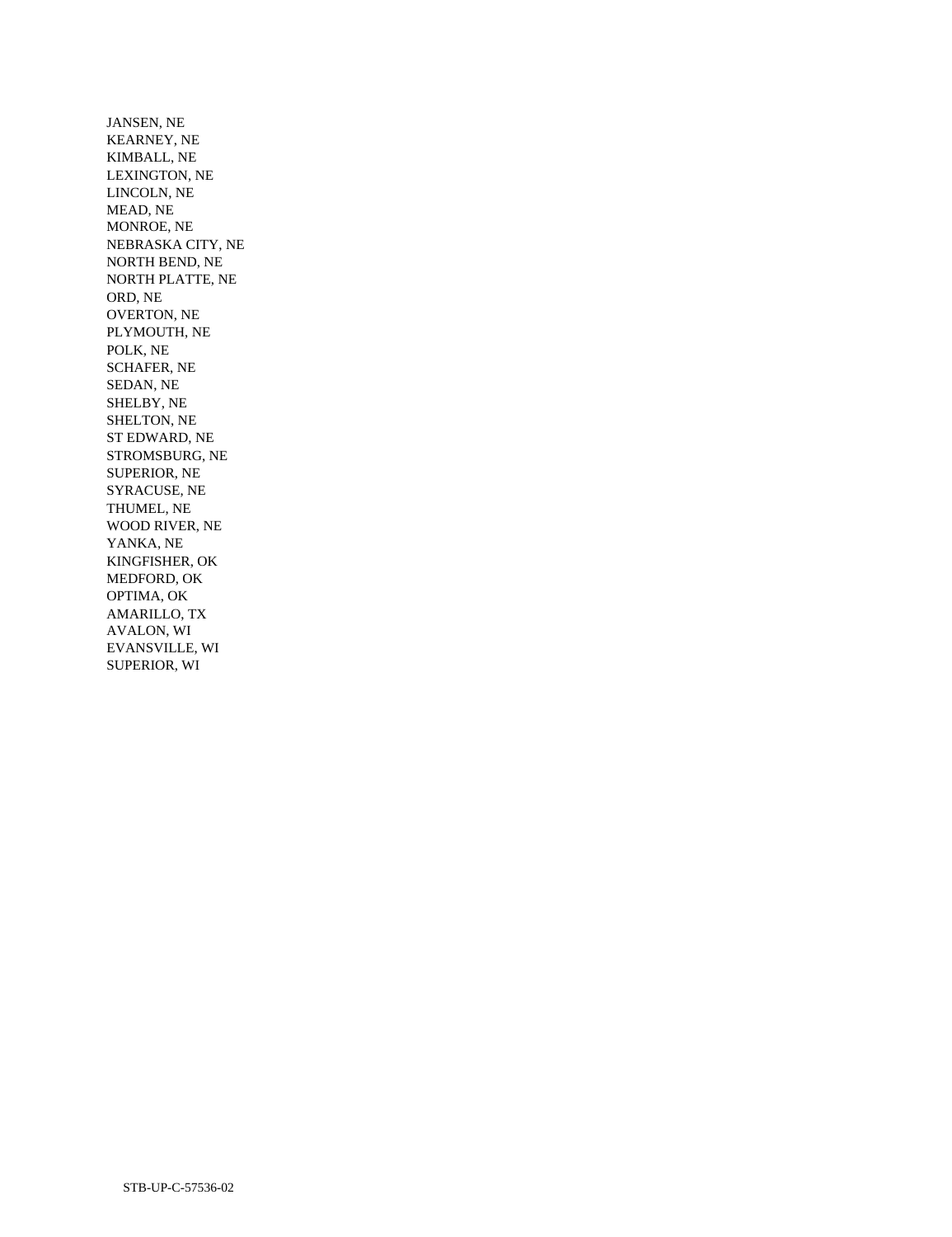JANSEN, NE
KEARNEY, NE
KIMBALL, NE
LEXINGTON, NE
LINCOLN, NE
MEAD, NE
MONROE, NE
NEBRASKA CITY, NE
NORTH BEND, NE
NORTH PLATTE, NE
ORD, NE
OVERTON, NE
PLYMOUTH, NE
POLK, NE
SCHAFER, NE
SEDAN, NE
SHELBY, NE
SHELTON, NE
ST EDWARD, NE
STROMSBURG, NE
SUPERIOR, NE
SYRACUSE, NE
THUMEL, NE
WOOD RIVER, NE
YANKA, NE
KINGFISHER, OK
MEDFORD, OK
OPTIMA, OK
AMARILLO, TX
AVALON, WI
EVANSVILLE, WI
SUPERIOR, WI

STB-UP-C-57536-02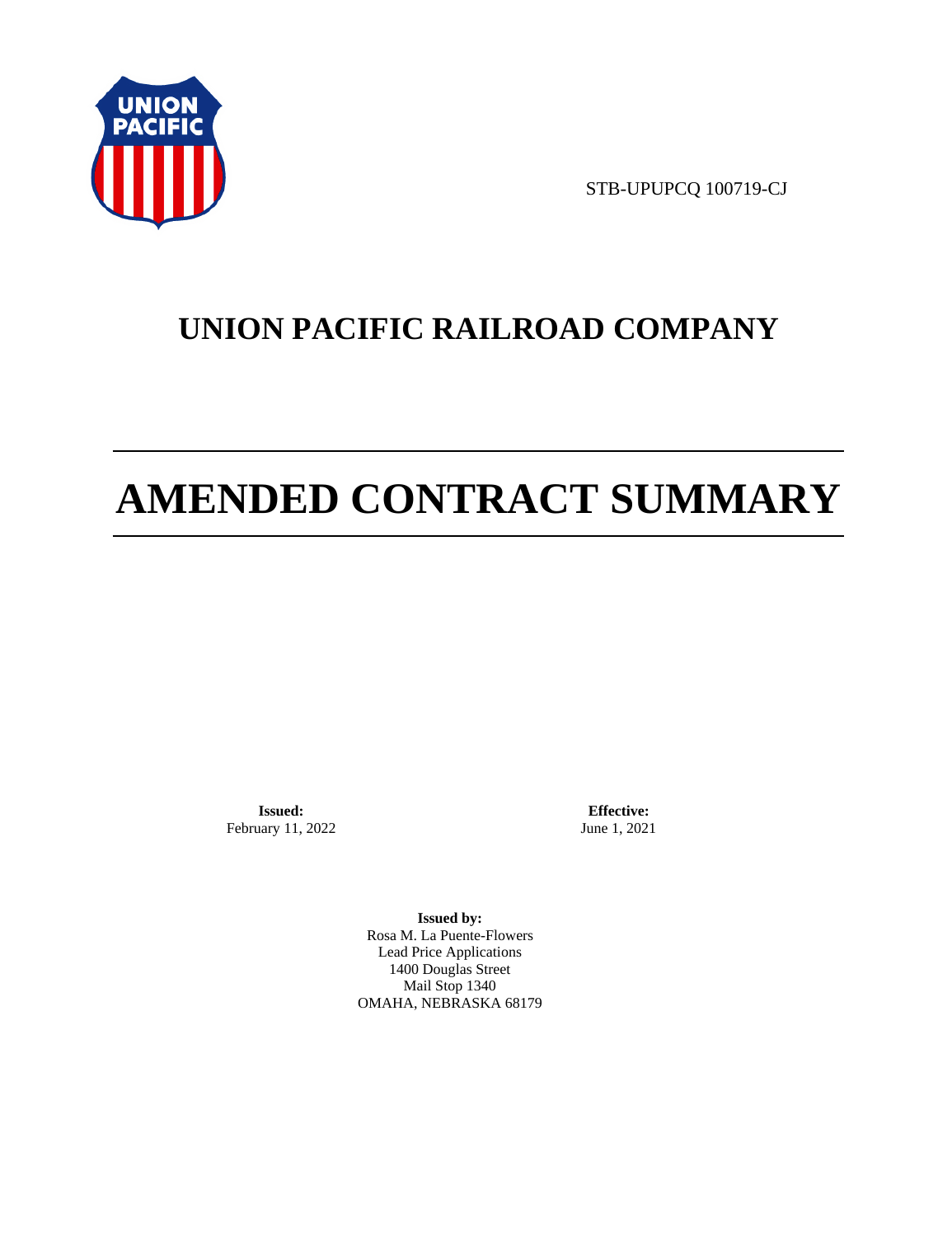STB-UPUPCQ 100719-CJ

# UNION PACIFIC RAILROAD COMPANY

# AMENDED CONTRACT SUMMARY

**Issued:**
February 11, 2022

**Effective:**
June 1, 2021

**Issued by:**
Rosa M. La Puente-Flowers
Lead Price Applications
1400 Douglas Street
Mail Stop 1340
OMAHA, NEBRASKA 68179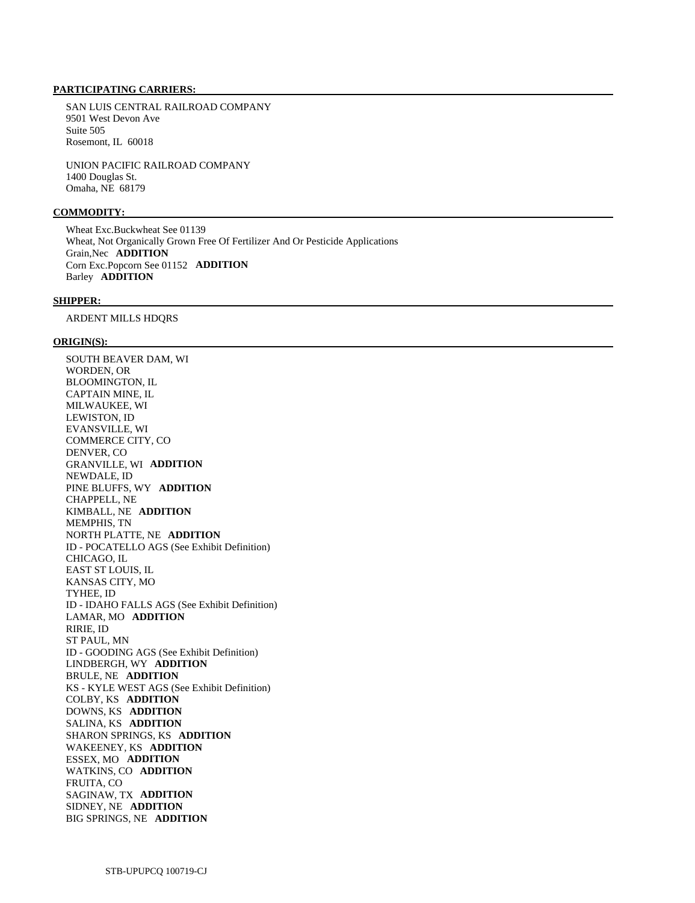**PARTICIPATING CARRIERS:**

SAN LUIS CENTRAL RAILROAD COMPANY
9501 West Devon Ave
Suite 505
Rosemont, IL 60018

UNION PACIFIC RAILROAD COMPANY
1400 Douglas St.
Omaha, NE 68179

**COMMODITY:**

Wheat Exc.Buckwheat See 01139
Wheat, Not Organically Grown Free Of Fertilizer And Or Pesticide Applications
Grain,Nec **ADDITION**
Corn Exc.Popcorn See 01152 **ADDITION**
Barley **ADDITION**

**SHIPPER:**

ARDENT MILLS HDQRS

**ORIGIN(S):**

SOUTH BEAVER DAM, WI
WORDEN, OR
BLOOMINGTON, IL
CAPTAIN MINE, IL
MILWAUKEE, WI
LEWISTON, ID
EVANSVILLE, WI
COMMERCE CITY, CO
DENVER, CO
GRANVILLE, WI **ADDITION**
NEWDALE, ID
PINE BLUFFS, WY **ADDITION**
CHAPPELL, NE
KIMBALL, NE **ADDITION**
MEMPHIS, TN
NORTH PLATTE, NE **ADDITION**
ID - POCATELLO AGS (See Exhibit Definition)
CHICAGO, IL
EAST ST LOUIS, IL
KANSAS CITY, MO
TYHEE, ID
ID - IDAHO FALLS AGS (See Exhibit Definition)
LAMAR, MO **ADDITION**
RIRIE, ID
ST PAUL, MN
ID - GOODING AGS (See Exhibit Definition)
LINDBERGH, WY **ADDITION**
BRULE, NE **ADDITION**
KS - KYLE WEST AGS (See Exhibit Definition)
COLBY, KS **ADDITION**
DOWNS, KS **ADDITION**
SALINA, KS **ADDITION**
SHARON SPRINGS, KS **ADDITION**
WAKEENEY, KS **ADDITION**
ESSEX, MO **ADDITION**
WATKINS, CO **ADDITION**
FRUITA, CO
SAGINAW, TX **ADDITION**
SIDNEY, NE **ADDITION**
BIG SPRINGS, NE **ADDITION**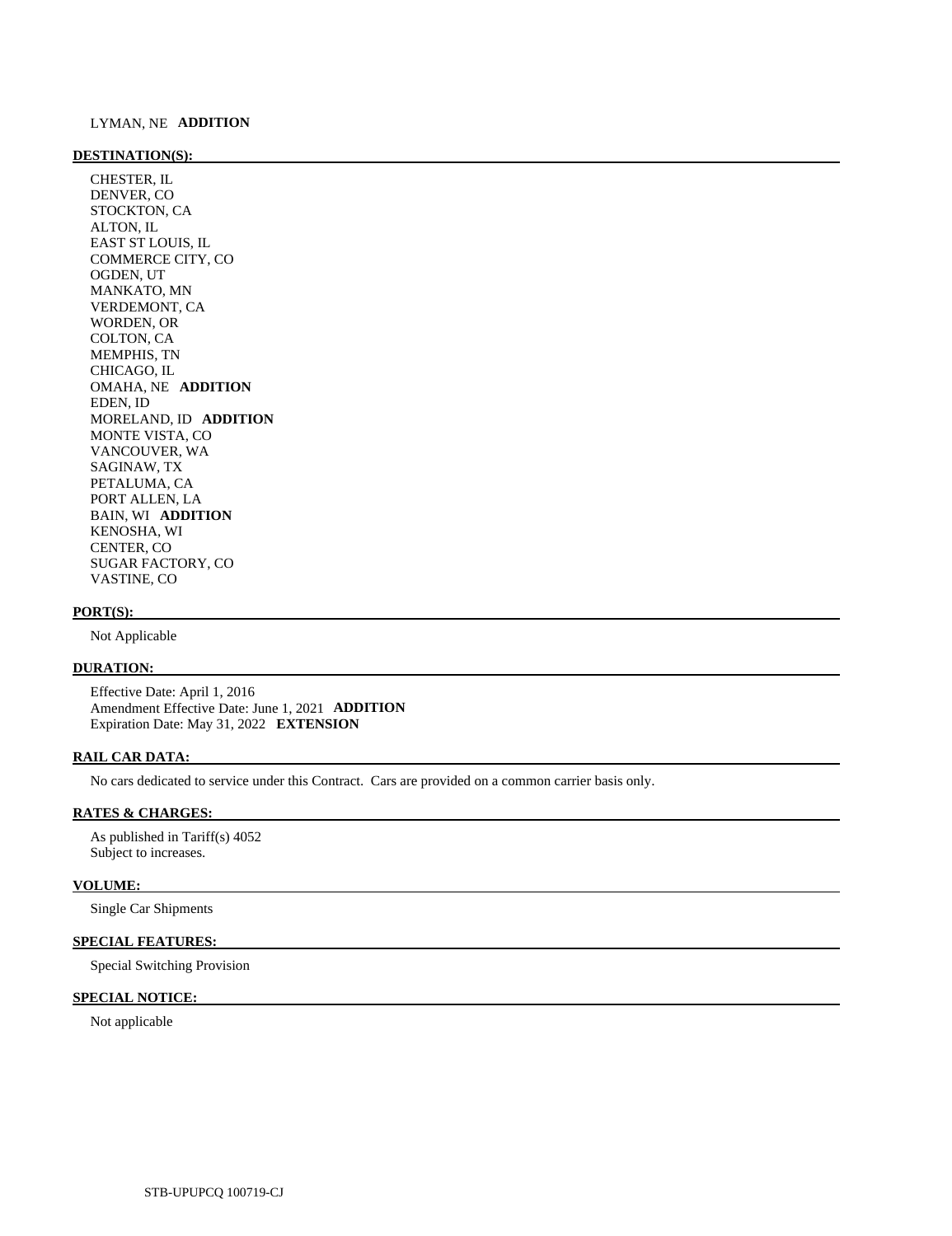LYMAN, NE **ADDITION**

**DESTINATION(S):**

CHESTER, IL
DENVER, CO
STOCKTON, CA
ALTON, IL
EAST ST LOUIS, IL
COMMERCE CITY, CO
OGDEN, UT
MANKATO, MN
VERDEMONT, CA
WORDEN, OR
COLTON, CA
MEMPHIS, TN
CHICAGO, IL
OMAHA, NE **ADDITION**
EDEN, ID
MORELAND, ID **ADDITION**
MONTE VISTA, CO
VANCOUVER, WA
SAGINAW, TX
PETALUMA, CA
PORT ALLEN, LA
BAIN, WI **ADDITION**
KENOSHA, WI
CENTER, CO
SUGAR FACTORY, CO
VASTINE, CO

**PORT(S):**

Not Applicable

**DURATION:**

Effective Date: April 1, 2016
Amendment Effective Date: June 1, 2021 **ADDITION**
Expiration Date: May 31, 2022 **EXTENSION**

**RAIL CAR DATA:**

No cars dedicated to service under this Contract. Cars are provided on a common carrier basis only.

**RATES & CHARGES:**

As published in Tariff(s) 4052
Subject to increases.

**VOLUME:**

Single Car Shipments

**SPECIAL FEATURES:**

Special Switching Provision

**SPECIAL NOTICE:**

Not applicable

STB-UPUPCQ 100719-CJ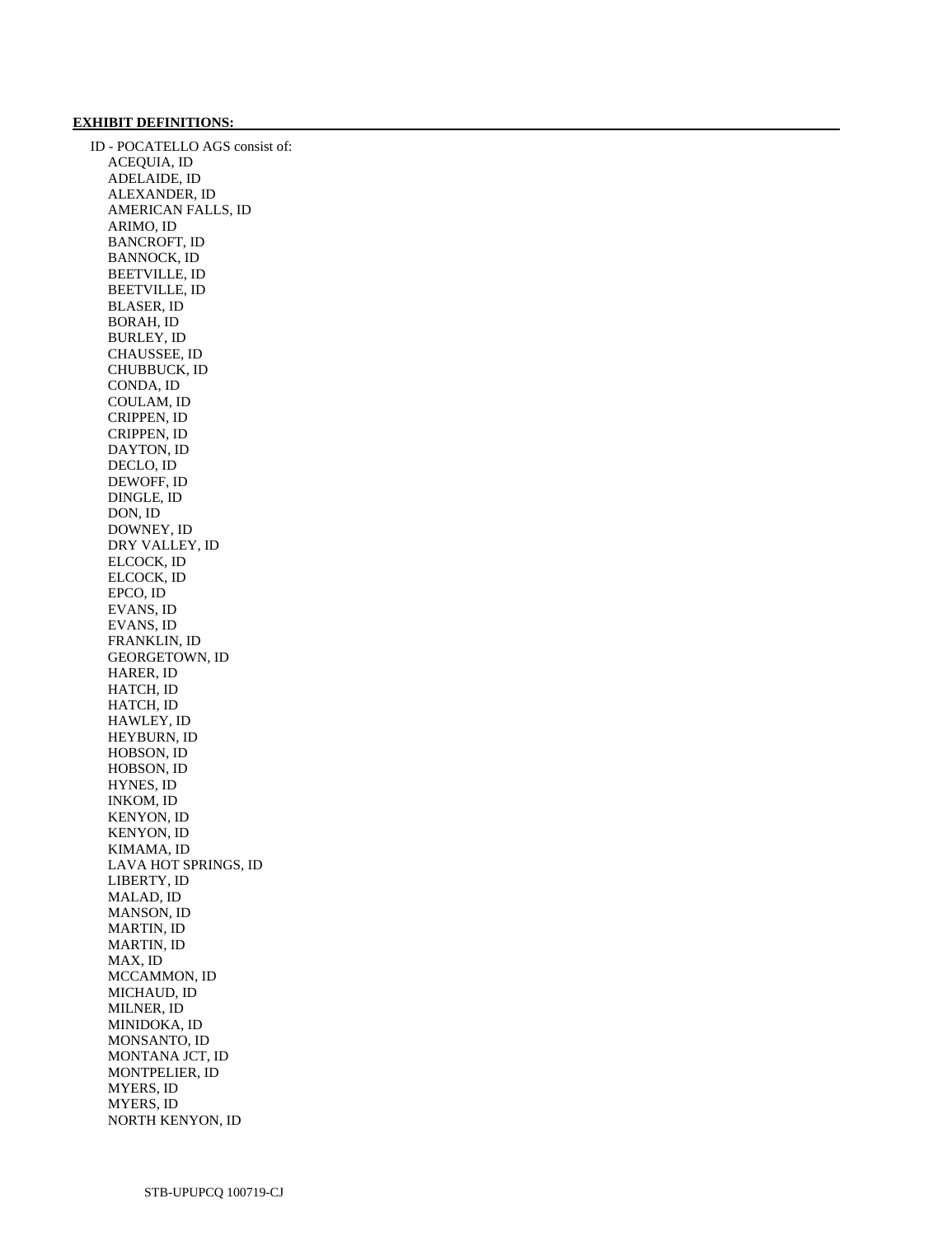**EXHIBIT DEFINITIONS:**

ID - POCATELLO AGS consist of:

- ACEQUIA, ID
- ADELAIDE, ID
- ALEXANDER, ID
- AMERICAN FALLS, ID
- ARIMO, ID
- BANCROFT, ID
- BANNOCK, ID
- BEETVILLE, ID
- BEETVILLE, ID
- BLASER, ID
- BORAH, ID
- BURLEY, ID
- CHAUSSEE, ID
- CHUBBUCK, ID
- CONDA, ID
- COULAM, ID
- CRIPPEN, ID
- CRIPPEN, ID
- DAYTON, ID
- DECLO, ID
- DEWOFF, ID
- DINGLE, ID
- DON, ID
- DOWNEY, ID
- DRY VALLEY, ID
- ELCOCK, ID
- ELCOCK, ID
- EPCO, ID
- EVANS, ID
- EVANS, ID
- FRANKLIN, ID
- GEORGETOWN, ID
- HARER, ID
- HATCH, ID
- HATCH, ID
- HAWLEY, ID
- HEYBURN, ID
- HOBSON, ID
- HOBSON, ID
- HYNES, ID
- INKOM, ID
- KENYON, ID
- KENYON, ID
- KIMAMA, ID
- LAVA HOT SPRINGS, ID
- LIBERTY, ID
- MALAD, ID
- MANSON, ID
- MARTIN, ID
- MARTIN, ID
- MAX, ID
- MCCAMMON, ID
- MICHAUD, ID
- MILNER, ID
- MINIDOKA, ID
- MONSANTO, ID
- MONTANA JCT, ID
- MONTPELIER, ID
- MYERS, ID
- MYERS, ID
- NORTH KENYON, ID

STB-UPUPCQ 100719-CJ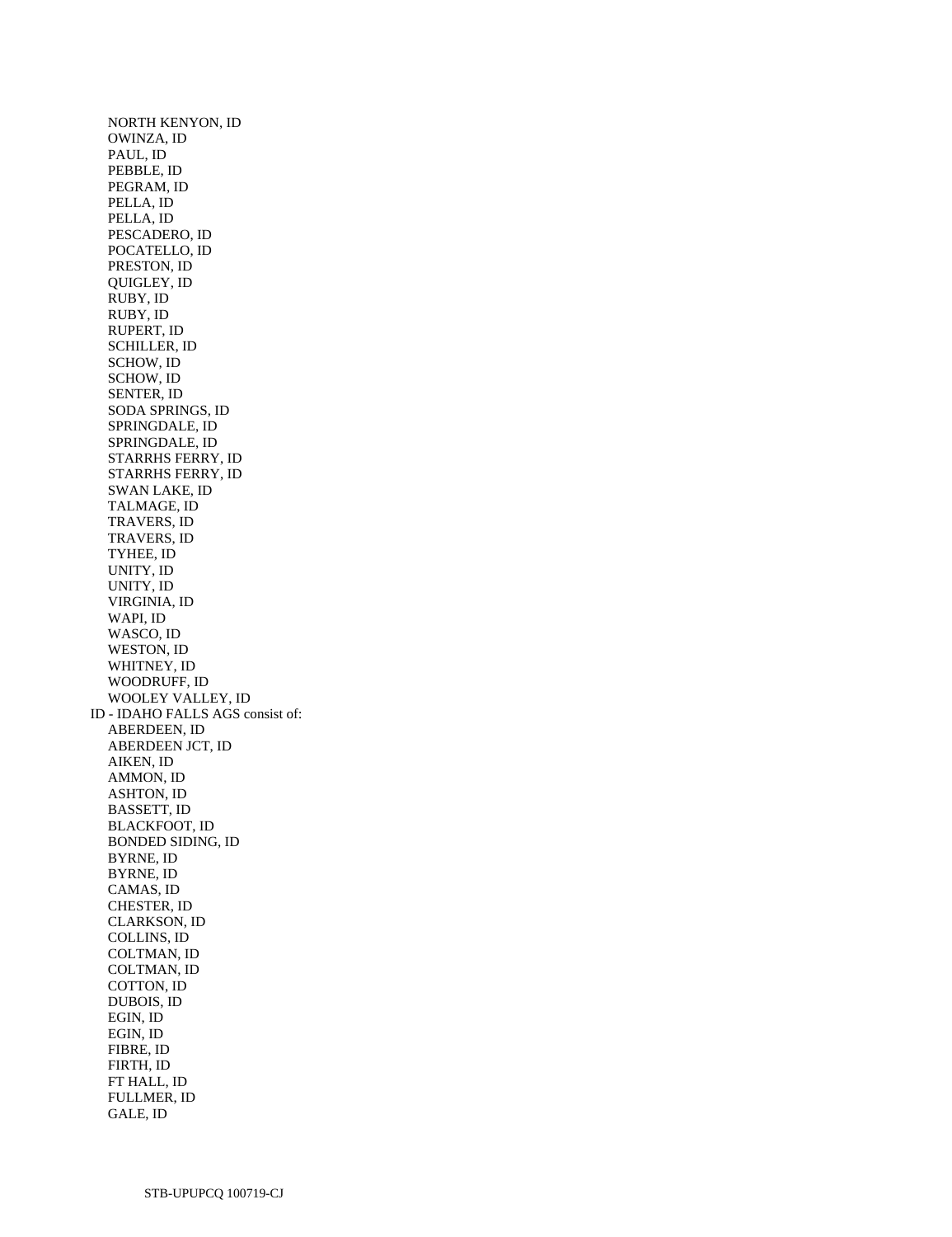NORTH KENYON, ID
OWINZA, ID
PAUL, ID
PEBBLE, ID
PEGRAM, ID
PELLA, ID
PELLA, ID
PESCADERO, ID
POCATELLO, ID
PRESTON, ID
QUIGLEY, ID
RUBY, ID
RUBY, ID
RUPERT, ID
SCHILLER, ID
SCHOW, ID
SCHOW, ID
SENTER, ID
SODA SPRINGS, ID
SPRINGDALE, ID
SPRINGDALE, ID
STARRHS FERRY, ID
STARRHS FERRY, ID
SWAN LAKE, ID
TALMAGE, ID
TRAVERS, ID
TRAVERS, ID
TYHEE, ID
UNITY, ID
UNITY, ID
VIRGINIA, ID
WAPI, ID
WASCO, ID
WESTON, ID
WHITNEY, ID
WOODRUFF, ID
WOOLEY VALLEY, ID

ID - IDAHO FALLS AGS consist of:

ABERDEEN, ID
ABERDEEN JCT, ID
AIKEN, ID
AMMON, ID
ASHTON, ID
BASSETT, ID
BLACKFOOT, ID
BONDED SIDING, ID
BYRNE, ID
BYRNE, ID
CAMAS, ID
CHESTER, ID
CLARKSON, ID
COLLINS, ID
COLTMAN, ID
COLTMAN, ID
COTTON, ID
DUBOIS, ID
EGIN, ID
EGIN, ID
FIBRE, ID
FIRTH, ID
FT HALL, ID
FULLMER, ID
GALE, ID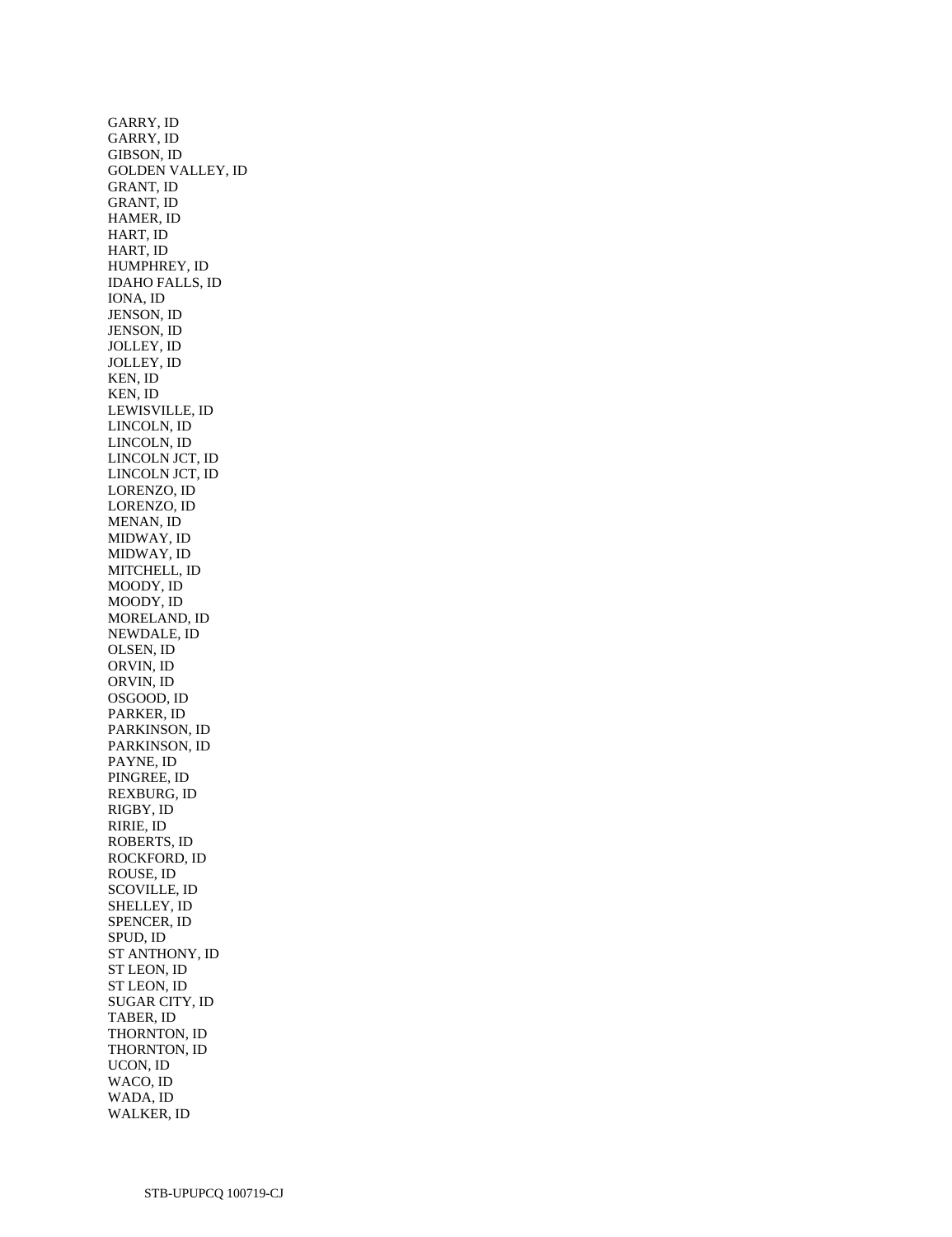GARRY, ID
GARRY, ID
GIBSON, ID
GOLDEN VALLEY, ID
GRANT, ID
GRANT, ID
HAMER, ID
HART, ID
HART, ID
HUMPHREY, ID
IDAHO FALLS, ID
IONA, ID
JENSON, ID
JENSON, ID
JOLLEY, ID
JOLLEY, ID
KEN, ID
KEN, ID
LEWISVILLE, ID
LINCOLN, ID
LINCOLN, ID
LINCOLN JCT, ID
LINCOLN JCT, ID
LORENZO, ID
LORENZO, ID
MENAN, ID
MIDWAY, ID
MIDWAY, ID
MITCHELL, ID
MOODY, ID
MOODY, ID
MORELAND, ID
NEWDALE, ID
OLSEN, ID
ORVIN, ID
ORVIN, ID
OSGOOD, ID
PARKER, ID
PARKINSON, ID
PARKINSON, ID
PAYNE, ID
PINGREE, ID
REXBURG, ID
RIGBY, ID
RIRIE, ID
ROBERTS, ID
ROCKFORD, ID
ROUSE, ID
SCOVILLE, ID
SHELLEY, ID
SPENCER, ID
SPUD, ID
ST ANTHONY, ID
ST LEON, ID
ST LEON, ID
SUGAR CITY, ID
TABER, ID
THORNTON, ID
THORNTON, ID
UCON, ID
WACO, ID
WADA, ID
WALKER, ID

STB-UPUPCQ 100719-CJ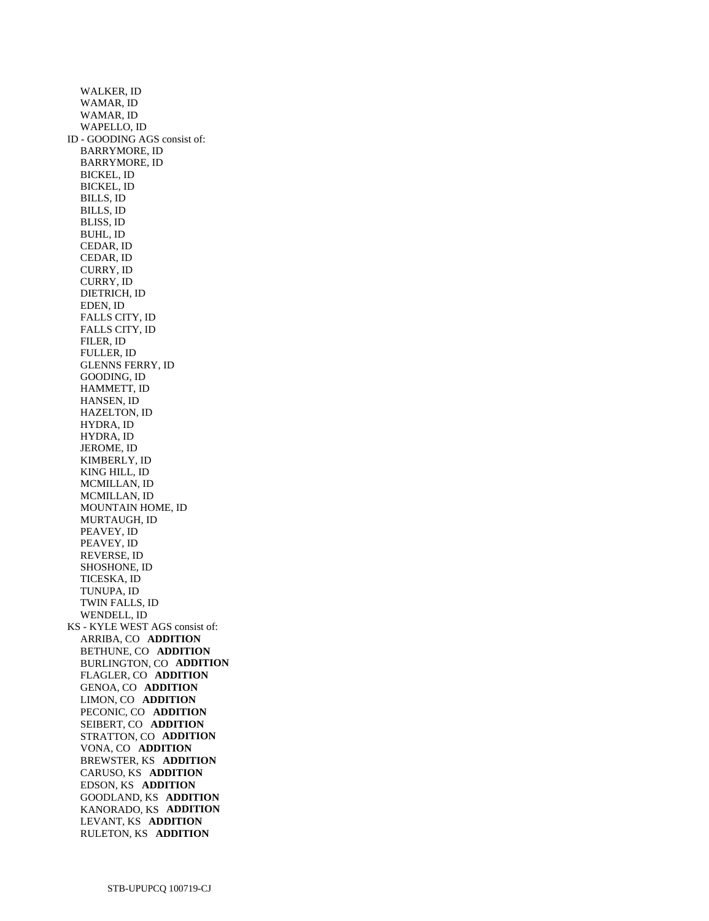WALKER, ID
WAMAR, ID
WAMAR, ID
WAPELLO, ID

ID - GOODING AGS consist of:

BARRYMORE, ID
BARRYMORE, ID
BICKEL, ID
BICKEL, ID
BILLS, ID
BILLS, ID
BLISS, ID
BUHL, ID
CEDAR, ID
CEDAR, ID
CURRY, ID
CURRY, ID
DIETRICH, ID
EDEN, ID
FALLS CITY, ID
FALLS CITY, ID
FILER, ID
FULLER, ID
GLENNS FERRY, ID
GOODING, ID
HAMMETT, ID
HANSEN, ID
HAZELTON, ID
HYDRA, ID
HYDRA, ID
JEROME, ID
KIMBERLY, ID
KING HILL, ID
MCMILLAN, ID
MCMILLAN, ID
MOUNTAIN HOME, ID
MURTAUGH, ID
PEAVEY, ID
PEAVEY, ID
REVERSE, ID
SHOSHONE, ID
TICESKA, ID
TUNUPA, ID
TWIN FALLS, ID
WENDELL, ID

KS - KYLE WEST AGS consist of:

ARRIBA, CO **ADDITION**
BETHUNE, CO **ADDITION**
BURLINGTON, CO **ADDITION**
FLAGLER, CO **ADDITION**
GENOA, CO **ADDITION**
LIMON, CO **ADDITION**
PECONIC, CO **ADDITION**
SEIBERT, CO **ADDITION**
STRATTON, CO **ADDITION**
VONA, CO **ADDITION**
BREWSTER, KS **ADDITION**
CARUSO, KS **ADDITION**
EDSON, KS **ADDITION**
GOODLAND, KS **ADDITION**
KANORADO, KS **ADDITION**
LEVANT, KS **ADDITION**
RULETON, KS **ADDITION**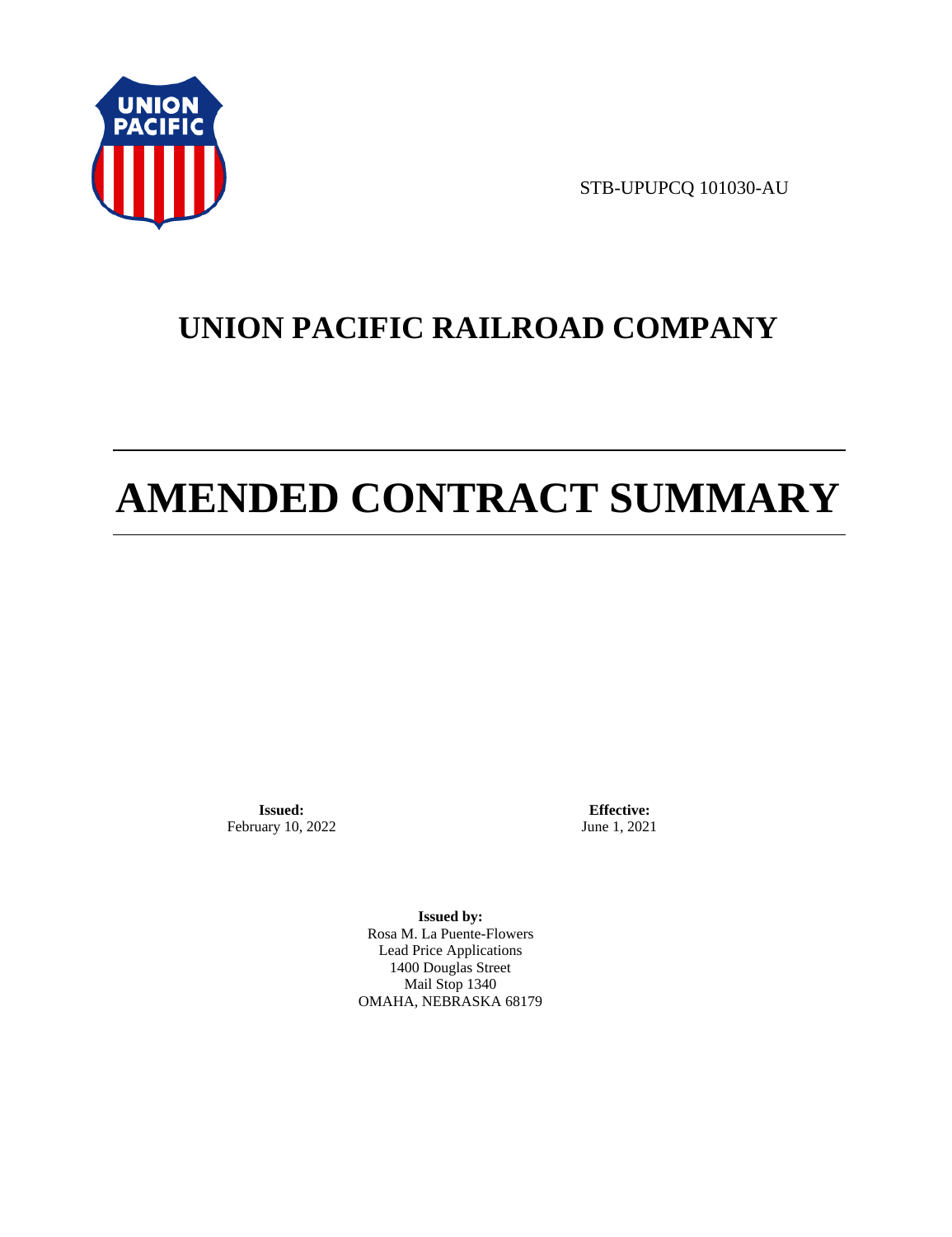STB-UPUPCQ 101030-AU

# UNION PACIFIC RAILROAD COMPANY

# AMENDED CONTRACT SUMMARY

**Issued:**
February 10, 2022

**Effective:**
June 1, 2021

**Issued by:**
Rosa M. La Puente-Flowers
Lead Price Applications
1400 Douglas Street
Mail Stop 1340
OMAHA, NEBRASKA 68179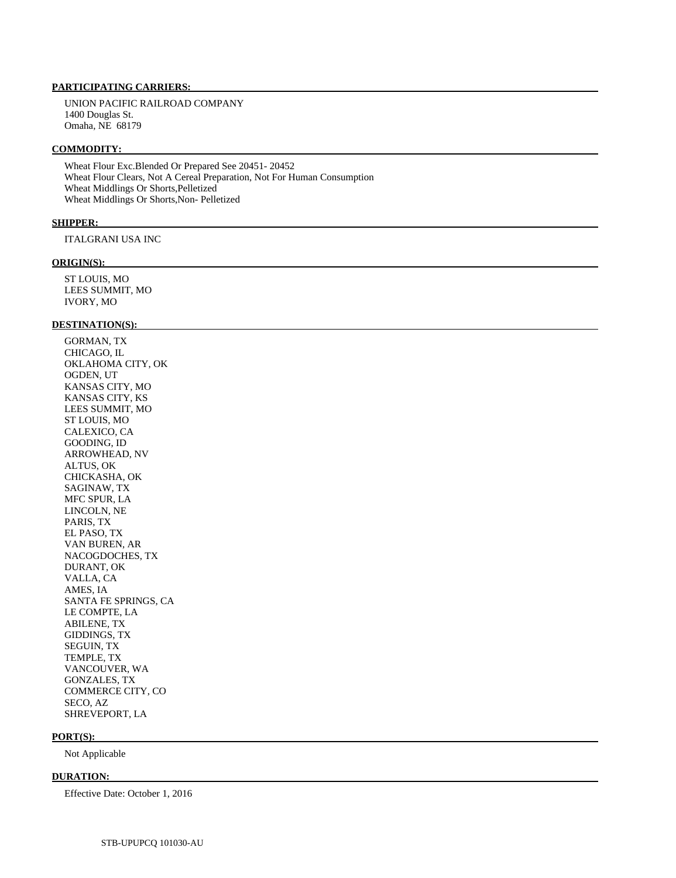**PARTICIPATING CARRIERS:**

UNION PACIFIC RAILROAD COMPANY
1400 Douglas St.
Omaha, NE 68179

**COMMODITY:**

Wheat Flour Exc.Blended Or Prepared See 20451- 20452
Wheat Flour Clears, Not A Cereal Preparation, Not For Human Consumption
Wheat Middlings Or Shorts,Pelletized
Wheat Middlings Or Shorts,Non- Pelletized

**SHIPPER:**

ITALGRANI USA INC

**ORIGIN(S):**

ST LOUIS, MO
LEES SUMMIT, MO
IVORY, MO

**DESTINATION(S):**

GORMAN, TX
CHICAGO, IL
OKLAHOMA CITY, OK
OGDEN, UT
KANSAS CITY, MO
KANSAS CITY, KS
LEES SUMMIT, MO
ST LOUIS, MO
CALEXICO, CA
GOODING, ID
ARROWHEAD, NV
ALTUS, OK
CHICKASHA, OK
SAGINAW, TX
MFC SPUR, LA
LINCOLN, NE
PARIS, TX
EL PASO, TX
VAN BUREN, AR
NACOGDOCHES, TX
DURANT, OK
VALLA, CA
AMES, IA
SANTA FE SPRINGS, CA
LE COMPTE, LA
ABILENE, TX
GIDDINGS, TX
SEGUIN, TX
TEMPLE, TX
VANCOUVER, WA
GONZALES, TX
COMMERCE CITY, CO
SECO, AZ
SHREVEPORT, LA

**PORT(S):**

Not Applicable

**DURATION:**

Effective Date: October 1, 2016

STB-UPUPCQ 101030-AU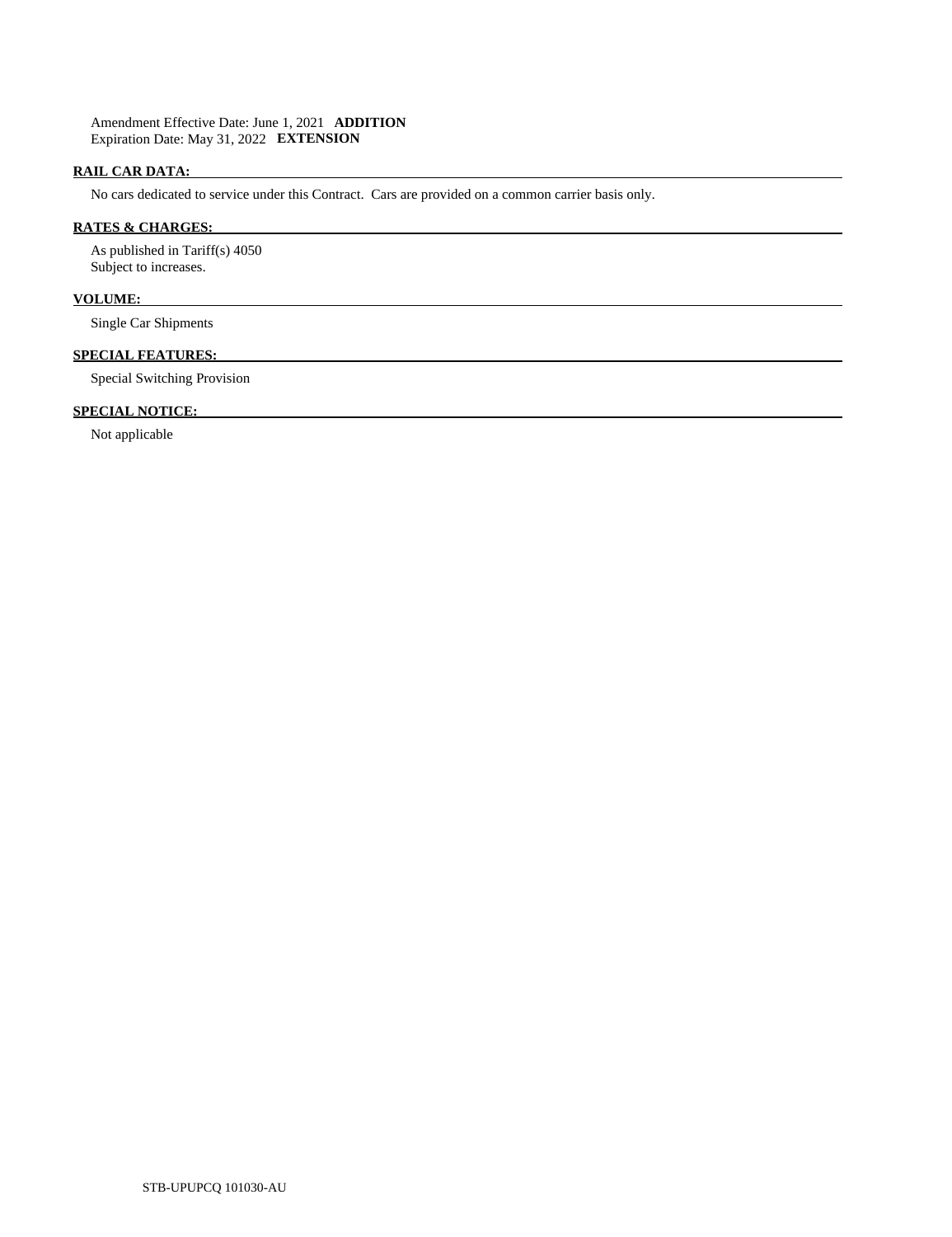Amendment Effective Date: June 1, 2021 **ADDITION**
Expiration Date: May 31, 2022 **EXTENSION**

## RAIL CAR DATA:

No cars dedicated to service under this Contract. Cars are provided on a common carrier basis only.

## RATES & CHARGES:

As published in Tariff(s) 4050
Subject to increases.

## VOLUME:

Single Car Shipments

## SPECIAL FEATURES:

Special Switching Provision

## SPECIAL NOTICE:

Not applicable

STB-UPUPCQ 101030-AU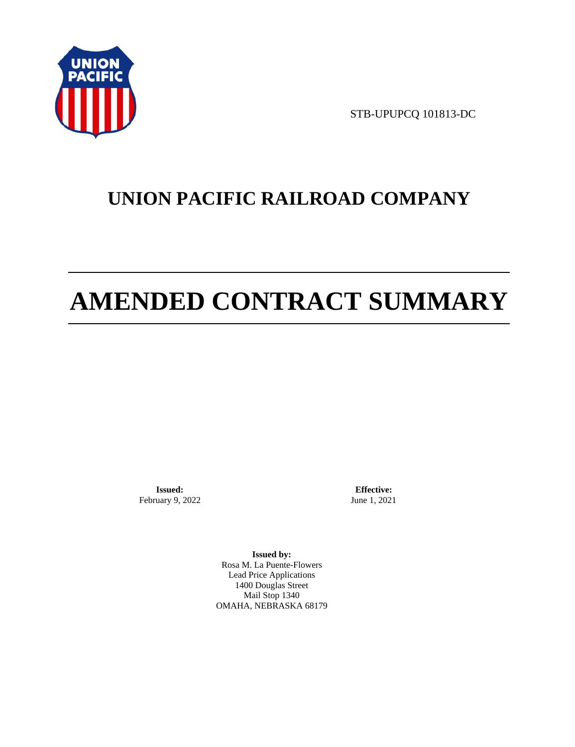STB-UPUPCQ 101813-DC

# UNION PACIFIC RAILROAD COMPANY

# AMENDED CONTRACT SUMMARY

**Issued:**
February 9, 2022

**Effective:**
June 1, 2021

**Issued by:**
Rosa M. La Puente-Flowers
Lead Price Applications
1400 Douglas Street
Mail Stop 1340
OMAHA, NEBRASKA 68179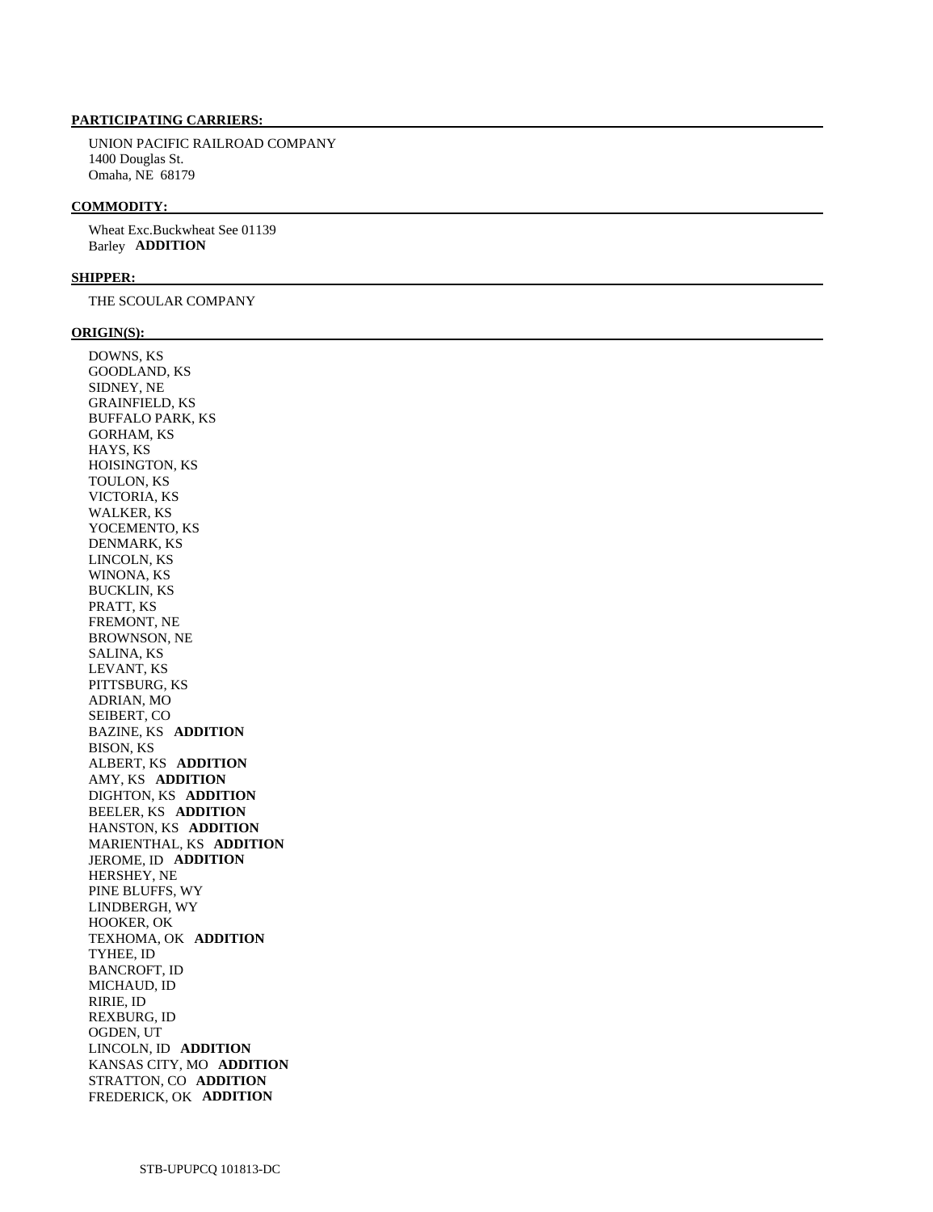**PARTICIPATING CARRIERS:**

UNION PACIFIC RAILROAD COMPANY
1400 Douglas St.
Omaha, NE 68179

**COMMODITY:**

Wheat Exc.Buckwheat See 01139
Barley **ADDITION**

**SHIPPER:**

THE SCOULAR COMPANY

**ORIGIN(S):**

DOWNS, KS
GOODLAND, KS
SIDNEY, NE
GRAINFIELD, KS
BUFFALO PARK, KS
GORHAM, KS
HAYS, KS
HOISINGTON, KS
TOULON, KS
VICTORIA, KS
WALKER, KS
YOCEMENTO, KS
DENMARK, KS
LINCOLN, KS
WINONA, KS
BUCKLIN, KS
PRATT, KS
FREMONT, NE
BROWNSON, NE
SALINA, KS
LEVANT, KS
PITTSBURG, KS
ADRIAN, MO
SEIBERT, CO
BAZINE, KS **ADDITION**
BISON, KS
ALBERT, KS **ADDITION**
AMY, KS **ADDITION**
DIGHTON, KS **ADDITION**
BEELER, KS **ADDITION**
HANSTON, KS **ADDITION**
MARIENTHAL, KS **ADDITION**
JEROME, ID **ADDITION**
HERSHEY, NE
PINE BLUFFS, WY
LINDBERGH, WY
HOOKER, OK
TEXHOMA, OK **ADDITION**
TYHEE, ID
BANCROFT, ID
MICHAUD, ID
RIRIE, ID
REXBURG, ID
OGDEN, UT
LINCOLN, ID **ADDITION**
KANSAS CITY, MO **ADDITION**
STRATTON, CO **ADDITION**
FREDERICK, OK **ADDITION**

STB-UPUPCQ 101813-DC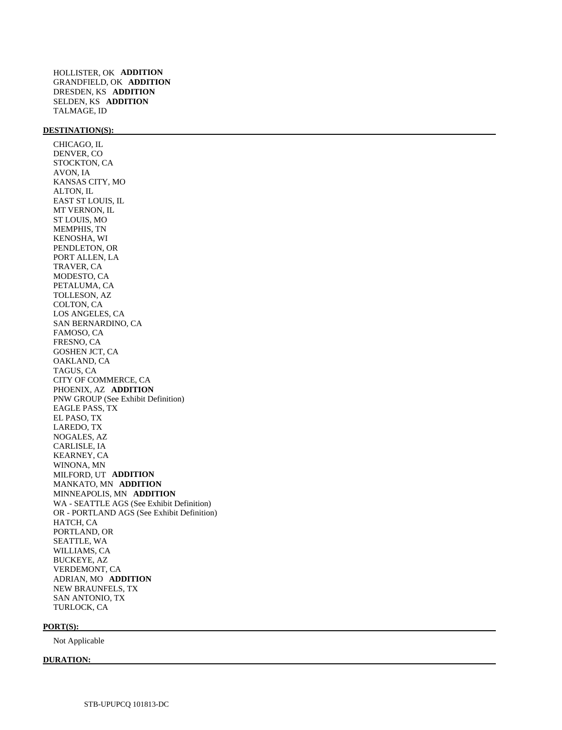HOLLISTER, OK **ADDITION**
GRANDFIELD, OK **ADDITION**
DRESDEN, KS **ADDITION**
SELDEN, KS **ADDITION**
TALMAGE, ID

**DESTINATION(S):**

CHICAGO, IL
DENVER, CO
STOCKTON, CA
AVON, IA
KANSAS CITY, MO
ALTON, IL
EAST ST LOUIS, IL
MT VERNON, IL
ST LOUIS, MO
MEMPHIS, TN
KENOSHA, WI
PENDLETON, OR
PORT ALLEN, LA
TRAVER, CA
MODESTO, CA
PETALUMA, CA
TOLLESON, AZ
COLTON, CA
LOS ANGELES, CA
SAN BERNARDINO, CA
FAMOSO, CA
FRESNO, CA
GOSHEN JCT, CA
OAKLAND, CA
TAGUS, CA
CITY OF COMMERCE, CA
PHOENIX, AZ **ADDITION**
PNW GROUP (See Exhibit Definition)
EAGLE PASS, TX
EL PASO, TX
LAREDO, TX
NOGALES, AZ
CARLISLE, IA
KEARNEY, CA
WINONA, MN
MILFORD, UT **ADDITION**
MANKATO, MN **ADDITION**
MINNEAPOLIS, MN **ADDITION**
WA - SEATTLE AGS (See Exhibit Definition)
OR - PORTLAND AGS (See Exhibit Definition)
HATCH, CA
PORTLAND, OR
SEATTLE, WA
WILLIAMS, CA
BUCKEYE, AZ
VERDEMONT, CA
ADRIAN, MO **ADDITION**
NEW BRAUNFELS, TX
SAN ANTONIO, TX
TURLOCK, CA

**PORT(S):**

Not Applicable

**DURATION:**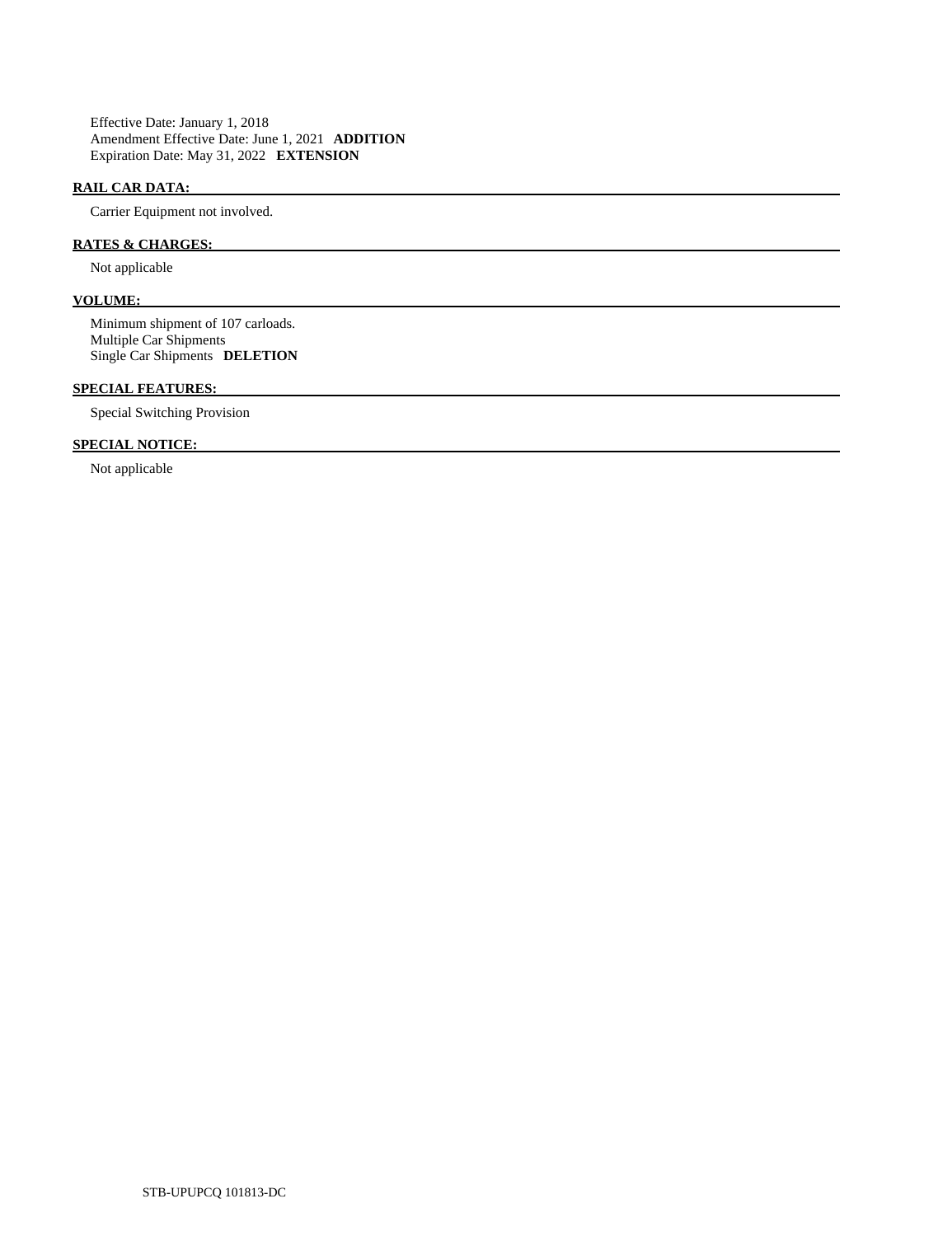Effective Date: January 1, 2018
Amendment Effective Date: June 1, 2021 **ADDITION**
Expiration Date: May 31, 2022 **EXTENSION**

**RAIL CAR DATA:**

Carrier Equipment not involved.

**RATES & CHARGES:**

Not applicable

**VOLUME:**

Minimum shipment of 107 carloads.
Multiple Car Shipments
Single Car Shipments **DELETION**

**SPECIAL FEATURES:**

Special Switching Provision

**SPECIAL NOTICE:**

Not applicable

STB-UPUPCQ 101813-DC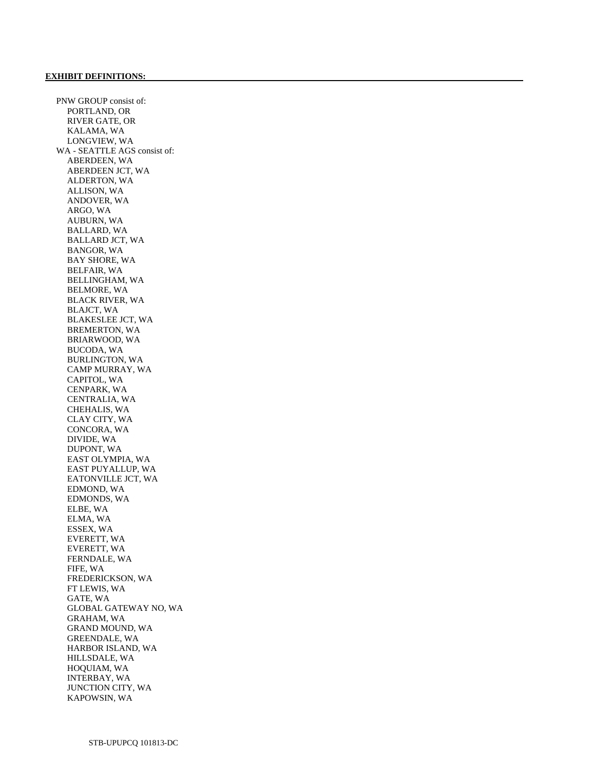**EXHIBIT DEFINITIONS:**

PNW GROUP consist of:
- PORTLAND, OR
- RIVER GATE, OR
- KALAMA, WA
- LONGVIEW, WA

WA - SEATTLE AGS consist of:
- ABERDEEN, WA
- ABERDEEN JCT, WA
- ALDERTON, WA
- ALLISON, WA
- ANDOVER, WA
- ARGO, WA
- AUBURN, WA
- BALLARD, WA
- BALLARD JCT, WA
- BANGOR, WA
- BAY SHORE, WA
- BELFAIR, WA
- BELLINGHAM, WA
- BELMORE, WA
- BLACK RIVER, WA
- BLAJCT, WA
- BLAKESLEE JCT, WA
- BREMERTON, WA
- BRIARWOOD, WA
- BUCODA, WA
- BURLINGTON, WA
- CAMP MURRAY, WA
- CAPITOL, WA
- CENPARK, WA
- CENTRALIA, WA
- CHEHALIS, WA
- CLAY CITY, WA
- CONCORA, WA
- DIVIDE, WA
- DUPONT, WA
- EAST OLYMPIA, WA
- EAST PUYALLUP, WA
- EATONVILLE JCT, WA
- EDMOND, WA
- EDMONDS, WA
- ELBE, WA
- ELMA, WA
- ESSEX, WA
- EVERETT, WA
- EVERETT, WA
- FERNDALE, WA
- FIFE, WA
- FREDERICKSON, WA
- FT LEWIS, WA
- GATE, WA
- GLOBAL GATEWAY NO, WA
- GRAHAM, WA
- GRAND MOUND, WA
- GREENDALE, WA
- HARBOR ISLAND, WA
- HILLSDALE, WA
- HOQUIAM, WA
- INTERBAY, WA
- JUNCTION CITY, WA
- KAPOWSIN, WA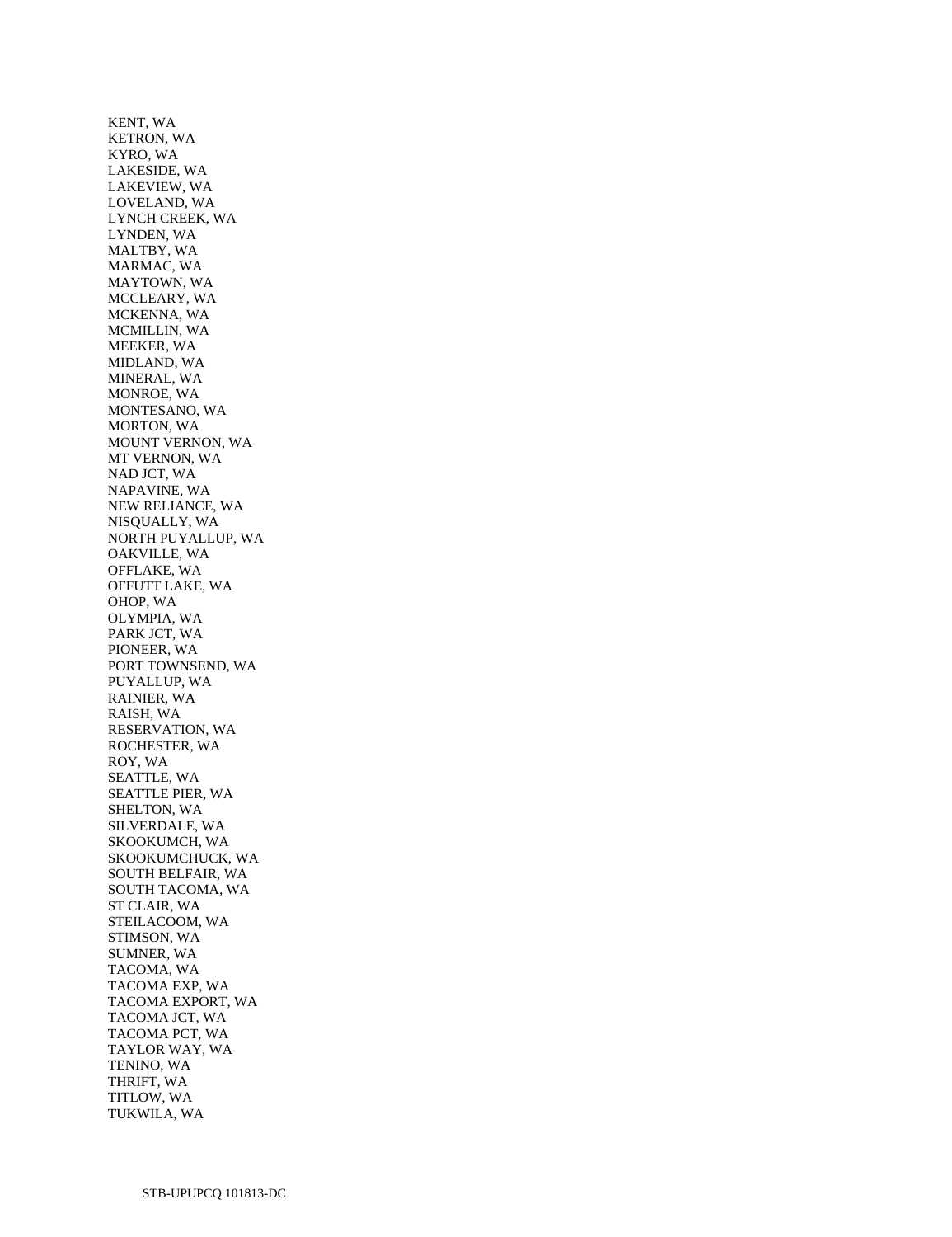KENT, WA
KETRON, WA
KYRO, WA
LAKESIDE, WA
LAKEVIEW, WA
LOVELAND, WA
LYNCH CREEK, WA
LYNDEN, WA
MALTBY, WA
MARMAC, WA
MAYTOWN, WA
MCCLEARY, WA
MCKENNA, WA
MCMILLIN, WA
MEEKER, WA
MIDLAND, WA
MINERAL, WA
MONROE, WA
MONTESANO, WA
MORTON, WA
MOUNT VERNON, WA
MT VERNON, WA
NAD JCT, WA
NAPAVINE, WA
NEW RELIANCE, WA
NISQUALLY, WA
NORTH PUYALLUP, WA
OAKVILLE, WA
OFFLAKE, WA
OFFUTT LAKE, WA
OHOP, WA
OLYMPIA, WA
PARK JCT, WA
PIONEER, WA
PORT TOWNSEND, WA
PUYALLUP, WA
RAINIER, WA
RAISH, WA
RESERVATION, WA
ROCHESTER, WA
ROY, WA
SEATTLE, WA
SEATTLE PIER, WA
SHELTON, WA
SILVERDALE, WA
SKOOKUMCH, WA
SKOOKUMCHUCK, WA
SOUTH BELFAIR, WA
SOUTH TACOMA, WA
ST CLAIR, WA
STEILACOOM, WA
STIMSON, WA
SUMNER, WA
TACOMA, WA
TACOMA EXP, WA
TACOMA EXPORT, WA
TACOMA JCT, WA
TACOMA PCT, WA
TAYLOR WAY, WA
TENINO, WA
THRIFT, WA
TITLOW, WA
TUKWILA, WA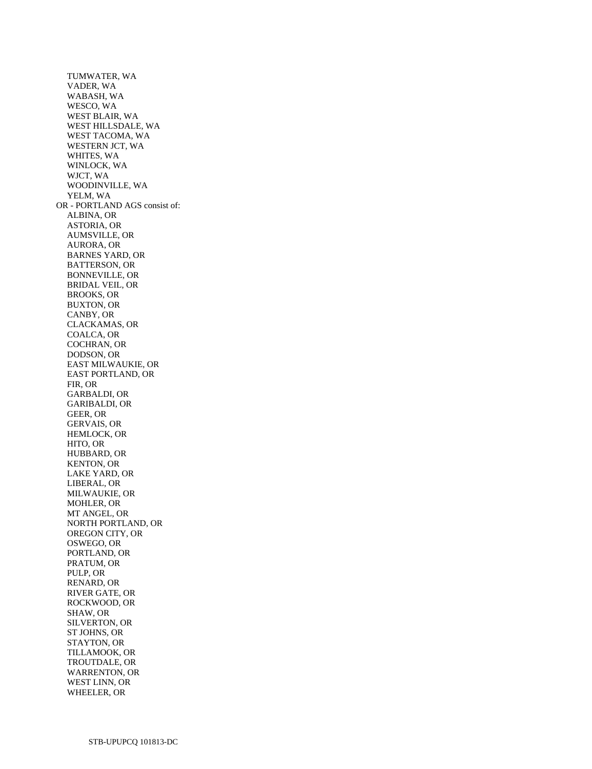TUMWATER, WA  
VADER, WA  
WABASH, WA  
WESCO, WA  
WEST BLAIR, WA  
WEST HILLSDALE, WA  
WEST TACOMA, WA  
WESTERN JCT, WA  
WHITES, WA  
WINLOCK, WA  
WJCT, WA  
WOODINVILLE, WA  
YELM, WA  

OR - PORTLAND AGS consist of:

ALBINA, OR  
ASTORIA, OR  
AUMSVILLE, OR  
AURORA, OR  
BARNES YARD, OR  
BATTERSON, OR  
BONNEVILLE, OR  
BRIDAL VEIL, OR  
BROOKS, OR  
BUXTON, OR  
CANBY, OR  
CLACKAMAS, OR  
COALCA, OR  
COCHRAN, OR  
DODSON, OR  
EAST MILWAUKIE, OR  
EAST PORTLAND, OR  
FIR, OR  
GARBALDI, OR  
GARIBALDI, OR  
GEER, OR  
GERVAIS, OR  
HEMLOCK, OR  
HITO, OR  
HUBBARD, OR  
KENTON, OR  
LAKE YARD, OR  
LIBERAL, OR  
MILWAUKIE, OR  
MOHLER, OR  
MT ANGEL, OR  
NORTH PORTLAND, OR  
OREGON CITY, OR  
OSWEGO, OR  
PORTLAND, OR  
PRATUM, OR  
PULP, OR  
RENARD, OR  
RIVER GATE, OR  
ROCKWOOD, OR  
SHAW, OR  
SILVERTON, OR  
ST JOHNS, OR  
STAYTON, OR  
TILLAMOOK, OR  
TROUTDALE, OR  
WARRENTON, OR  
WEST LINN, OR  
WHEELER, OR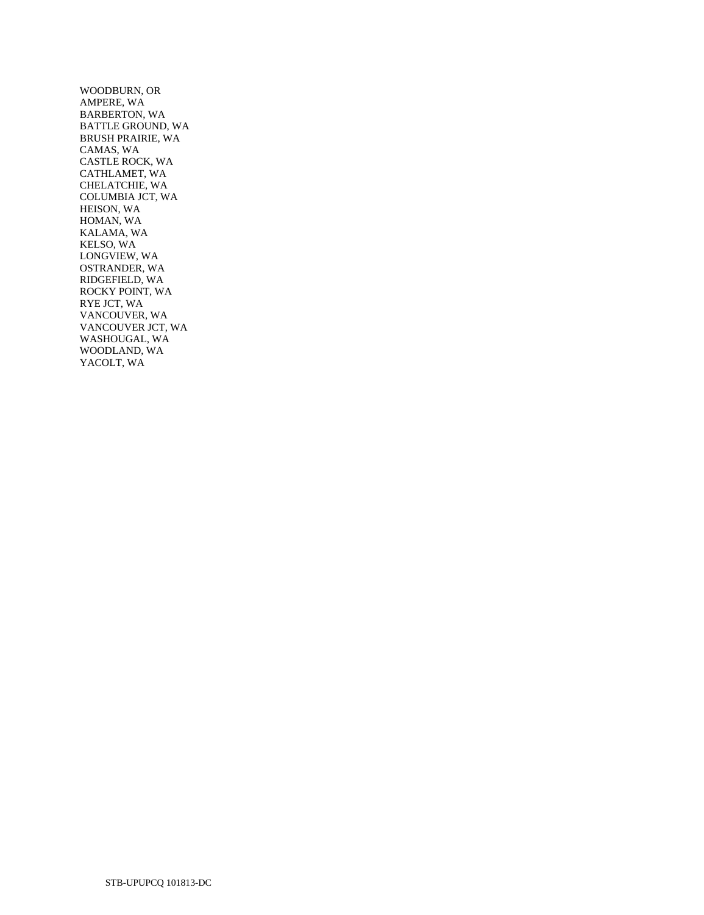WOODBURN, OR
AMPERE, WA
BARBERTON, WA
BATTLE GROUND, WA
BRUSH PRAIRIE, WA
CAMAS, WA
CASTLE ROCK, WA
CATHLAMET, WA
CHELATCHIE, WA
COLUMBIA JCT, WA
HEISON, WA
HOMAN, WA
KALAMA, WA
KELSO, WA
LONGVIEW, WA
OSTRANDER, WA
RIDGEFIELD, WA
ROCKY POINT, WA
RYE JCT, WA
VANCOUVER, WA
VANCOUVER JCT, WA
WASHOUGAL, WA
WOODLAND, WA
YACOLT, WA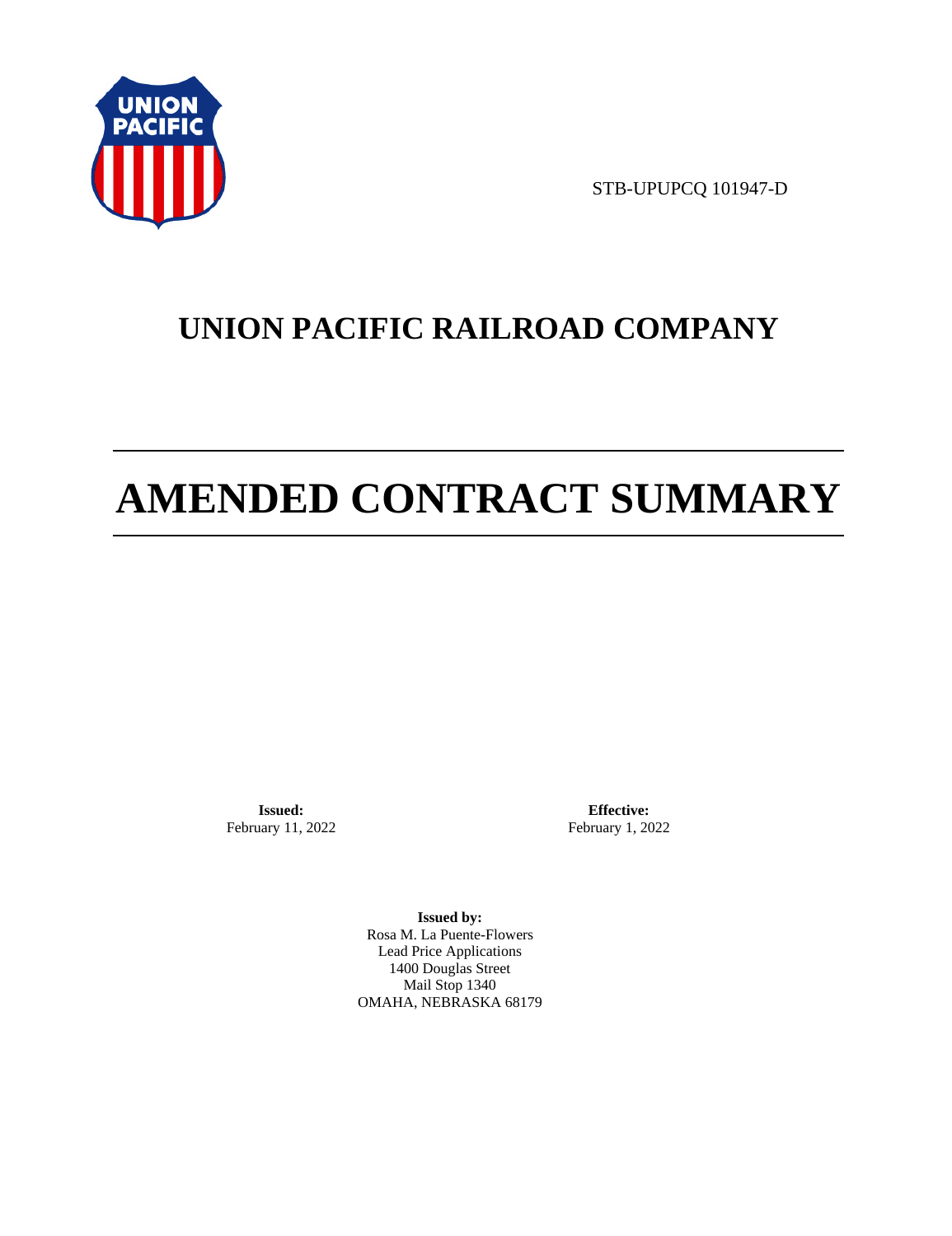STB-UPUPCQ 101947-D

# UNION PACIFIC RAILROAD COMPANY

# AMENDED CONTRACT SUMMARY

**Issued:**
February 11, 2022

**Effective:**
February 1, 2022

**Issued by:**
Rosa M. La Puente-Flowers
Lead Price Applications
1400 Douglas Street
Mail Stop 1340
OMAHA, NEBRASKA 68179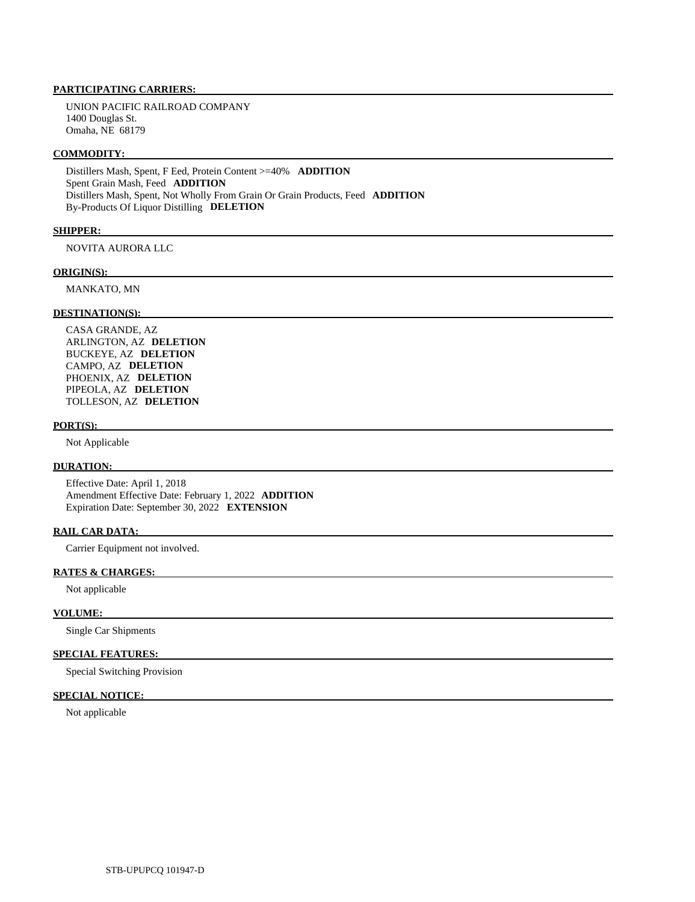**PARTICIPATING CARRIERS:**

UNION PACIFIC RAILROAD COMPANY
1400 Douglas St.
Omaha, NE 68179

**COMMODITY:**

Distillers Mash, Spent, F Eed, Protein Content >=40% **ADDITION**
Spent Grain Mash, Feed **ADDITION**
Distillers Mash, Spent, Not Wholly From Grain Or Grain Products, Feed **ADDITION**
By-Products Of Liquor Distilling **DELETION**

**SHIPPER:**

NOVITA AURORA LLC

**ORIGIN(S):**

MANKATO, MN

**DESTINATION(S):**

CASA GRANDE, AZ
ARLINGTON, AZ **DELETION**
BUCKEYE, AZ **DELETION**
CAMPO, AZ **DELETION**
PHOENIX, AZ **DELETION**
PIPEOLA, AZ **DELETION**
TOLLESON, AZ **DELETION**

**PORT(S):**

Not Applicable

**DURATION:**

Effective Date: April 1, 2018
Amendment Effective Date: February 1, 2022 **ADDITION**
Expiration Date: September 30, 2022 **EXTENSION**

**RAIL CAR DATA:**

Carrier Equipment not involved.

**RATES & CHARGES:**

Not applicable

**VOLUME:**

Single Car Shipments

**SPECIAL FEATURES:**

Special Switching Provision

**SPECIAL NOTICE:**

Not applicable

STB-UPUPCQ 101947-D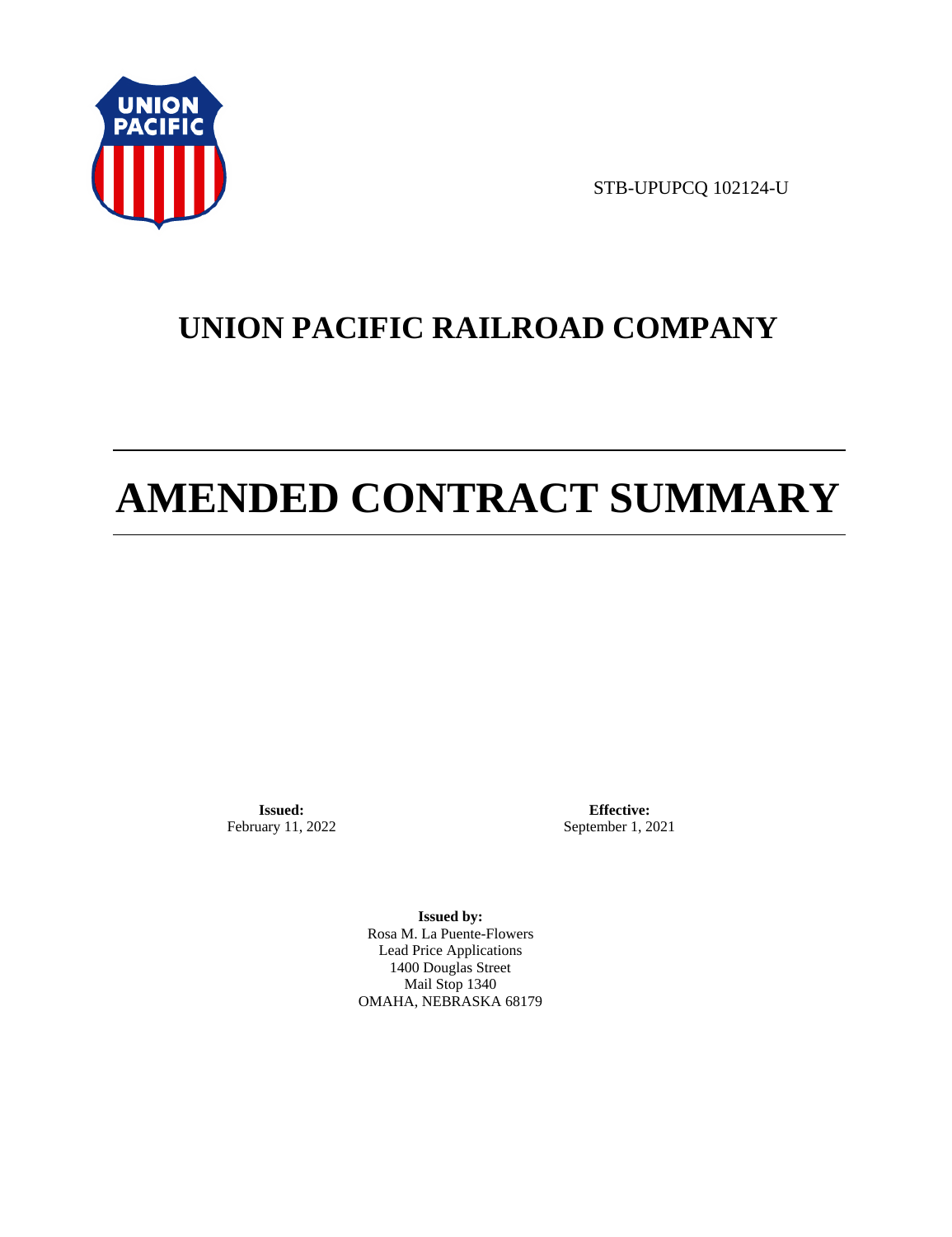STB-UPUPCQ 102124-U

# UNION PACIFIC RAILROAD COMPANY

# AMENDED CONTRACT SUMMARY

**Issued:**
February 11, 2022

**Effective:**
September 1, 2021

**Issued by:**
Rosa M. La Puente-Flowers
Lead Price Applications
1400 Douglas Street
Mail Stop 1340
OMAHA, NEBRASKA 68179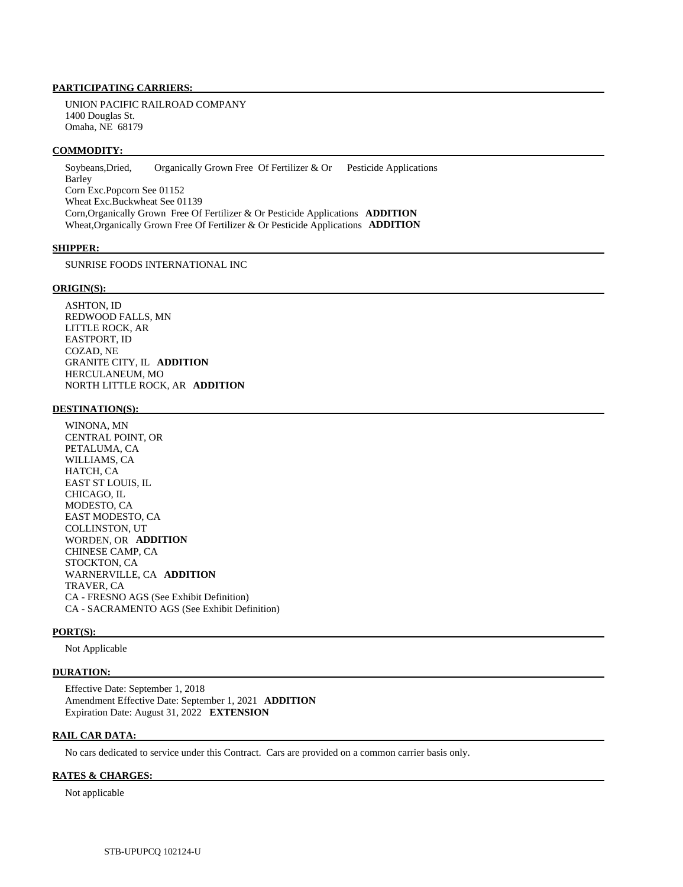**PARTICIPATING CARRIERS:**

UNION PACIFIC RAILROAD COMPANY
1400 Douglas St.
Omaha, NE 68179

**COMMODITY:**

Soybeans,Dried, Organically Grown Free Of Fertilizer & Or Pesticide Applications
Barley
Corn Exc.Popcorn See 01152
Wheat Exc.Buckwheat See 01139
Corn,Organically Grown Free Of Fertilizer & Or Pesticide Applications **ADDITION**
Wheat,Organically Grown Free Of Fertilizer & Or Pesticide Applications **ADDITION**

**SHIPPER:**

SUNRISE FOODS INTERNATIONAL INC

**ORIGIN(S):**

ASHTON, ID
REDWOOD FALLS, MN
LITTLE ROCK, AR
EASTPORT, ID
COZAD, NE
GRANITE CITY, IL **ADDITION**
HERCULANEUM, MO
NORTH LITTLE ROCK, AR **ADDITION**

**DESTINATION(S):**

WINONA, MN
CENTRAL POINT, OR
PETALUMA, CA
WILLIAMS, CA
HATCH, CA
EAST ST LOUIS, IL
CHICAGO, IL
MODESTO, CA
EAST MODESTO, CA
COLLINSTON, UT
WORDEN, OR **ADDITION**
CHINESE CAMP, CA
STOCKTON, CA
WARNERVILLE, CA **ADDITION**
TRAVER, CA
CA - FRESNO AGS (See Exhibit Definition)
CA - SACRAMENTO AGS (See Exhibit Definition)

**PORT(S):**

Not Applicable

**DURATION:**

Effective Date: September 1, 2018
Amendment Effective Date: September 1, 2021 **ADDITION**
Expiration Date: August 31, 2022 **EXTENSION**

**RAIL CAR DATA:**

No cars dedicated to service under this Contract. Cars are provided on a common carrier basis only.

**RATES & CHARGES:**

Not applicable

STB-UPUPCQ 102124-U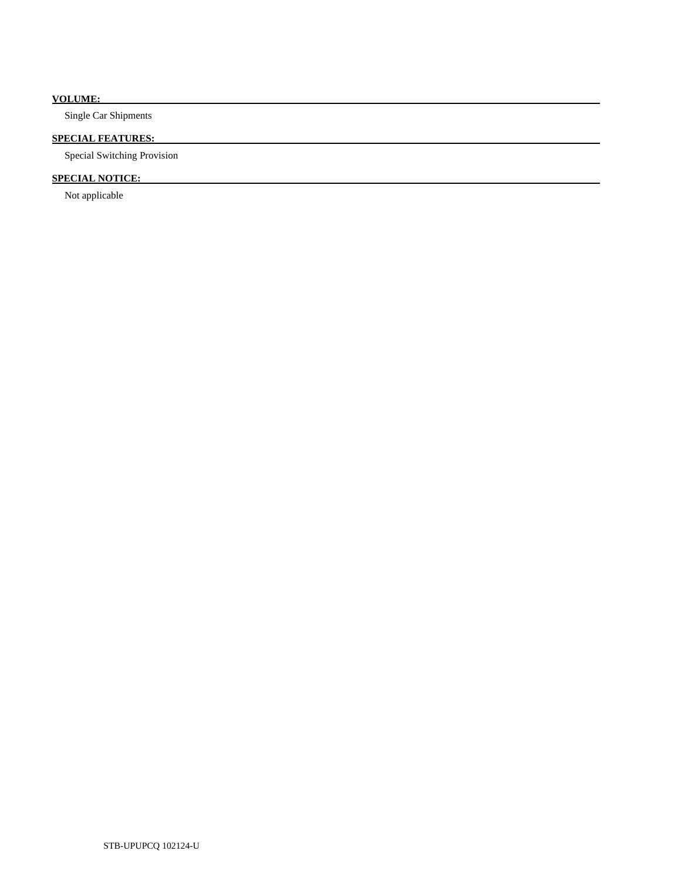**VOLUME:**

Single Car Shipments

**SPECIAL FEATURES:**

Special Switching Provision

**SPECIAL NOTICE:**

Not applicable

STB-UPUPCQ 102124-U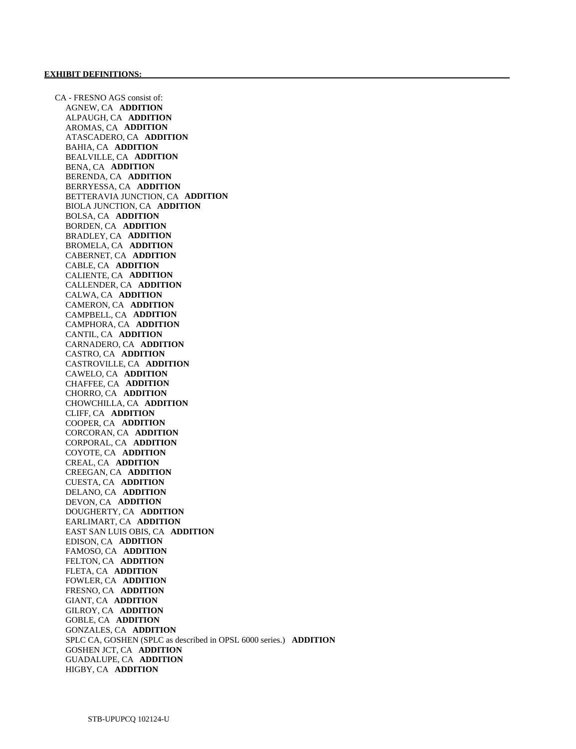**EXHIBIT DEFINITIONS:**

CA - FRESNO AGS consist of:
AGNEW, CA **ADDITION**
ALPAUGH, CA **ADDITION**
AROMAS, CA **ADDITION**
ATASCADERO, CA **ADDITION**
BAHIA, CA **ADDITION**
BEALVILLE, CA **ADDITION**
BENA, CA **ADDITION**
BERENDA, CA **ADDITION**
BERRYESSA, CA **ADDITION**
BETTERAVIA JUNCTION, CA **ADDITION**
BIOLA JUNCTION, CA **ADDITION**
BOLSA, CA **ADDITION**
BORDEN, CA **ADDITION**
BRADLEY, CA **ADDITION**
BROMELA, CA **ADDITION**
CABERNET, CA **ADDITION**
CABLE, CA **ADDITION**
CALIENTE, CA **ADDITION**
CALLENDER, CA **ADDITION**
CALWA, CA **ADDITION**
CAMERON, CA **ADDITION**
CAMPBELL, CA **ADDITION**
CAMPHORA, CA **ADDITION**
CANTIL, CA **ADDITION**
CARNADERO, CA **ADDITION**
CASTRO, CA **ADDITION**
CASTROVILLE, CA **ADDITION**
CAWELO, CA **ADDITION**
CHAFFEE, CA **ADDITION**
CHORRO, CA **ADDITION**
CHOWCHILLA, CA **ADDITION**
CLIFF, CA **ADDITION**
COOPER, CA **ADDITION**
CORCORAN, CA **ADDITION**
CORPORAL, CA **ADDITION**
COYOTE, CA **ADDITION**
CREAL, CA **ADDITION**
CREEGAN, CA **ADDITION**
CUESTA, CA **ADDITION**
DELANO, CA **ADDITION**
DEVON, CA **ADDITION**
DOUGHERTY, CA **ADDITION**
EARLIMART, CA **ADDITION**
EAST SAN LUIS OBIS, CA **ADDITION**
EDISON, CA **ADDITION**
FAMOSO, CA **ADDITION**
FELTON, CA **ADDITION**
FLETA, CA **ADDITION**
FOWLER, CA **ADDITION**
FRESNO, CA **ADDITION**
GIANT, CA **ADDITION**
GILROY, CA **ADDITION**
GOBLE, CA **ADDITION**
GONZALES, CA **ADDITION**
SPLC CA, GOSHEN (SPLC as described in OPSL 6000 series.) **ADDITION**
GOSHEN JCT, CA **ADDITION**
GUADALUPE, CA **ADDITION**
HIGBY, CA **ADDITION**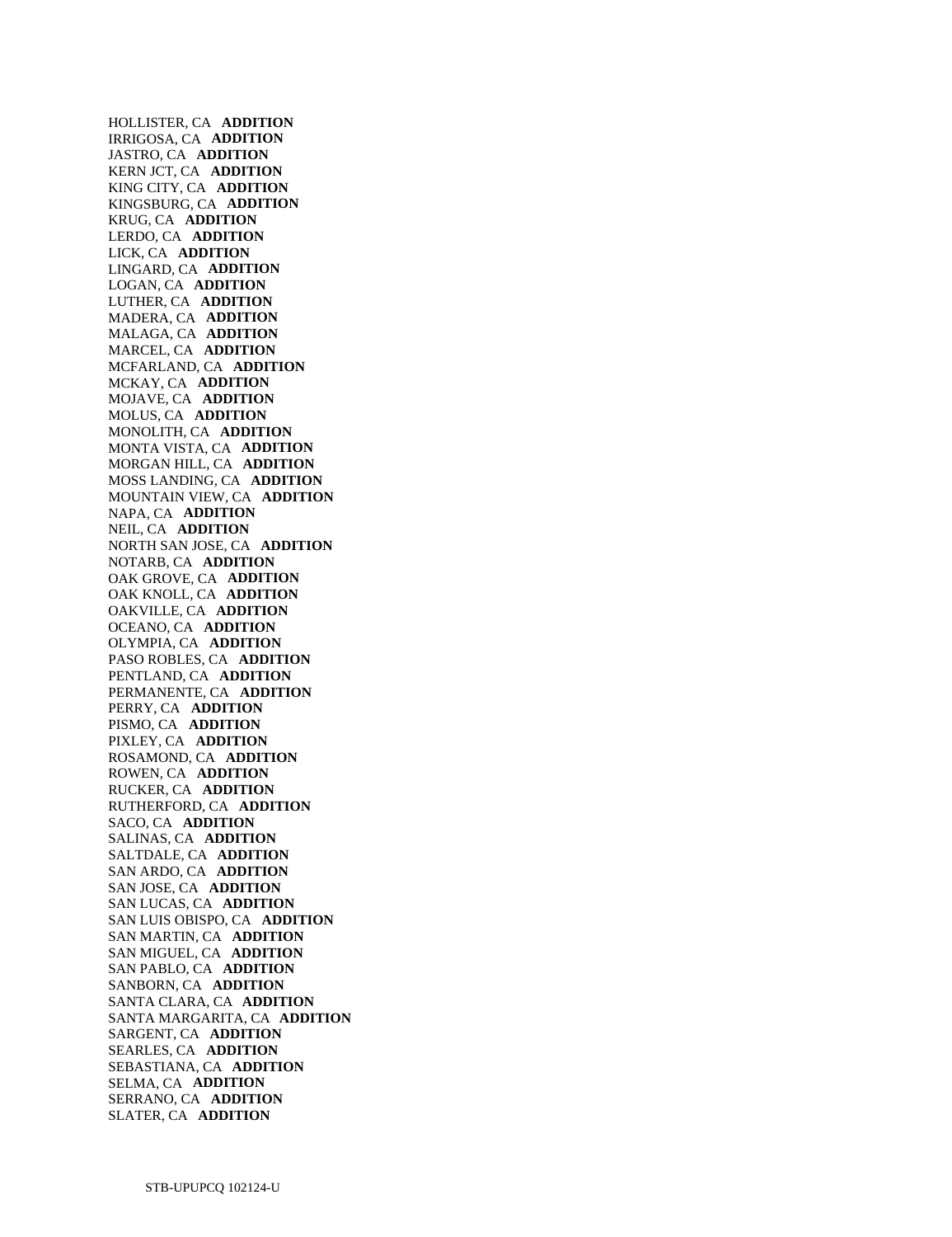HOLLISTER, CA **ADDITION**
IRRIGOSA, CA **ADDITION**
JASTRO, CA **ADDITION**
KERN JCT, CA **ADDITION**
KING CITY, CA **ADDITION**
KINGSBURG, CA **ADDITION**
KRUG, CA **ADDITION**
LERDO, CA **ADDITION**
LICK, CA **ADDITION**
LINGARD, CA **ADDITION**
LOGAN, CA **ADDITION**
LUTHER, CA **ADDITION**
MADERA, CA **ADDITION**
MALAGA, CA **ADDITION**
MARCEL, CA **ADDITION**
MCFARLAND, CA **ADDITION**
MCKAY, CA **ADDITION**
MOJAVE, CA **ADDITION**
MOLUS, CA **ADDITION**
MONOLITH, CA **ADDITION**
MONTA VISTA, CA **ADDITION**
MORGAN HILL, CA **ADDITION**
MOSS LANDING, CA **ADDITION**
MOUNTAIN VIEW, CA **ADDITION**
NAPA, CA **ADDITION**
NEIL, CA **ADDITION**
NORTH SAN JOSE, CA **ADDITION**
NOTARB, CA **ADDITION**
OAK GROVE, CA **ADDITION**
OAK KNOLL, CA **ADDITION**
OAKVILLE, CA **ADDITION**
OCEANO, CA **ADDITION**
OLYMPIA, CA **ADDITION**
PASO ROBLES, CA **ADDITION**
PENTLAND, CA **ADDITION**
PERMANENTE, CA **ADDITION**
PERRY, CA **ADDITION**
PISMO, CA **ADDITION**
PIXLEY, CA **ADDITION**
ROSAMOND, CA **ADDITION**
ROWEN, CA **ADDITION**
RUCKER, CA **ADDITION**
RUTHERFORD, CA **ADDITION**
SACO, CA **ADDITION**
SALINAS, CA **ADDITION**
SALTDALE, CA **ADDITION**
SAN ARDO, CA **ADDITION**
SAN JOSE, CA **ADDITION**
SAN LUCAS, CA **ADDITION**
SAN LUIS OBISPO, CA **ADDITION**
SAN MARTIN, CA **ADDITION**
SAN MIGUEL, CA **ADDITION**
SAN PABLO, CA **ADDITION**
SANBORN, CA **ADDITION**
SANTA CLARA, CA **ADDITION**
SANTA MARGARITA, CA **ADDITION**
SARGENT, CA **ADDITION**
SEARLES, CA **ADDITION**
SEBASTIANA, CA **ADDITION**
SELMA, CA **ADDITION**
SERRANO, CA **ADDITION**
SLATER, CA **ADDITION**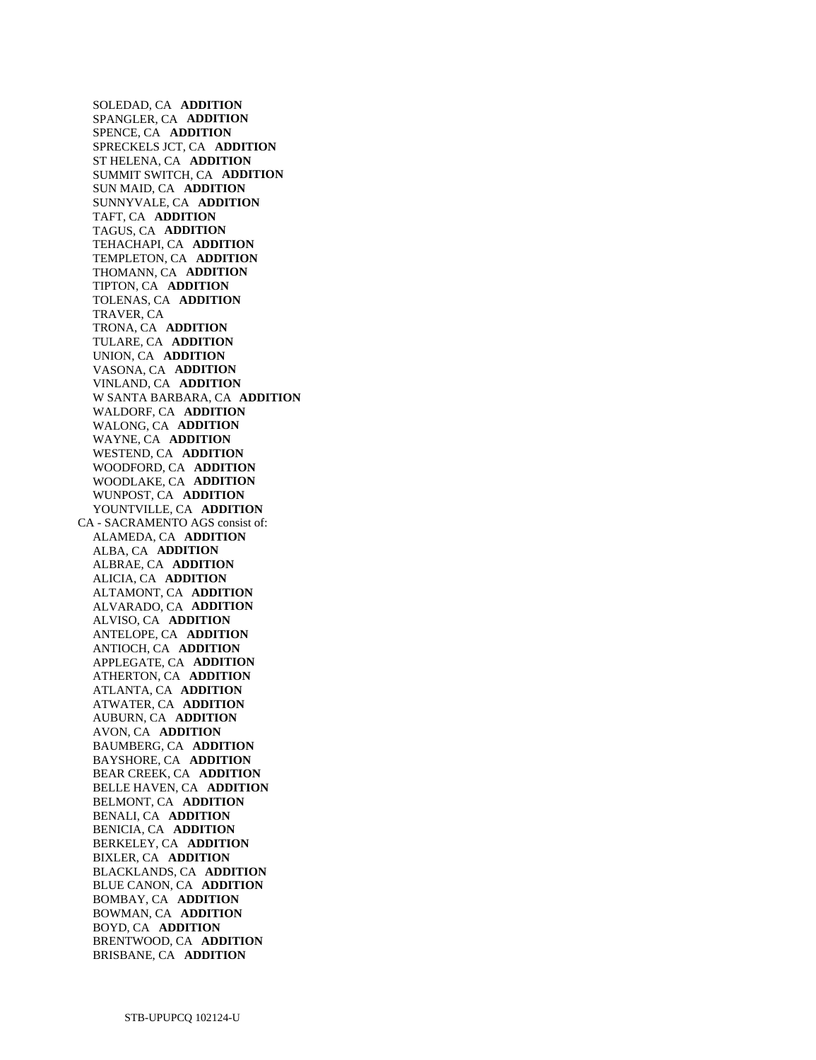SOLEDAD, CA **ADDITION**
SPANGLER, CA **ADDITION**
SPENCE, CA **ADDITION**
SPRECKELS JCT, CA **ADDITION**
ST HELENA, CA **ADDITION**
SUMMIT SWITCH, CA **ADDITION**
SUN MAID, CA **ADDITION**
SUNNYVALE, CA **ADDITION**
TAFT, CA **ADDITION**
TAGUS, CA **ADDITION**
TEHACHAPI, CA **ADDITION**
TEMPLETON, CA **ADDITION**
THOMANN, CA **ADDITION**
TIPTON, CA **ADDITION**
TOLENAS, CA **ADDITION**
TRAVER, CA
TRONA, CA **ADDITION**
TULARE, CA **ADDITION**
UNION, CA **ADDITION**
VASONA, CA **ADDITION**
VINLAND, CA **ADDITION**
W SANTA BARBARA, CA **ADDITION**
WALDORF, CA **ADDITION**
WALONG, CA **ADDITION**
WAYNE, CA **ADDITION**
WESTEND, CA **ADDITION**
WOODFORD, CA **ADDITION**
WOODLAKE, CA **ADDITION**
WUNPOST, CA **ADDITION**
YOUNTVILLE, CA **ADDITION**

CA - SACRAMENTO AGS consist of:

ALAMEDA, CA **ADDITION**
ALBA, CA **ADDITION**
ALBRAE, CA **ADDITION**
ALICIA, CA **ADDITION**
ALTAMONT, CA **ADDITION**
ALVARADO, CA **ADDITION**
ALVISO, CA **ADDITION**
ANTELOPE, CA **ADDITION**
ANTIOCH, CA **ADDITION**
APPLEGATE, CA **ADDITION**
ATHERTON, CA **ADDITION**
ATLANTA, CA **ADDITION**
ATWATER, CA **ADDITION**
AUBURN, CA **ADDITION**
AVON, CA **ADDITION**
BAUMBERG, CA **ADDITION**
BAYSHORE, CA **ADDITION**
BEAR CREEK, CA **ADDITION**
BELLE HAVEN, CA **ADDITION**
BELMONT, CA **ADDITION**
BENALI, CA **ADDITION**
BENICIA, CA **ADDITION**
BERKELEY, CA **ADDITION**
BIXLER, CA **ADDITION**
BLACKLANDS, CA **ADDITION**
BLUE CANON, CA **ADDITION**
BOMBAY, CA **ADDITION**
BOWMAN, CA **ADDITION**
BOYD, CA **ADDITION**
BRENTWOOD, CA **ADDITION**
BRISBANE, CA **ADDITION**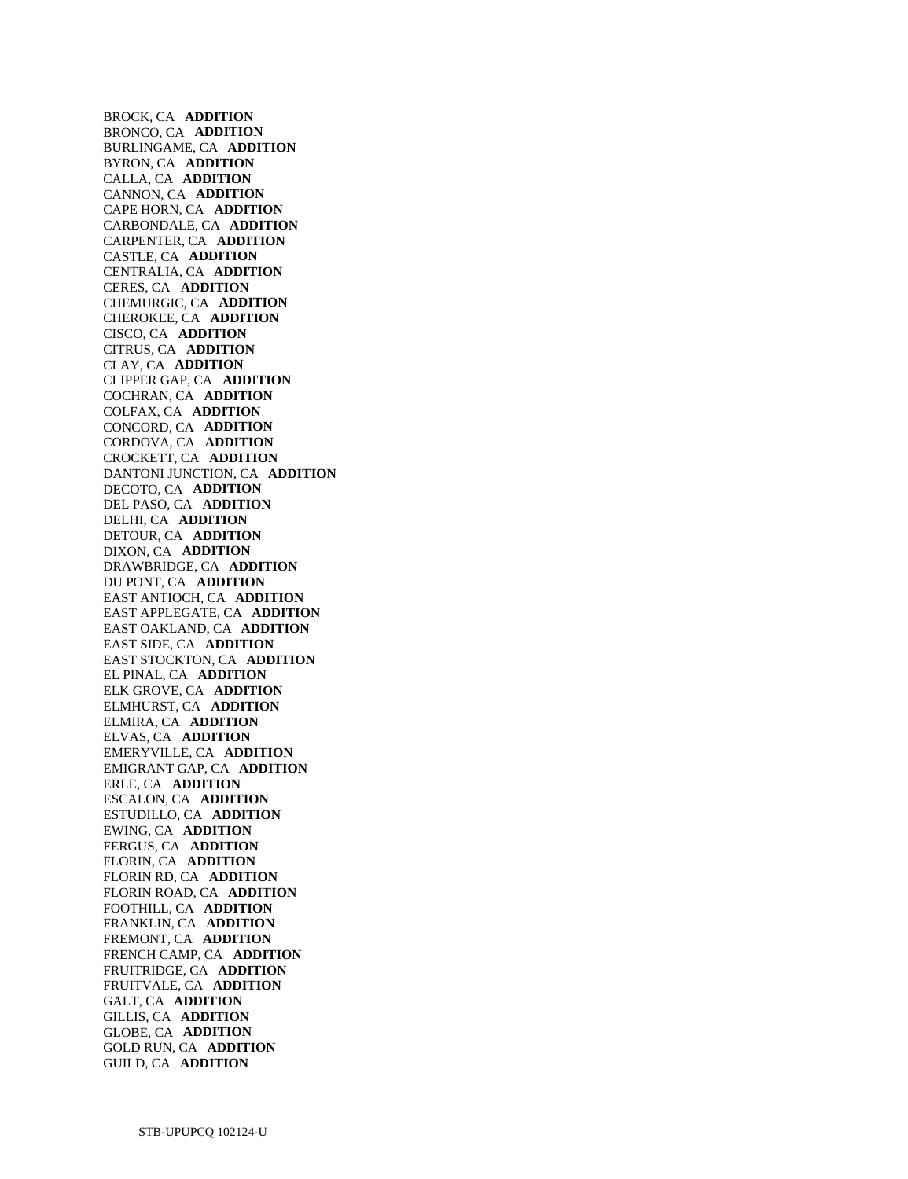BROCK, CA **ADDITION**
BRONCO, CA **ADDITION**
BURLINGAME, CA **ADDITION**
BYRON, CA **ADDITION**
CALLA, CA **ADDITION**
CANNON, CA **ADDITION**
CAPE HORN, CA **ADDITION**
CARBONDALE, CA **ADDITION**
CARPENTER, CA **ADDITION**
CASTLE, CA **ADDITION**
CENTRALIA, CA **ADDITION**
CERES, CA **ADDITION**
CHEMURGIC, CA **ADDITION**
CHEROKEE, CA **ADDITION**
CISCO, CA **ADDITION**
CITRUS, CA **ADDITION**
CLAY, CA **ADDITION**
CLIPPER GAP, CA **ADDITION**
COCHRAN, CA **ADDITION**
COLFAX, CA **ADDITION**
CONCORD, CA **ADDITION**
CORDOVA, CA **ADDITION**
CROCKETT, CA **ADDITION**
DANTONI JUNCTION, CA **ADDITION**
DECOTO, CA **ADDITION**
DEL PASO, CA **ADDITION**
DELHI, CA **ADDITION**
DETOUR, CA **ADDITION**
DIXON, CA **ADDITION**
DRAWBRIDGE, CA **ADDITION**
DU PONT, CA **ADDITION**
EAST ANTIOCH, CA **ADDITION**
EAST APPLEGATE, CA **ADDITION**
EAST OAKLAND, CA **ADDITION**
EAST SIDE, CA **ADDITION**
EAST STOCKTON, CA **ADDITION**
EL PINAL, CA **ADDITION**
ELK GROVE, CA **ADDITION**
ELMHURST, CA **ADDITION**
ELMIRA, CA **ADDITION**
ELVAS, CA **ADDITION**
EMERYVILLE, CA **ADDITION**
EMIGRANT GAP, CA **ADDITION**
ERLE, CA **ADDITION**
ESCALON, CA **ADDITION**
ESTUDILLO, CA **ADDITION**
EWING, CA **ADDITION**
FERGUS, CA **ADDITION**
FLORIN, CA **ADDITION**
FLORIN RD, CA **ADDITION**
FLORIN ROAD, CA **ADDITION**
FOOTHILL, CA **ADDITION**
FRANKLIN, CA **ADDITION**
FREMONT, CA **ADDITION**
FRENCH CAMP, CA **ADDITION**
FRUITRIDGE, CA **ADDITION**
FRUITVALE, CA **ADDITION**
GALT, CA **ADDITION**
GILLIS, CA **ADDITION**
GLOBE, CA **ADDITION**
GOLD RUN, CA **ADDITION**
GUILD, CA **ADDITION**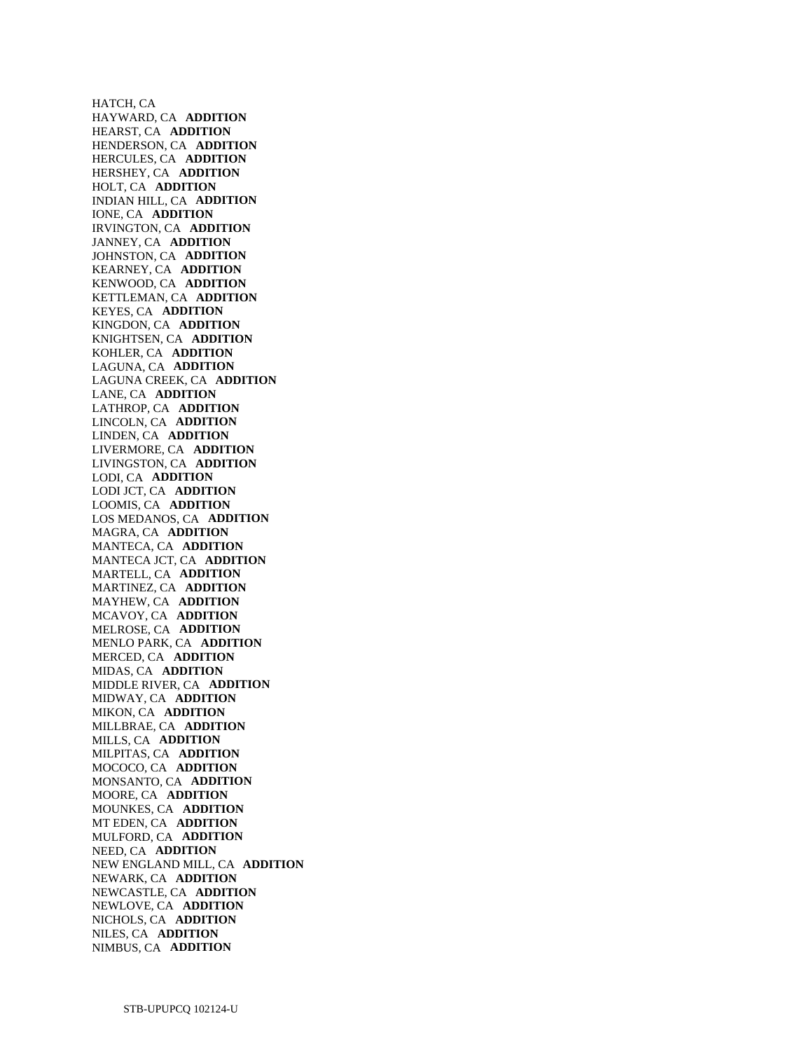HATCH, CA
HAYWARD, CA **ADDITION**
HEARST, CA **ADDITION**
HENDERSON, CA **ADDITION**
HERCULES, CA **ADDITION**
HERSHEY, CA **ADDITION**
HOLT, CA **ADDITION**
INDIAN HILL, CA **ADDITION**
IONE, CA **ADDITION**
IRVINGTON, CA **ADDITION**
JANNEY, CA **ADDITION**
JOHNSTON, CA **ADDITION**
KEARNEY, CA **ADDITION**
KENWOOD, CA **ADDITION**
KETTLEMAN, CA **ADDITION**
KEYES, CA **ADDITION**
KINGDON, CA **ADDITION**
KNIGHTSEN, CA **ADDITION**
KOHLER, CA **ADDITION**
LAGUNA, CA **ADDITION**
LAGUNA CREEK, CA **ADDITION**
LANE, CA **ADDITION**
LATHROP, CA **ADDITION**
LINCOLN, CA **ADDITION**
LINDEN, CA **ADDITION**
LIVERMORE, CA **ADDITION**
LIVINGSTON, CA **ADDITION**
LODI, CA **ADDITION**
LODI JCT, CA **ADDITION**
LOOMIS, CA **ADDITION**
LOS MEDANOS, CA **ADDITION**
MAGRA, CA **ADDITION**
MANTECA, CA **ADDITION**
MANTECA JCT, CA **ADDITION**
MARTELL, CA **ADDITION**
MARTINEZ, CA **ADDITION**
MAYHEW, CA **ADDITION**
MCAVOY, CA **ADDITION**
MELROSE, CA **ADDITION**
MENLO PARK, CA **ADDITION**
MERCED, CA **ADDITION**
MIDAS, CA **ADDITION**
MIDDLE RIVER, CA **ADDITION**
MIDWAY, CA **ADDITION**
MIKON, CA **ADDITION**
MILLBRAE, CA **ADDITION**
MILLS, CA **ADDITION**
MILPITAS, CA **ADDITION**
MOCOCO, CA **ADDITION**
MONSANTO, CA **ADDITION**
MOORE, CA **ADDITION**
MOUNKES, CA **ADDITION**
MT EDEN, CA **ADDITION**
MULFORD, CA **ADDITION**
NEED, CA **ADDITION**
NEW ENGLAND MILL, CA **ADDITION**
NEWARK, CA **ADDITION**
NEWCASTLE, CA **ADDITION**
NEWLOVE, CA **ADDITION**
NICHOLS, CA **ADDITION**
NILES, CA **ADDITION**
NIMBUS, CA **ADDITION**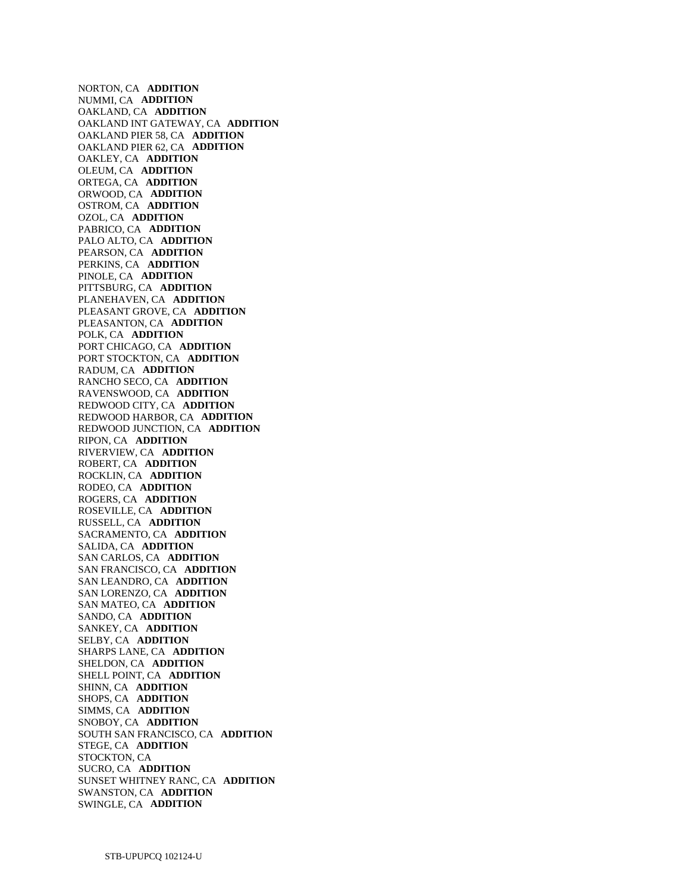NORTON, CA **ADDITION**
NUMMI, CA **ADDITION**
OAKLAND, CA **ADDITION**
OAKLAND INT GATEWAY, CA **ADDITION**
OAKLAND PIER 58, CA **ADDITION**
OAKLAND PIER 62, CA **ADDITION**
OAKLEY, CA **ADDITION**
OLEUM, CA **ADDITION**
ORTEGA, CA **ADDITION**
ORWOOD, CA **ADDITION**
OSTROM, CA **ADDITION**
OZOL, CA **ADDITION**
PABRICO, CA **ADDITION**
PALO ALTO, CA **ADDITION**
PEARSON, CA **ADDITION**
PERKINS, CA **ADDITION**
PINOLE, CA **ADDITION**
PITTSBURG, CA **ADDITION**
PLANEHAVEN, CA **ADDITION**
PLEASANT GROVE, CA **ADDITION**
PLEASANTON, CA **ADDITION**
POLK, CA **ADDITION**
PORT CHICAGO, CA **ADDITION**
PORT STOCKTON, CA **ADDITION**
RADUM, CA **ADDITION**
RANCHO SECO, CA **ADDITION**
RAVENSWOOD, CA **ADDITION**
REDWOOD CITY, CA **ADDITION**
REDWOOD HARBOR, CA **ADDITION**
REDWOOD JUNCTION, CA **ADDITION**
RIPON, CA **ADDITION**
RIVERVIEW, CA **ADDITION**
ROBERT, CA **ADDITION**
ROCKLIN, CA **ADDITION**
RODEO, CA **ADDITION**
ROGERS, CA **ADDITION**
ROSEVILLE, CA **ADDITION**
RUSSELL, CA **ADDITION**
SACRAMENTO, CA **ADDITION**
SALIDA, CA **ADDITION**
SAN CARLOS, CA **ADDITION**
SAN FRANCISCO, CA **ADDITION**
SAN LEANDRO, CA **ADDITION**
SAN LORENZO, CA **ADDITION**
SAN MATEO, CA **ADDITION**
SANDO, CA **ADDITION**
SANKEY, CA **ADDITION**
SELBY, CA **ADDITION**
SHARPS LANE, CA **ADDITION**
SHELDON, CA **ADDITION**
SHELL POINT, CA **ADDITION**
SHINN, CA **ADDITION**
SHOPS, CA **ADDITION**
SIMMS, CA **ADDITION**
SNOBOY, CA **ADDITION**
SOUTH SAN FRANCISCO, CA **ADDITION**
STEGE, CA **ADDITION**
STOCKTON, CA
SUCRO, CA **ADDITION**
SUNSET WHITNEY RANC, CA **ADDITION**
SWANSTON, CA **ADDITION**
SWINGLE, CA **ADDITION**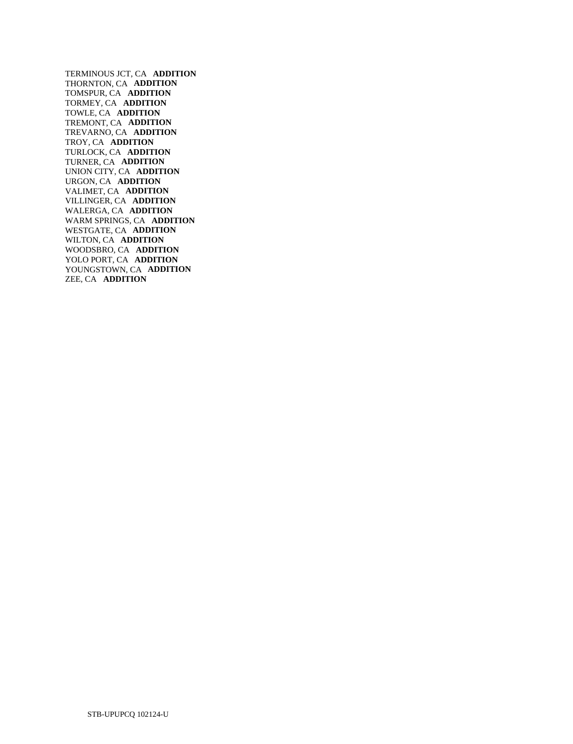TERMINOUS JCT, CA **ADDITION**
THORNTON, CA **ADDITION**
TOMSPUR, CA **ADDITION**
TORMEY, CA **ADDITION**
TOWLE, CA **ADDITION**
TREMONT, CA **ADDITION**
TREVARNO, CA **ADDITION**
TROY, CA **ADDITION**
TURLOCK, CA **ADDITION**
TURNER, CA **ADDITION**
UNION CITY, CA **ADDITION**
URGON, CA **ADDITION**
VALIMET, CA **ADDITION**
VILLINGER, CA **ADDITION**
WALERGA, CA **ADDITION**
WARM SPRINGS, CA **ADDITION**
WESTGATE, CA **ADDITION**
WILTON, CA **ADDITION**
WOODSBRO, CA **ADDITION**
YOLO PORT, CA **ADDITION**
YOUNGSTOWN, CA **ADDITION**
ZEE, CA **ADDITION**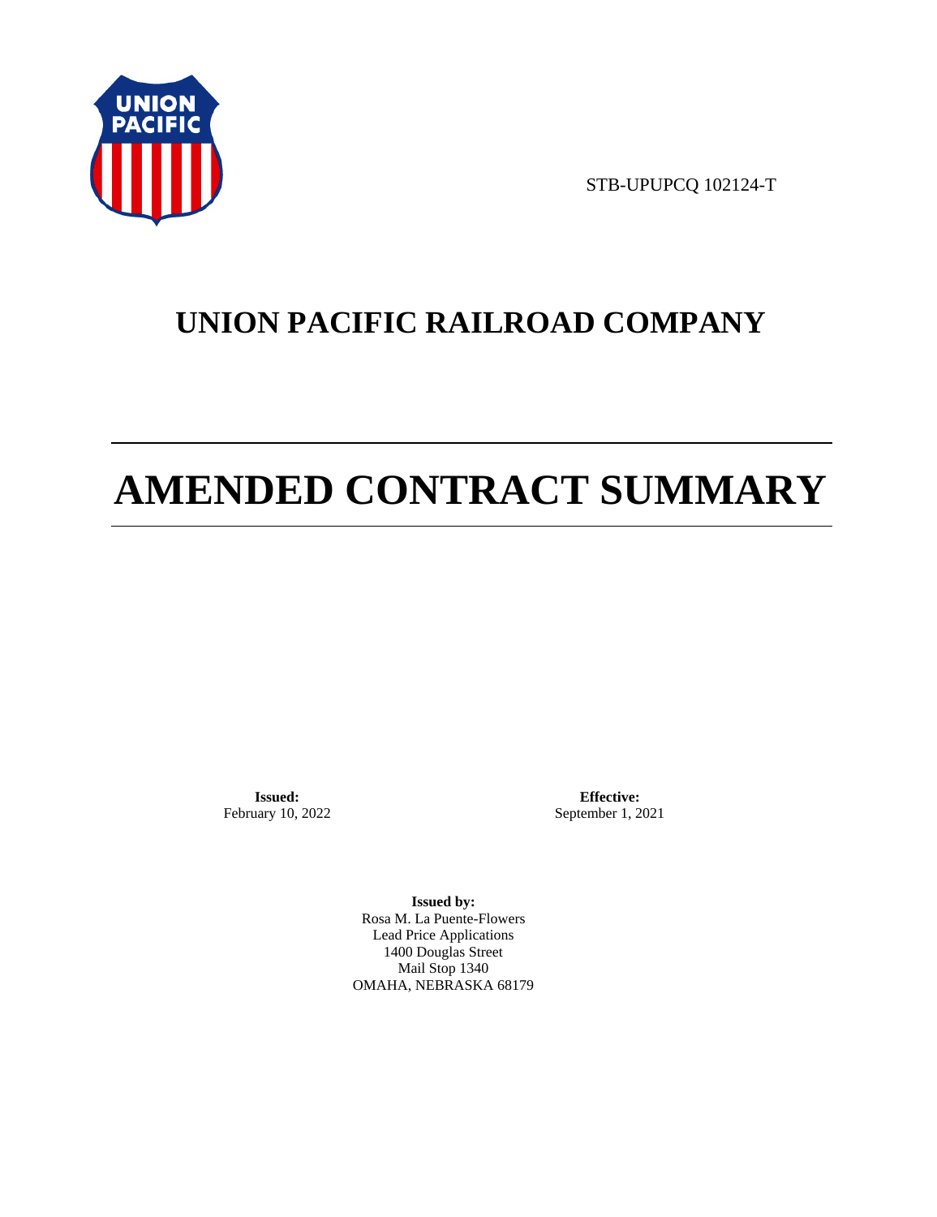STB-UPUPCQ 102124-T

# UNION PACIFIC RAILROAD COMPANY

# AMENDED CONTRACT SUMMARY

**Issued:**
February 10, 2022

**Effective:**
September 1, 2021

**Issued by:**
Rosa M. La Puente-Flowers
Lead Price Applications
1400 Douglas Street
Mail Stop 1340
OMAHA, NEBRASKA 68179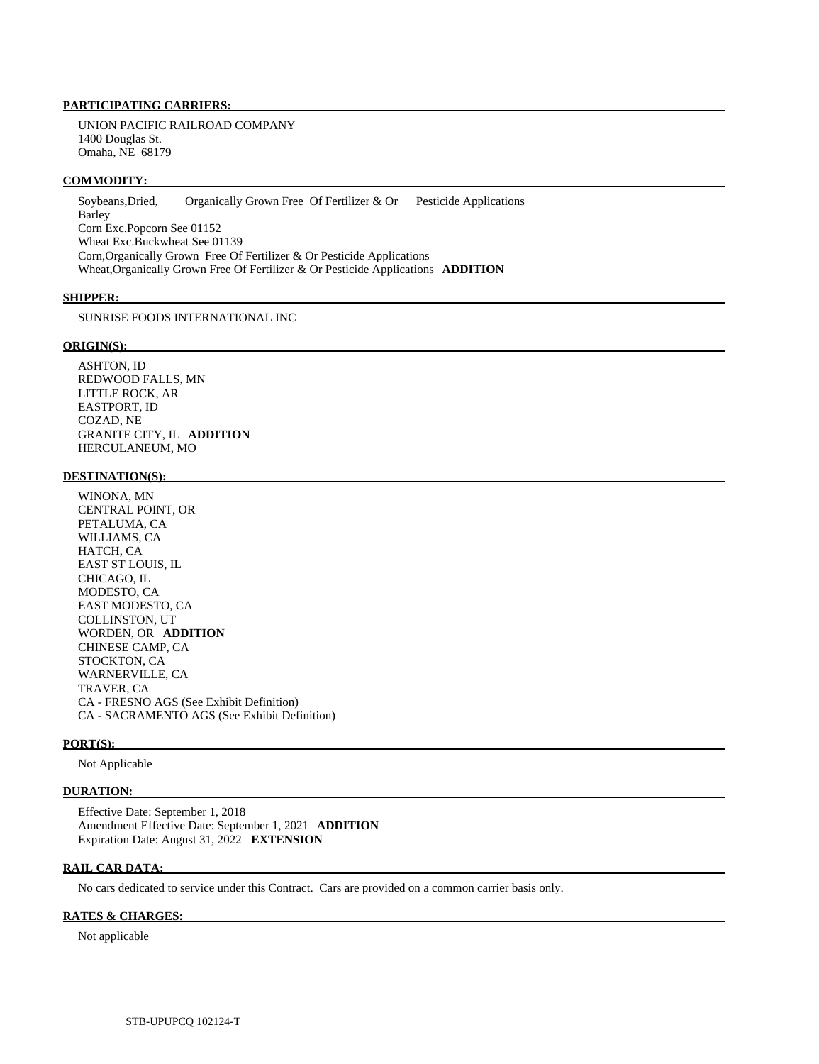**PARTICIPATING CARRIERS:**

UNION PACIFIC RAILROAD COMPANY
1400 Douglas St.
Omaha, NE 68179

**COMMODITY:**

Soybeans,Dried, Organically Grown Free Of Fertilizer & Or Pesticide Applications
Barley
Corn Exc.Popcorn See 01152
Wheat Exc.Buckwheat See 01139
Corn,Organically Grown Free Of Fertilizer & Or Pesticide Applications
Wheat,Organically Grown Free Of Fertilizer & Or Pesticide Applications **ADDITION**

**SHIPPER:**

SUNRISE FOODS INTERNATIONAL INC

**ORIGIN(S):**

ASHTON, ID
REDWOOD FALLS, MN
LITTLE ROCK, AR
EASTPORT, ID
COZAD, NE
GRANITE CITY, IL **ADDITION**
HERCULANEUM, MO

**DESTINATION(S):**

WINONA, MN
CENTRAL POINT, OR
PETALUMA, CA
WILLIAMS, CA
HATCH, CA
EAST ST LOUIS, IL
CHICAGO, IL
MODESTO, CA
EAST MODESTO, CA
COLLINSTON, UT
WORDEN, OR **ADDITION**
CHINESE CAMP, CA
STOCKTON, CA
WARNERVILLE, CA
TRAVER, CA
CA - FRESNO AGS (See Exhibit Definition)
CA - SACRAMENTO AGS (See Exhibit Definition)

**PORT(S):**

Not Applicable

**DURATION:**

Effective Date: September 1, 2018
Amendment Effective Date: September 1, 2021 **ADDITION**
Expiration Date: August 31, 2022 **EXTENSION**

**RAIL CAR DATA:**

No cars dedicated to service under this Contract. Cars are provided on a common carrier basis only.

**RATES & CHARGES:**

Not applicable

STB-UPUPCQ 102124-T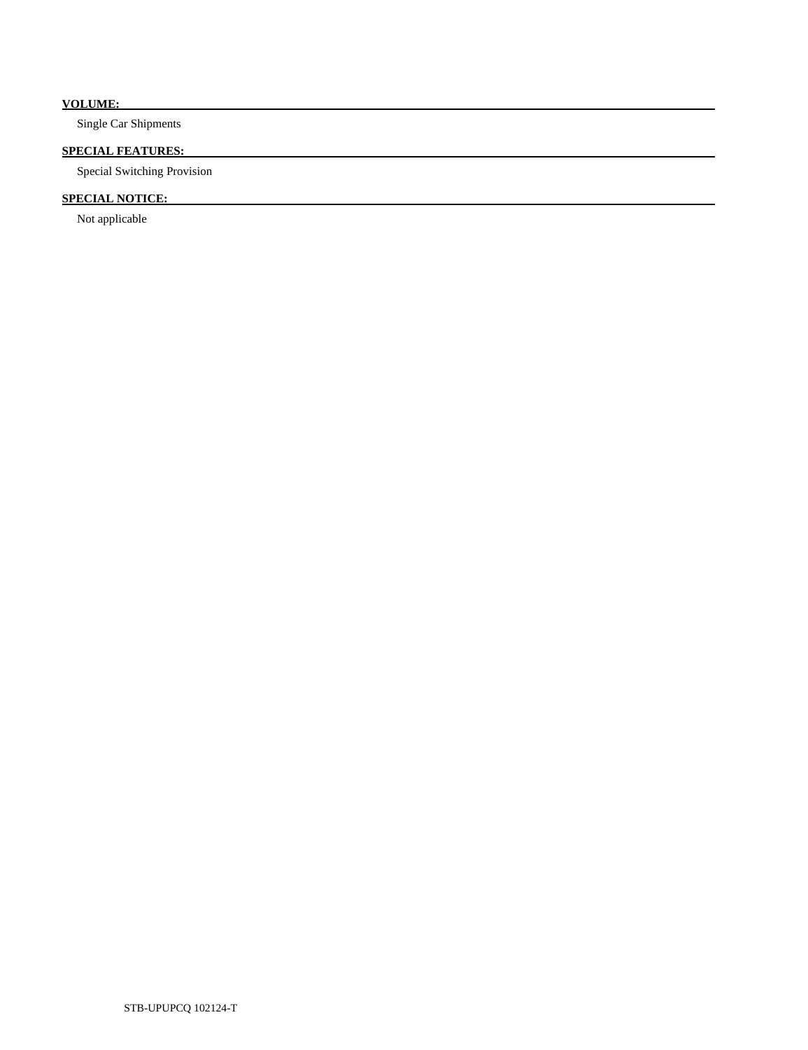**VOLUME:**

Single Car Shipments

**SPECIAL FEATURES:**

Special Switching Provision

**SPECIAL NOTICE:**

Not applicable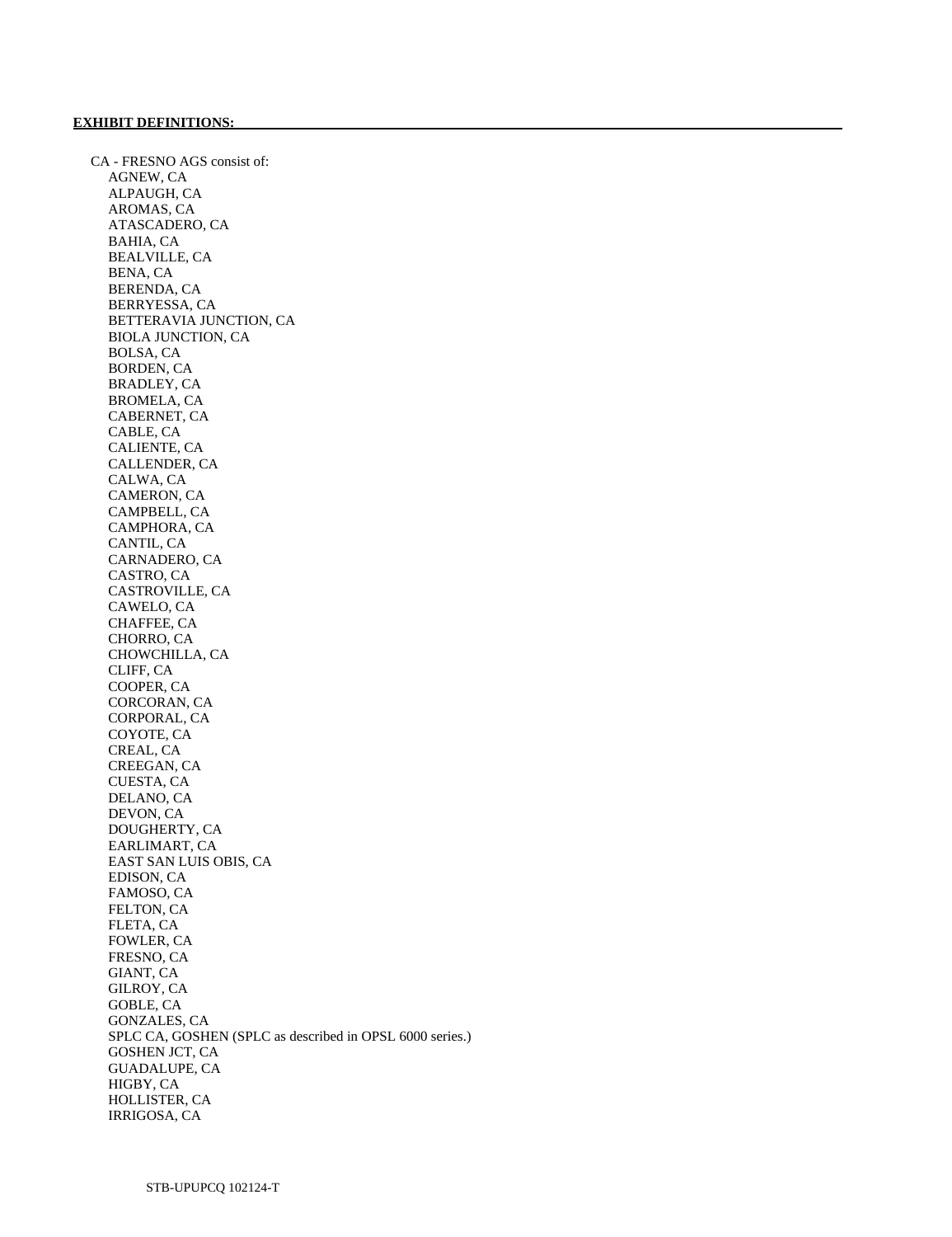**EXHIBIT DEFINITIONS:**

CA - FRESNO AGS consist of:

- AGNEW, CA
- ALPAUGH, CA
- AROMAS, CA
- ATASCADERO, CA
- BAHIA, CA
- BEALVILLE, CA
- BENA, CA
- BERENDA, CA
- BERRYESSA, CA
- BETTERAVIA JUNCTION, CA
- BIOLA JUNCTION, CA
- BOLSA, CA
- BORDEN, CA
- BRADLEY, CA
- BROMELA, CA
- CABERNET, CA
- CABLE, CA
- CALIENTE, CA
- CALLENDER, CA
- CALWA, CA
- CAMERON, CA
- CAMPBELL, CA
- CAMPHORA, CA
- CANTIL, CA
- CARNADERO, CA
- CASTRO, CA
- CASTROVILLE, CA
- CAWELO, CA
- CHAFFEE, CA
- CHORRO, CA
- CHOWCHILLA, CA
- CLIFF, CA
- COOPER, CA
- CORCORAN, CA
- CORPORAL, CA
- COYOTE, CA
- CREAL, CA
- CREEGAN, CA
- CUESTA, CA
- DELANO, CA
- DEVON, CA
- DOUGHERTY, CA
- EARLIMART, CA
- EAST SAN LUIS OBIS, CA
- EDISON, CA
- FAMOSO, CA
- FELTON, CA
- FLETA, CA
- FOWLER, CA
- FRESNO, CA
- GIANT, CA
- GILROY, CA
- GOBLE, CA
- GONZALES, CA
- SPLC CA, GOSHEN (SPLC as described in OPSL 6000 series.)
- GOSHEN JCT, CA
- GUADALUPE, CA
- HIGBY, CA
- HOLLISTER, CA
- IRRIGOSA, CA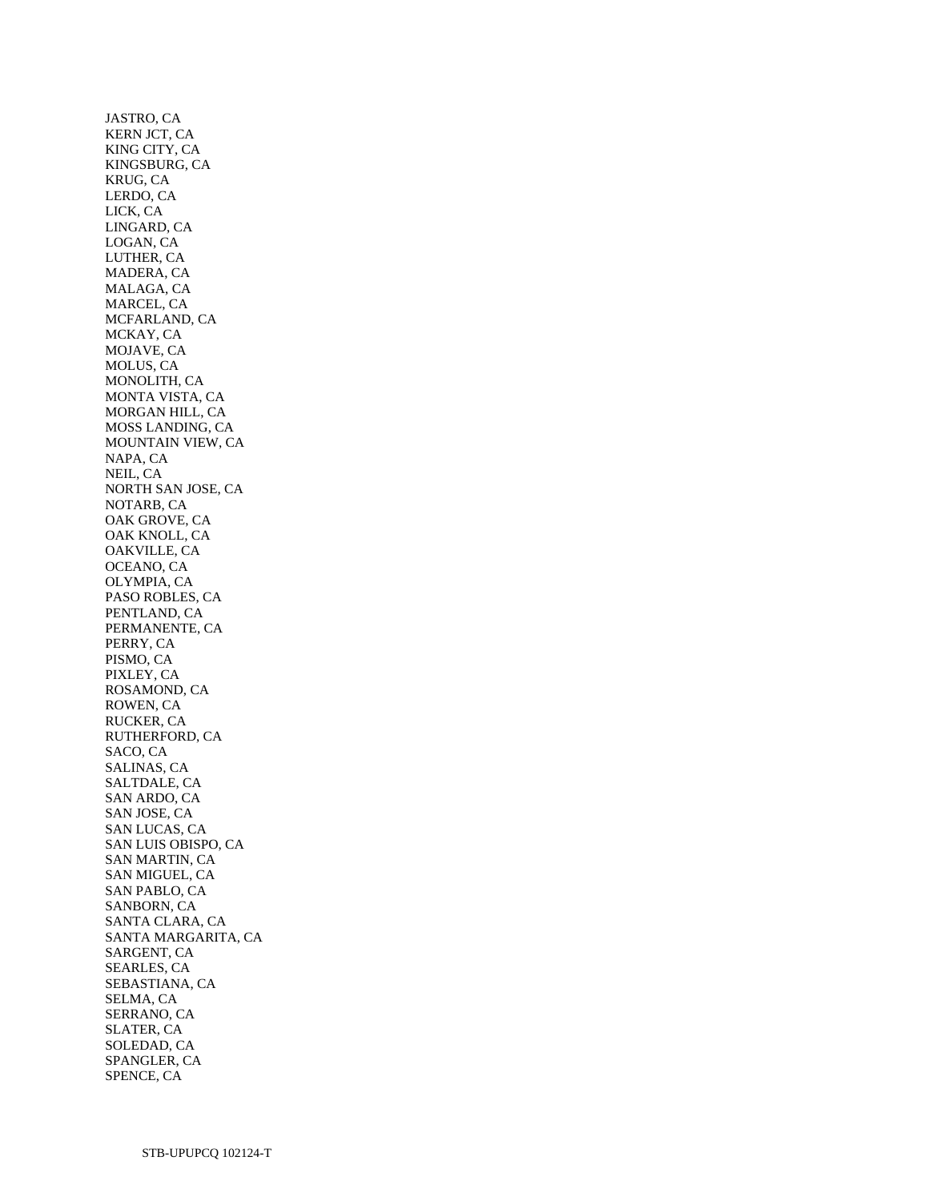JASTRO, CA
KERN JCT, CA
KING CITY, CA
KINGSBURG, CA
KRUG, CA
LERDO, CA
LICK, CA
LINGARD, CA
LOGAN, CA
LUTHER, CA
MADERA, CA
MALAGA, CA
MARCEL, CA
MCFARLAND, CA
MCKAY, CA
MOJAVE, CA
MOLUS, CA
MONOLITH, CA
MONTA VISTA, CA
MORGAN HILL, CA
MOSS LANDING, CA
MOUNTAIN VIEW, CA
NAPA, CA
NEIL, CA
NORTH SAN JOSE, CA
NOTARB, CA
OAK GROVE, CA
OAK KNOLL, CA
OAKVILLE, CA
OCEANO, CA
OLYMPIA, CA
PASO ROBLES, CA
PENTLAND, CA
PERMANENTE, CA
PERRY, CA
PISMO, CA
PIXLEY, CA
ROSAMOND, CA
ROWEN, CA
RUCKER, CA
RUTHERFORD, CA
SACO, CA
SALINAS, CA
SALTDALE, CA
SAN ARDO, CA
SAN JOSE, CA
SAN LUCAS, CA
SAN LUIS OBISPO, CA
SAN MARTIN, CA
SAN MIGUEL, CA
SAN PABLO, CA
SANBORN, CA
SANTA CLARA, CA
SANTA MARGARITA, CA
SARGENT, CA
SEARLES, CA
SEBASTIANA, CA
SELMA, CA
SERRANO, CA
SLATER, CA
SOLEDAD, CA
SPANGLER, CA
SPENCE, CA

STB-UPUPCQ 102124-T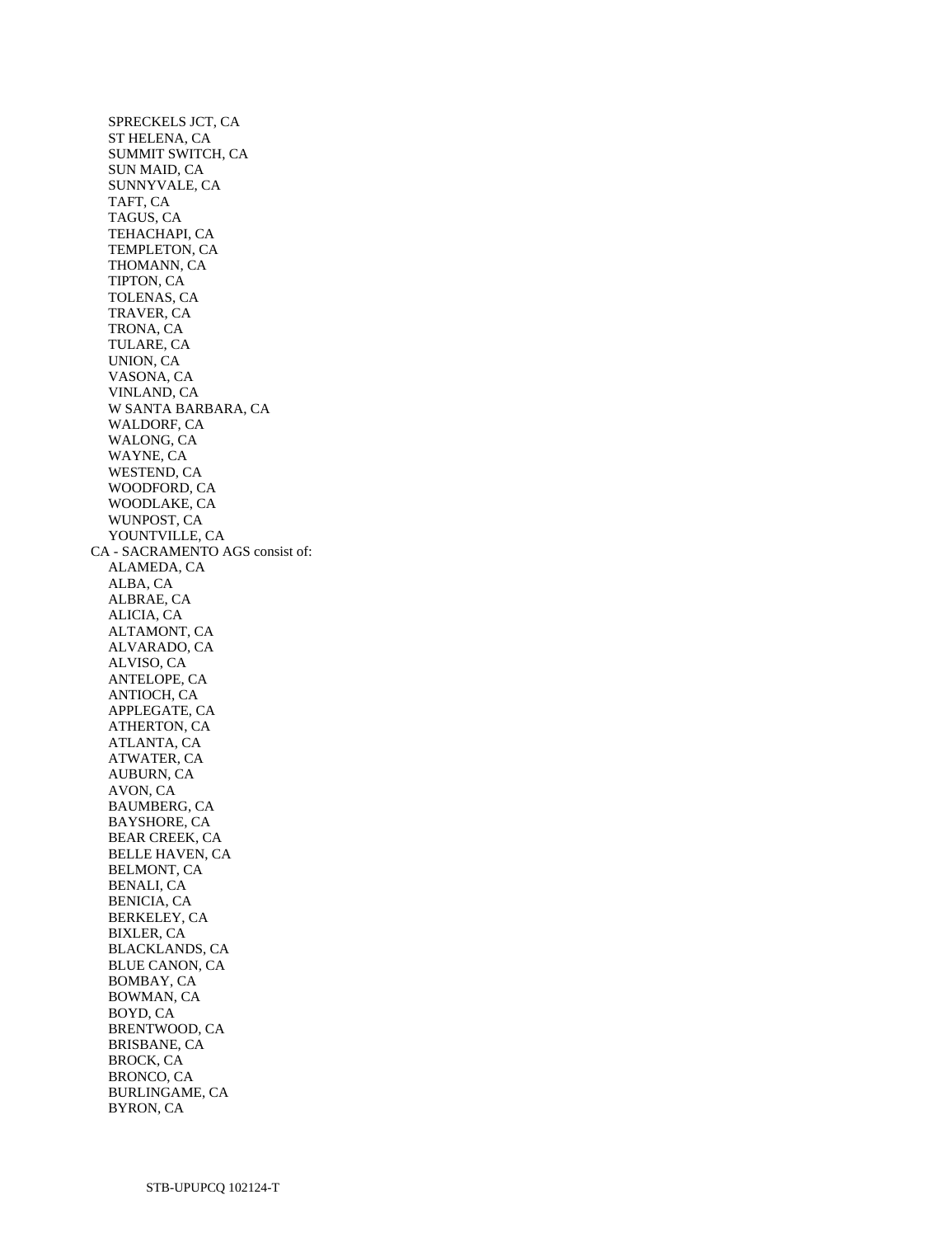SPRECKELS JCT, CA
ST HELENA, CA
SUMMIT SWITCH, CA
SUN MAID, CA
SUNNYVALE, CA
TAFT, CA
TAGUS, CA
TEHACHAPI, CA
TEMPLETON, CA
THOMANN, CA
TIPTON, CA
TOLENAS, CA
TRAVER, CA
TRONA, CA
TULARE, CA
UNION, CA
VASONA, CA
VINLAND, CA
W SANTA BARBARA, CA
WALDORF, CA
WALONG, CA
WAYNE, CA
WESTEND, CA
WOODFORD, CA
WOODLAKE, CA
WUNPOST, CA
YOUNTVILLE, CA

CA - SACRAMENTO AGS consist of:

ALAMEDA, CA
ALBA, CA
ALBRAE, CA
ALICIA, CA
ALTAMONT, CA
ALVARADO, CA
ALVISO, CA
ANTELOPE, CA
ANTIOCH, CA
APPLEGATE, CA
ATHERTON, CA
ATLANTA, CA
ATWATER, CA
AUBURN, CA
AVON, CA
BAUMBERG, CA
BAYSHORE, CA
BEAR CREEK, CA
BELLE HAVEN, CA
BELMONT, CA
BENALI, CA
BENICIA, CA
BERKELEY, CA
BIXLER, CA
BLACKLANDS, CA
BLUE CANON, CA
BOMBAY, CA
BOWMAN, CA
BOYD, CA
BRENTWOOD, CA
BRISBANE, CA
BROCK, CA
BRONCO, CA
BURLINGAME, CA
BYRON, CA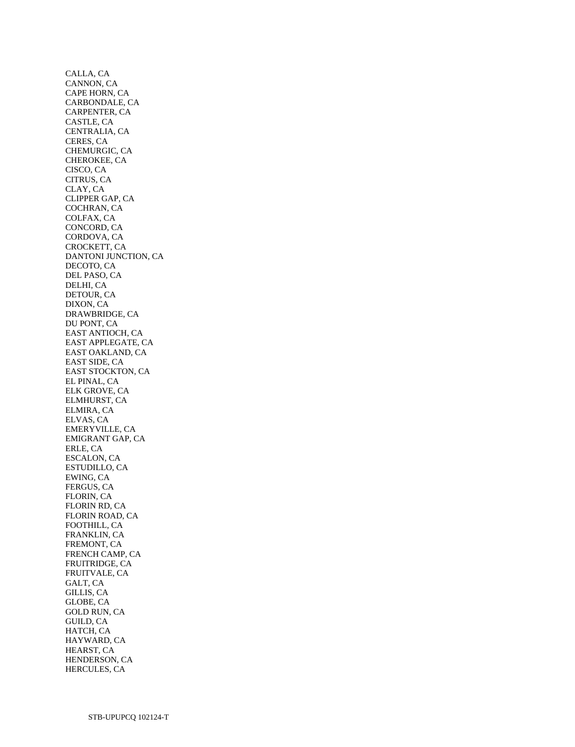CALLA, CA
CANNON, CA
CAPE HORN, CA
CARBONDALE, CA
CARPENTER, CA
CASTLE, CA
CENTRALIA, CA
CERES, CA
CHEMURGIC, CA
CHEROKEE, CA
CISCO, CA
CITRUS, CA
CLAY, CA
CLIPPER GAP, CA
COCHRAN, CA
COLFAX, CA
CONCORD, CA
CORDOVA, CA
CROCKETT, CA
DANTONI JUNCTION, CA
DECOTO, CA
DEL PASO, CA
DELHI, CA
DETOUR, CA
DIXON, CA
DRAWBRIDGE, CA
DU PONT, CA
EAST ANTIOCH, CA
EAST APPLEGATE, CA
EAST OAKLAND, CA
EAST SIDE, CA
EAST STOCKTON, CA
EL PINAL, CA
ELK GROVE, CA
ELMHURST, CA
ELMIRA, CA
ELVAS, CA
EMERYVILLE, CA
EMIGRANT GAP, CA
ERLE, CA
ESCALON, CA
ESTUDILLO, CA
EWING, CA
FERGUS, CA
FLORIN, CA
FLORIN RD, CA
FLORIN ROAD, CA
FOOTHILL, CA
FRANKLIN, CA
FREMONT, CA
FRENCH CAMP, CA
FRUITRIDGE, CA
FRUITVALE, CA
GALT, CA
GILLIS, CA
GLOBE, CA
GOLD RUN, CA
GUILD, CA
HATCH, CA
HAYWARD, CA
HEARST, CA
HENDERSON, CA
HERCULES, CA

STB-UPUPCQ 102124-T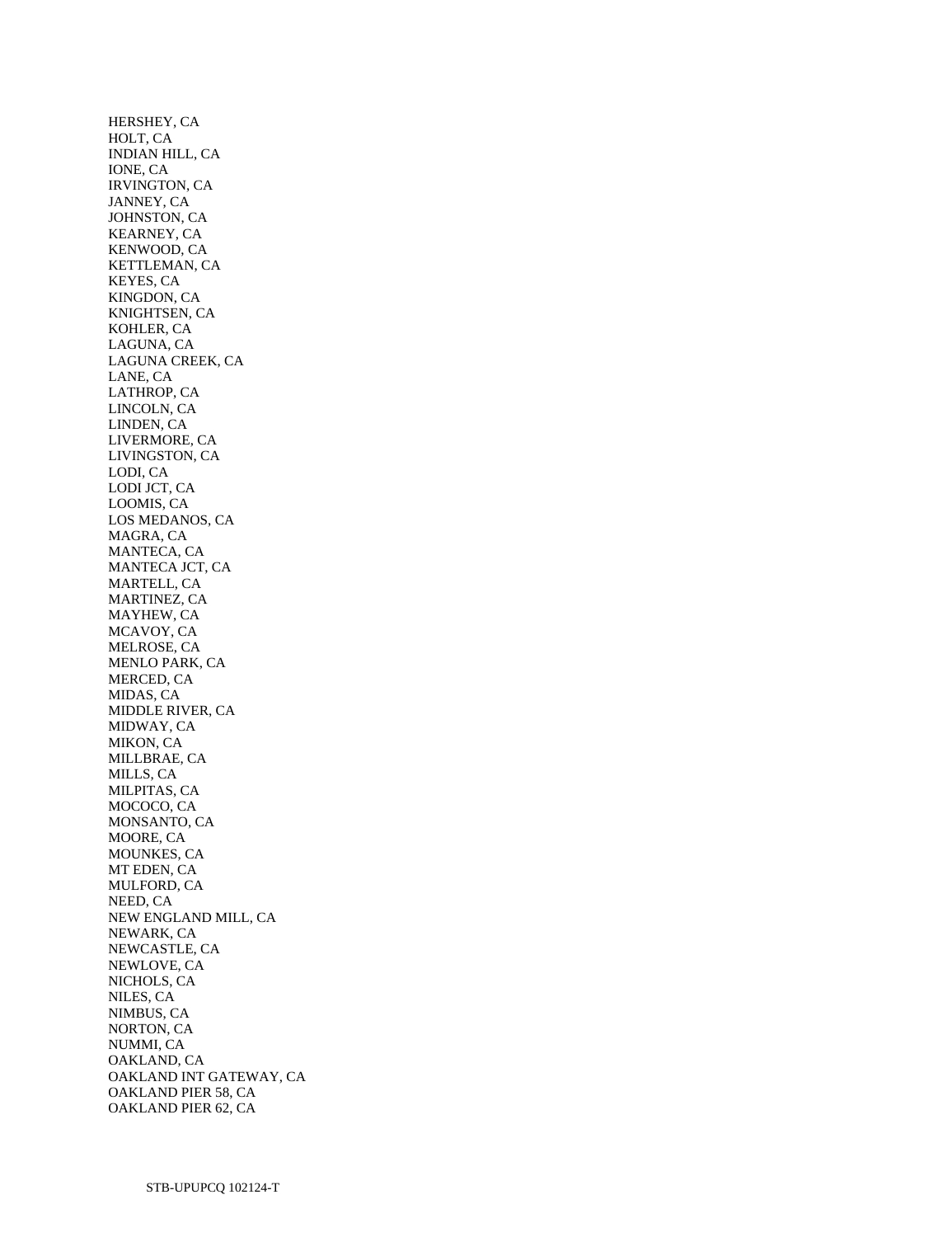HERSHEY, CA
HOLT, CA
INDIAN HILL, CA
IONE, CA
IRVINGTON, CA
JANNEY, CA
JOHNSTON, CA
KEARNEY, CA
KENWOOD, CA
KETTLEMAN, CA
KEYES, CA
KINGDON, CA
KNIGHTSEN, CA
KOHLER, CA
LAGUNA, CA
LAGUNA CREEK, CA
LANE, CA
LATHROP, CA
LINCOLN, CA
LINDEN, CA
LIVERMORE, CA
LIVINGSTON, CA
LODI, CA
LODI JCT, CA
LOOMIS, CA
LOS MEDANOS, CA
MAGRA, CA
MANTECA, CA
MANTECA JCT, CA
MARTELL, CA
MARTINEZ, CA
MAYHEW, CA
MCAVOY, CA
MELROSE, CA
MENLO PARK, CA
MERCED, CA
MIDAS, CA
MIDDLE RIVER, CA
MIDWAY, CA
MIKON, CA
MILLBRAE, CA
MILLS, CA
MILPITAS, CA
MOCOCO, CA
MONSANTO, CA
MOORE, CA
MOUNKES, CA
MT EDEN, CA
MULFORD, CA
NEED, CA
NEW ENGLAND MILL, CA
NEWARK, CA
NEWCASTLE, CA
NEWLOVE, CA
NICHOLS, CA
NILES, CA
NIMBUS, CA
NORTON, CA
NUMMI, CA
OAKLAND, CA
OAKLAND INT GATEWAY, CA
OAKLAND PIER 58, CA
OAKLAND PIER 62, CA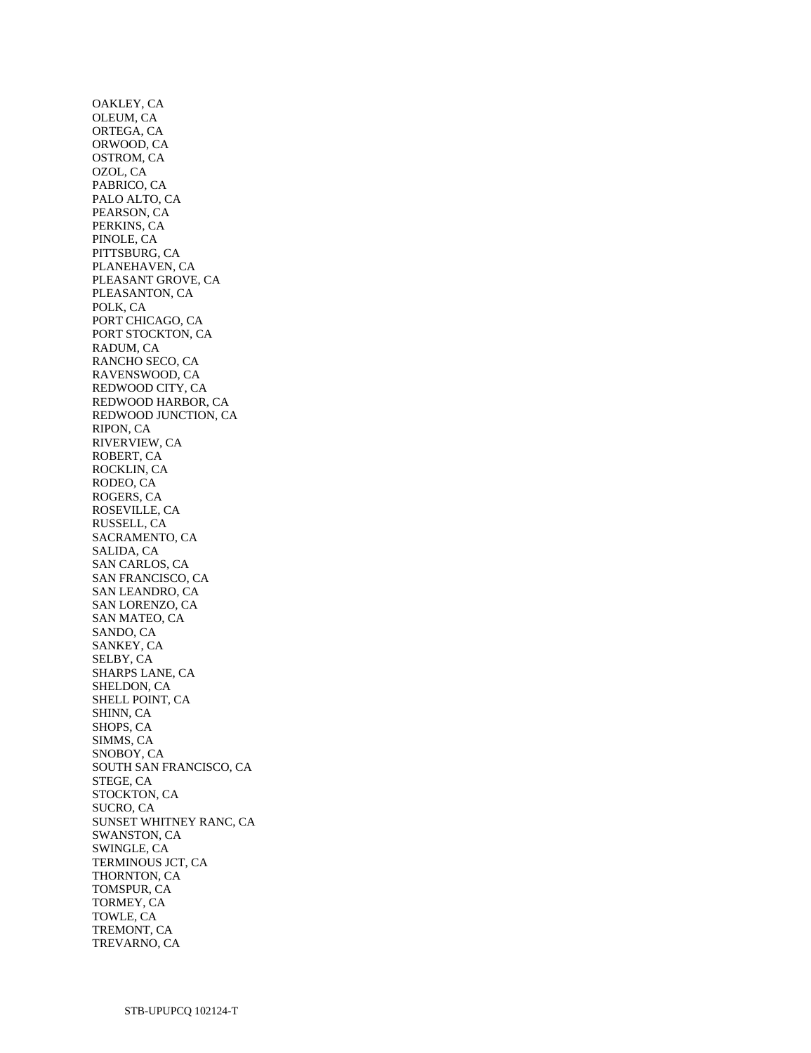OAKLEY, CA
OLEUM, CA
ORTEGA, CA
ORWOOD, CA
OSTROM, CA
OZOL, CA
PABRICO, CA
PALO ALTO, CA
PEARSON, CA
PERKINS, CA
PINOLE, CA
PITTSBURG, CA
PLANEHAVEN, CA
PLEASANT GROVE, CA
PLEASANTON, CA
POLK, CA
PORT CHICAGO, CA
PORT STOCKTON, CA
RADUM, CA
RANCHO SECO, CA
RAVENSWOOD, CA
REDWOOD CITY, CA
REDWOOD HARBOR, CA
REDWOOD JUNCTION, CA
RIPON, CA
RIVERVIEW, CA
ROBERT, CA
ROCKLIN, CA
RODEO, CA
ROGERS, CA
ROSEVILLE, CA
RUSSELL, CA
SACRAMENTO, CA
SALIDA, CA
SAN CARLOS, CA
SAN FRANCISCO, CA
SAN LEANDRO, CA
SAN LORENZO, CA
SAN MATEO, CA
SANDO, CA
SANKEY, CA
SELBY, CA
SHARPS LANE, CA
SHELDON, CA
SHELL POINT, CA
SHINN, CA
SHOPS, CA
SIMMS, CA
SNOBOY, CA
SOUTH SAN FRANCISCO, CA
STEGE, CA
STOCKTON, CA
SUCRO, CA
SUNSET WHITNEY RANC, CA
SWANSTON, CA
SWINGLE, CA
TERMINOUS JCT, CA
THORNTON, CA
TOMSPUR, CA
TORMEY, CA
TOWLE, CA
TREMONT, CA
TREVARNO, CA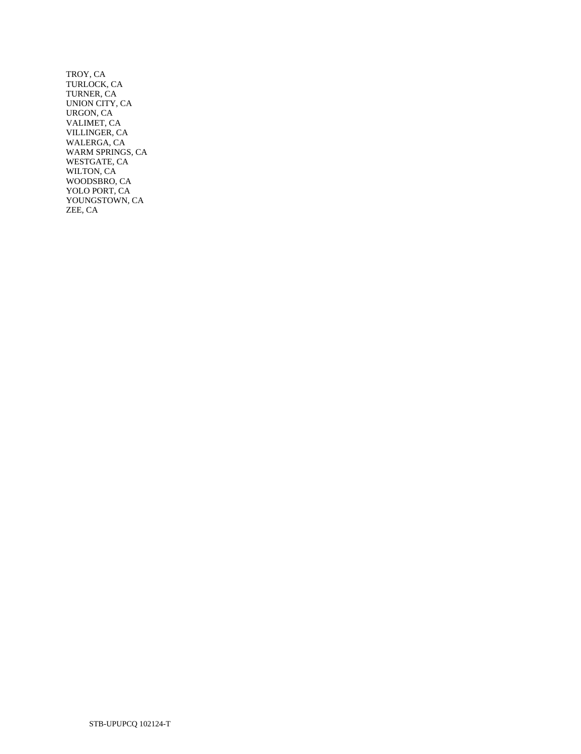TROY, CA
TURLOCK, CA
TURNER, CA
UNION CITY, CA
URGON, CA
VALIMET, CA
VILLINGER, CA
WALERGA, CA
WARM SPRINGS, CA
WESTGATE, CA
WILTON, CA
WOODSBRO, CA
YOLO PORT, CA
YOUNGSTOWN, CA
ZEE, CA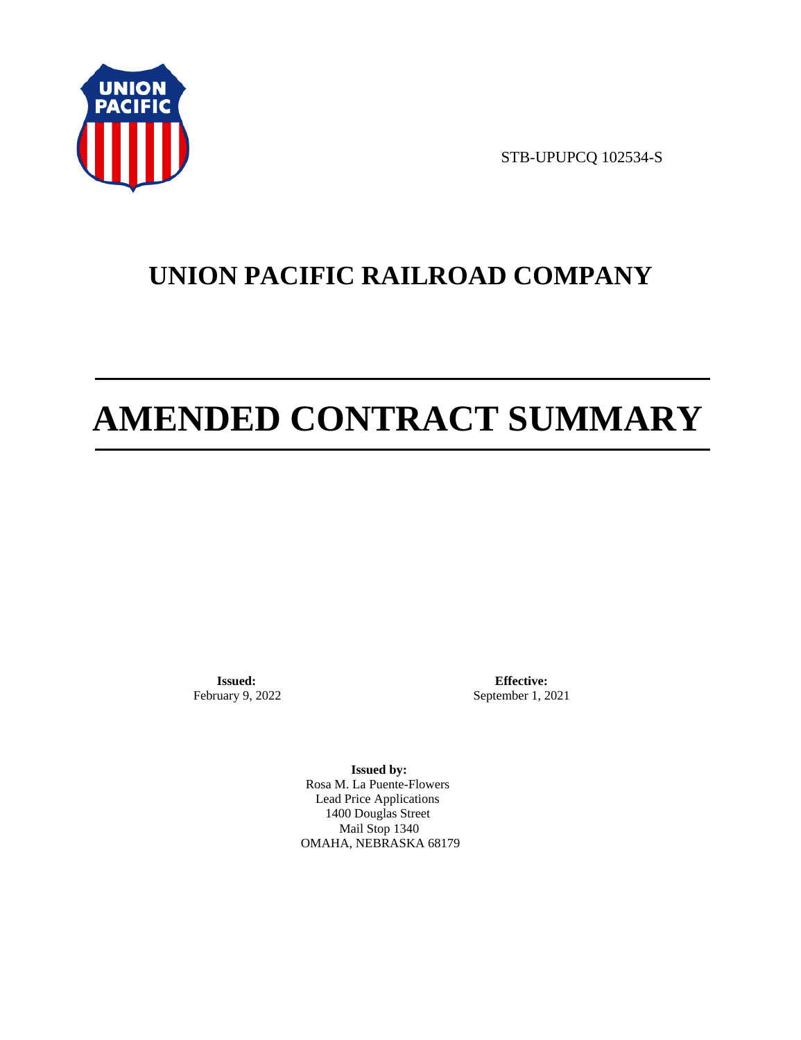STB-UPUPCQ 102534-S

# UNION PACIFIC RAILROAD COMPANY

# AMENDED CONTRACT SUMMARY

**Issued:**
February 9, 2022

**Effective:**
September 1, 2021

**Issued by:**
Rosa M. La Puente-Flowers
Lead Price Applications
1400 Douglas Street
Mail Stop 1340
OMAHA, NEBRASKA 68179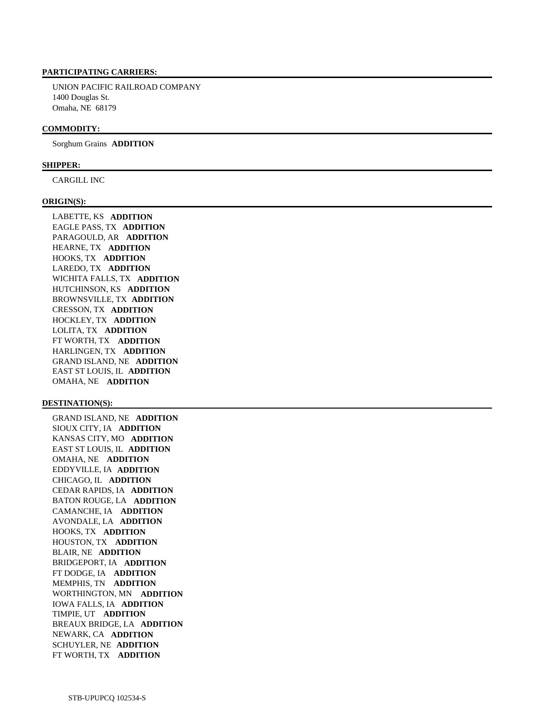**PARTICIPATING CARRIERS:**

UNION PACIFIC RAILROAD COMPANY
1400 Douglas St.
Omaha, NE 68179

**COMMODITY:**

Sorghum Grains **ADDITION**

**SHIPPER:**

CARGILL INC

**ORIGIN(S):**

LABETTE, KS **ADDITION**
EAGLE PASS, TX **ADDITION**
PARAGOULD, AR **ADDITION**
HEARNE, TX **ADDITION**
HOOKS, TX **ADDITION**
LAREDO, TX **ADDITION**
WICHITA FALLS, TX **ADDITION**
HUTCHINSON, KS **ADDITION**
BROWNSVILLE, TX **ADDITION**
CRESSON, TX **ADDITION**
HOCKLEY, TX **ADDITION**
LOLITA, TX **ADDITION**
FT WORTH, TX **ADDITION**
HARLINGEN, TX **ADDITION**
GRAND ISLAND, NE **ADDITION**
EAST ST LOUIS, IL **ADDITION**
OMAHA, NE **ADDITION**

**DESTINATION(S):**

GRAND ISLAND, NE **ADDITION**
SIOUX CITY, IA **ADDITION**
KANSAS CITY, MO **ADDITION**
EAST ST LOUIS, IL **ADDITION**
OMAHA, NE **ADDITION**
EDDYVILLE, IA **ADDITION**
CHICAGO, IL **ADDITION**
CEDAR RAPIDS, IA **ADDITION**
BATON ROUGE, LA **ADDITION**
CAMANCHE, IA **ADDITION**
AVONDALE, LA **ADDITION**
HOOKS, TX **ADDITION**
HOUSTON, TX **ADDITION**
BLAIR, NE **ADDITION**
BRIDGEPORT, IA **ADDITION**
FT DODGE, IA **ADDITION**
MEMPHIS, TN **ADDITION**
WORTHINGTON, MN **ADDITION**
IOWA FALLS, IA **ADDITION**
TIMPIE, UT **ADDITION**
BREAUX BRIDGE, LA **ADDITION**
NEWARK, CA **ADDITION**
SCHUYLER, NE **ADDITION**
FT WORTH, TX **ADDITION**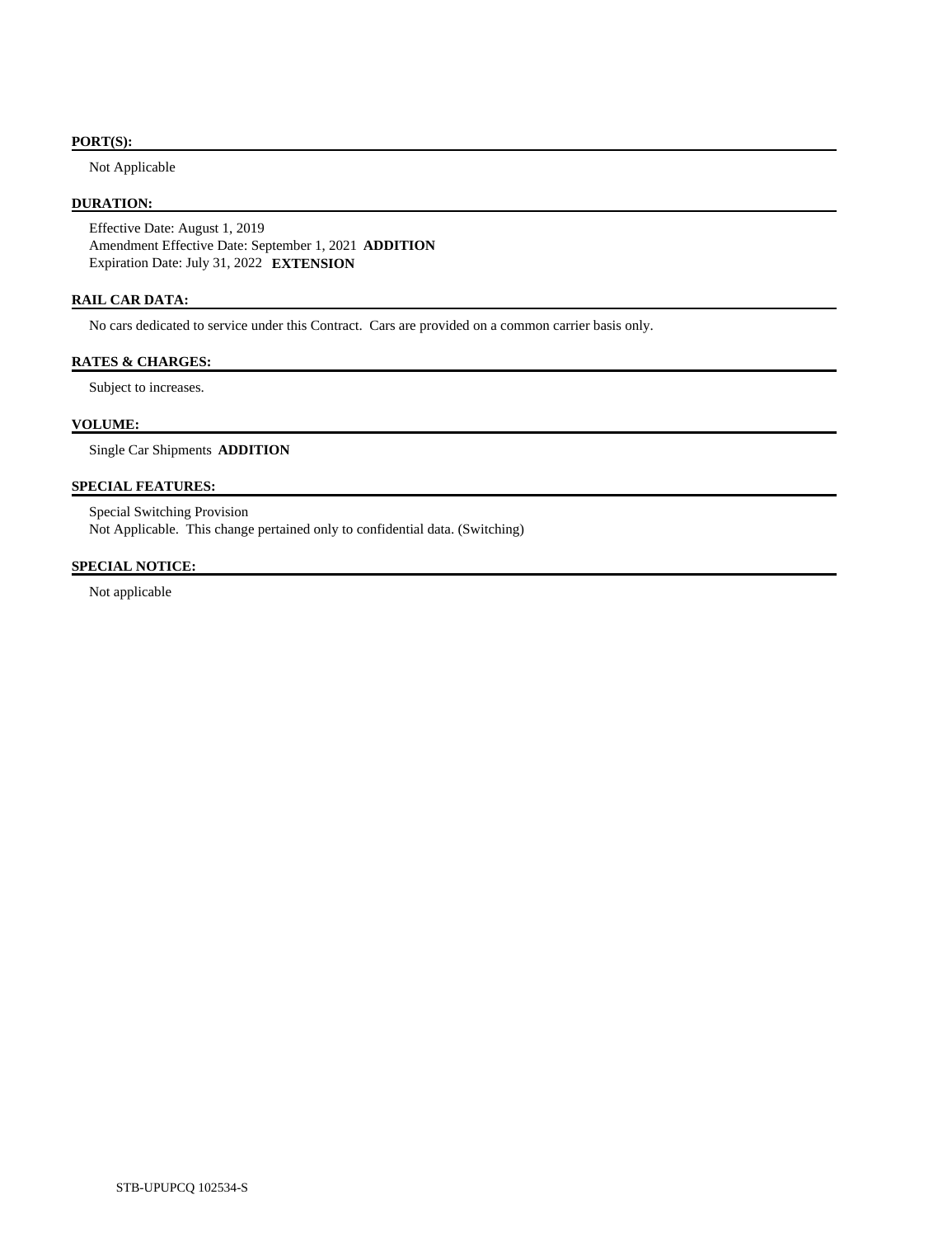**PORT(S):**

Not Applicable

**DURATION:**

Effective Date: August 1, 2019
Amendment Effective Date: September 1, 2021 **ADDITION**
Expiration Date: July 31, 2022 **EXTENSION**

**RAIL CAR DATA:**

No cars dedicated to service under this Contract. Cars are provided on a common carrier basis only.

**RATES & CHARGES:**

Subject to increases.

**VOLUME:**

Single Car Shipments **ADDITION**

**SPECIAL FEATURES:**

Special Switching Provision
Not Applicable. This change pertained only to confidential data. (Switching)

**SPECIAL NOTICE:**

Not applicable

STB-UPUPCQ 102534-S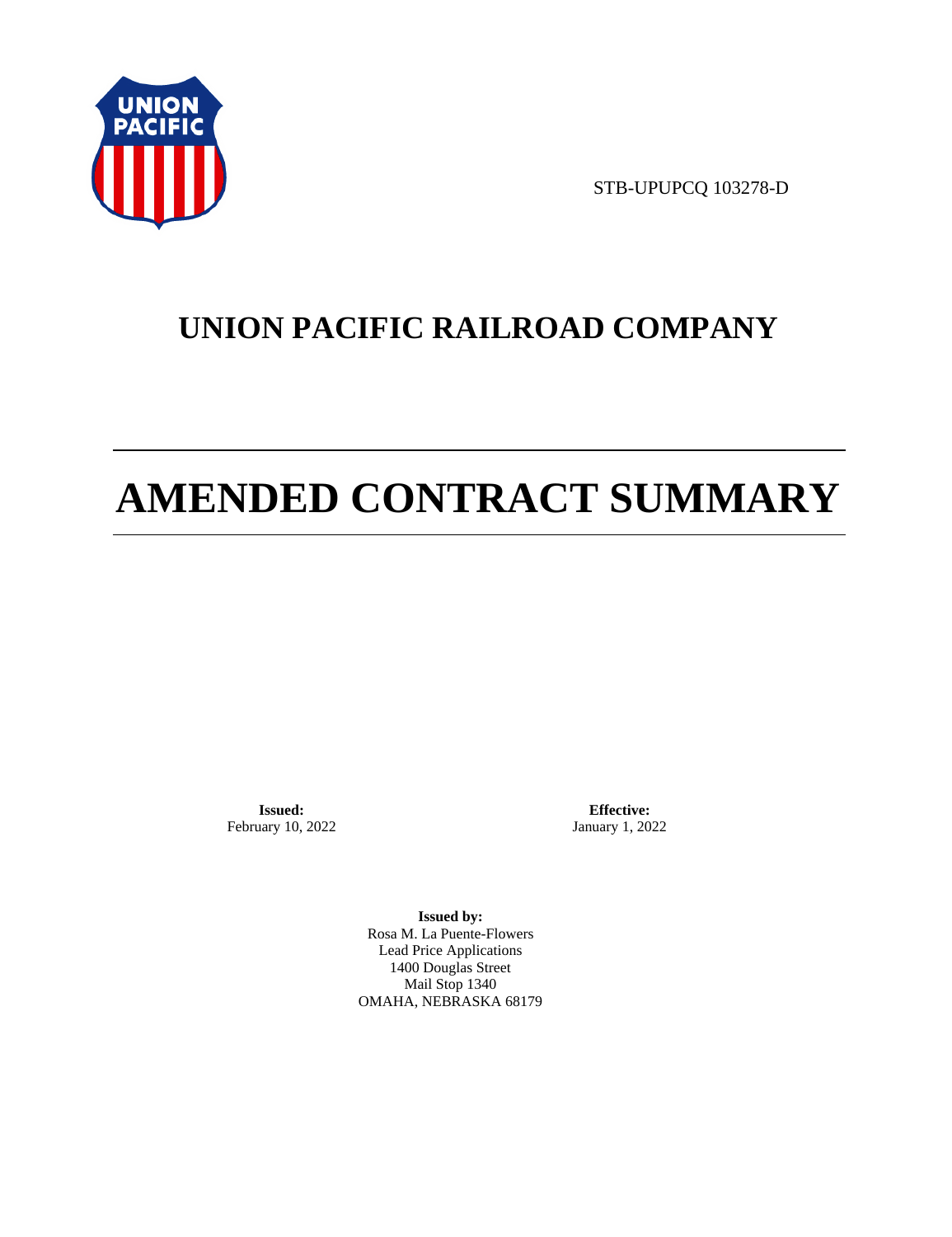STB-UPUPCQ 103278-D

# UNION PACIFIC RAILROAD COMPANY

# AMENDED CONTRACT SUMMARY

**Issued:**
February 10, 2022

**Effective:**
January 1, 2022

**Issued by:**
Rosa M. La Puente-Flowers
Lead Price Applications
1400 Douglas Street
Mail Stop 1340
OMAHA, NEBRASKA 68179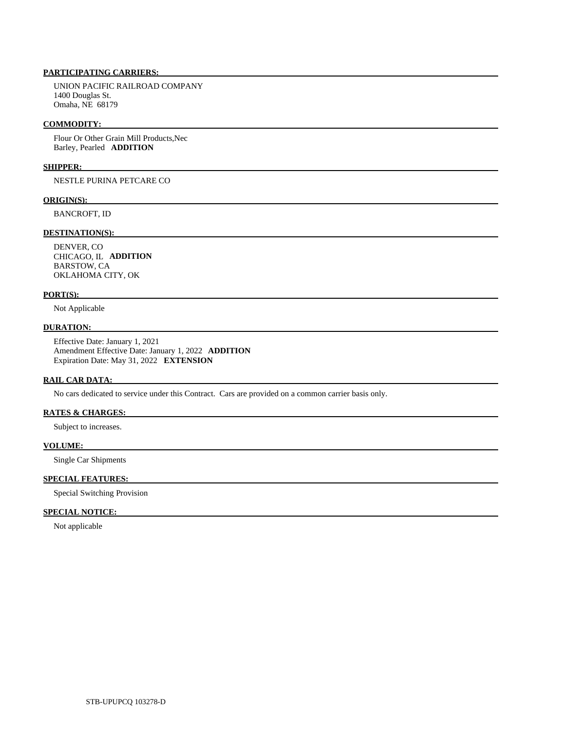#### PARTICIPATING CARRIERS:

UNION PACIFIC RAILROAD COMPANY
1400 Douglas St.
Omaha, NE 68179

#### COMMODITY:

Flour Or Other Grain Mill Products,Nec
Barley, Pearled **ADDITION**

#### SHIPPER:

NESTLE PURINA PETCARE CO

#### ORIGIN(S):

BANCROFT, ID

#### DESTINATION(S):

DENVER, CO
CHICAGO, IL **ADDITION**
BARSTOW, CA
OKLAHOMA CITY, OK

#### PORT(S):

Not Applicable

#### DURATION:

Effective Date: January 1, 2021
Amendment Effective Date: January 1, 2022 **ADDITION**
Expiration Date: May 31, 2022 **EXTENSION**

#### RAIL CAR DATA:

No cars dedicated to service under this Contract. Cars are provided on a common carrier basis only.

#### RATES & CHARGES:

Subject to increases.

#### VOLUME:

Single Car Shipments

#### SPECIAL FEATURES:

Special Switching Provision

#### SPECIAL NOTICE:

Not applicable

STB-UPUPCQ 103278-D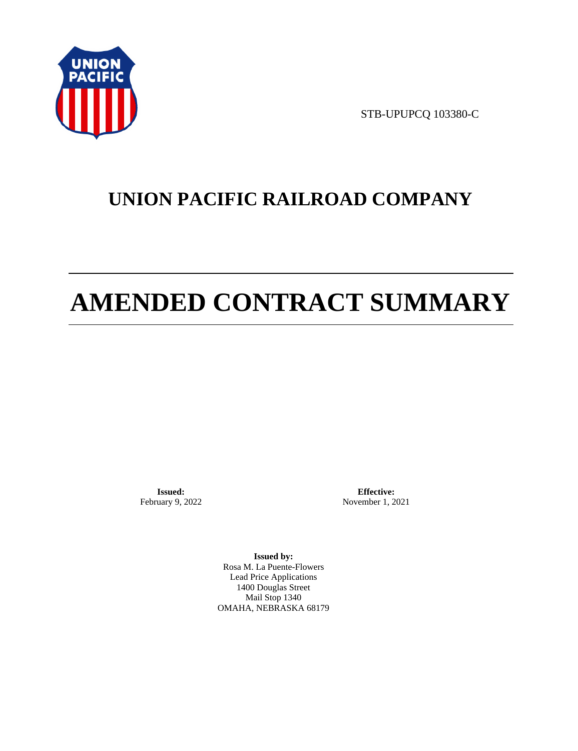STB-UPUPCQ 103380-C

# UNION PACIFIC RAILROAD COMPANY

# AMENDED CONTRACT SUMMARY

**Issued:**
February 9, 2022

**Effective:**
November 1, 2021

**Issued by:**
Rosa M. La Puente-Flowers
Lead Price Applications
1400 Douglas Street
Mail Stop 1340
OMAHA, NEBRASKA 68179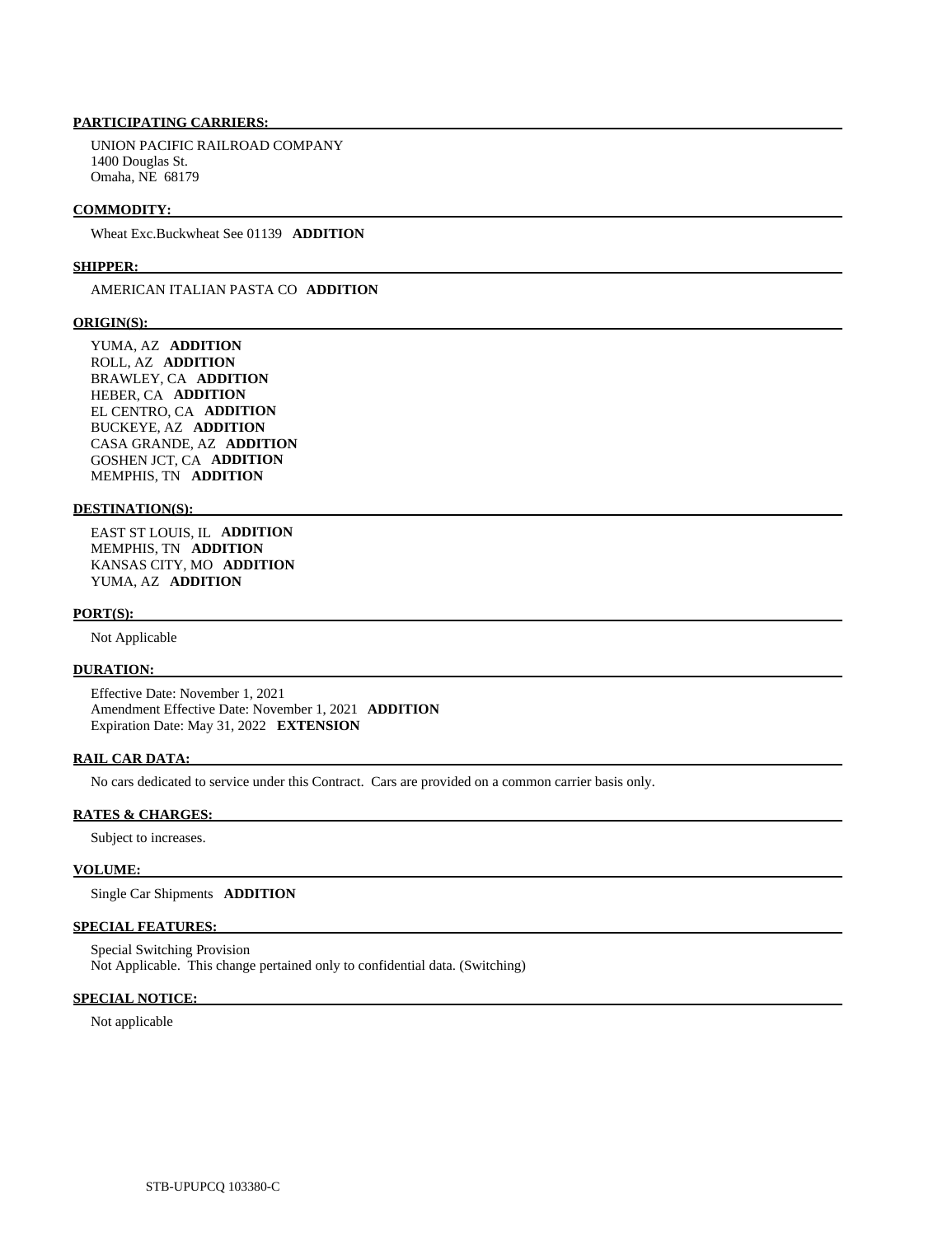**PARTICIPATING CARRIERS:**

UNION PACIFIC RAILROAD COMPANY
1400 Douglas St.
Omaha, NE 68179

**COMMODITY:**

Wheat Exc.Buckwheat See 01139 **ADDITION**

**SHIPPER:**

AMERICAN ITALIAN PASTA CO **ADDITION**

**ORIGIN(S):**

YUMA, AZ **ADDITION**
ROLL, AZ **ADDITION**
BRAWLEY, CA **ADDITION**
HEBER, CA **ADDITION**
EL CENTRO, CA **ADDITION**
BUCKEYE, AZ **ADDITION**
CASA GRANDE, AZ **ADDITION**
GOSHEN JCT, CA **ADDITION**
MEMPHIS, TN **ADDITION**

**DESTINATION(S):**

EAST ST LOUIS, IL **ADDITION**
MEMPHIS, TN **ADDITION**
KANSAS CITY, MO **ADDITION**
YUMA, AZ **ADDITION**

**PORT(S):**

Not Applicable

**DURATION:**

Effective Date: November 1, 2021
Amendment Effective Date: November 1, 2021 **ADDITION**
Expiration Date: May 31, 2022 **EXTENSION**

**RAIL CAR DATA:**

No cars dedicated to service under this Contract. Cars are provided on a common carrier basis only.

**RATES & CHARGES:**

Subject to increases.

**VOLUME:**

Single Car Shipments **ADDITION**

**SPECIAL FEATURES:**

Special Switching Provision
Not Applicable. This change pertained only to confidential data. (Switching)

**SPECIAL NOTICE:**

Not applicable

STB-UPUPCQ 103380-C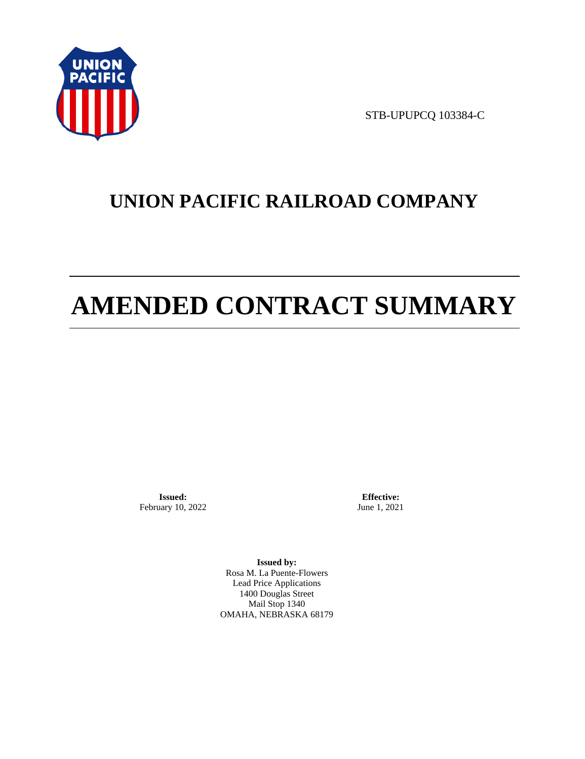STB-UPUPCQ 103384-C

# UNION PACIFIC RAILROAD COMPANY

# AMENDED CONTRACT SUMMARY

**Issued:**
February 10, 2022

**Effective:**
June 1, 2021

**Issued by:**
Rosa M. La Puente-Flowers
Lead Price Applications
1400 Douglas Street
Mail Stop 1340
OMAHA, NEBRASKA 68179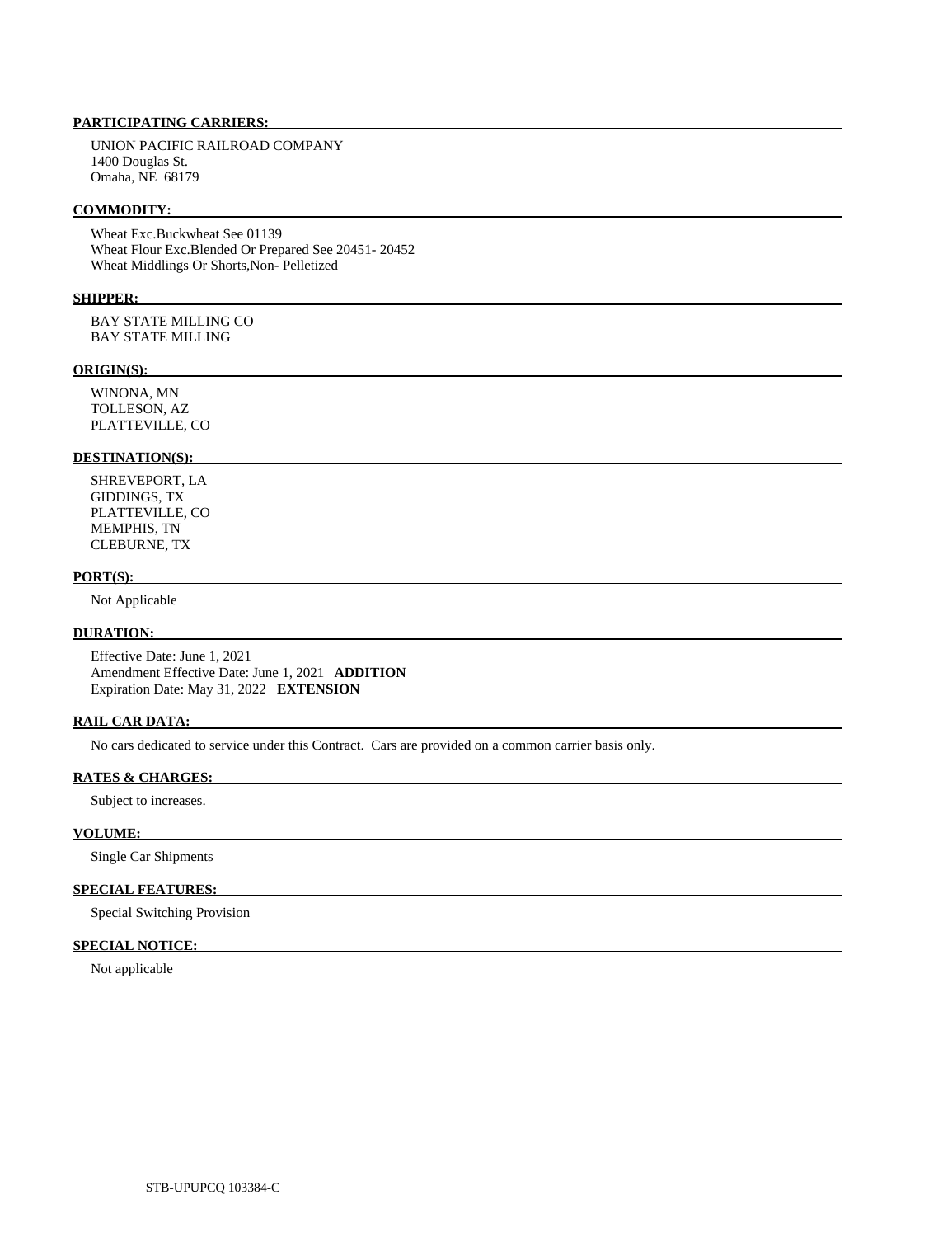**PARTICIPATING CARRIERS:**

UNION PACIFIC RAILROAD COMPANY
1400 Douglas St.
Omaha, NE 68179

**COMMODITY:**

Wheat Exc.Buckwheat See 01139
Wheat Flour Exc.Blended Or Prepared See 20451- 20452
Wheat Middlings Or Shorts,Non- Pelletized

**SHIPPER:**

BAY STATE MILLING CO
BAY STATE MILLING

**ORIGIN(S):**

WINONA, MN
TOLLESON, AZ
PLATTEVILLE, CO

**DESTINATION(S):**

SHREVEPORT, LA
GIDDINGS, TX
PLATTEVILLE, CO
MEMPHIS, TN
CLEBURNE, TX

**PORT(S):**

Not Applicable

**DURATION:**

Effective Date: June 1, 2021
Amendment Effective Date: June 1, 2021 **ADDITION**
Expiration Date: May 31, 2022 **EXTENSION**

**RAIL CAR DATA:**

No cars dedicated to service under this Contract. Cars are provided on a common carrier basis only.

**RATES & CHARGES:**

Subject to increases.

**VOLUME:**

Single Car Shipments

**SPECIAL FEATURES:**

Special Switching Provision

**SPECIAL NOTICE:**

Not applicable

STB-UPUPCQ 103384-C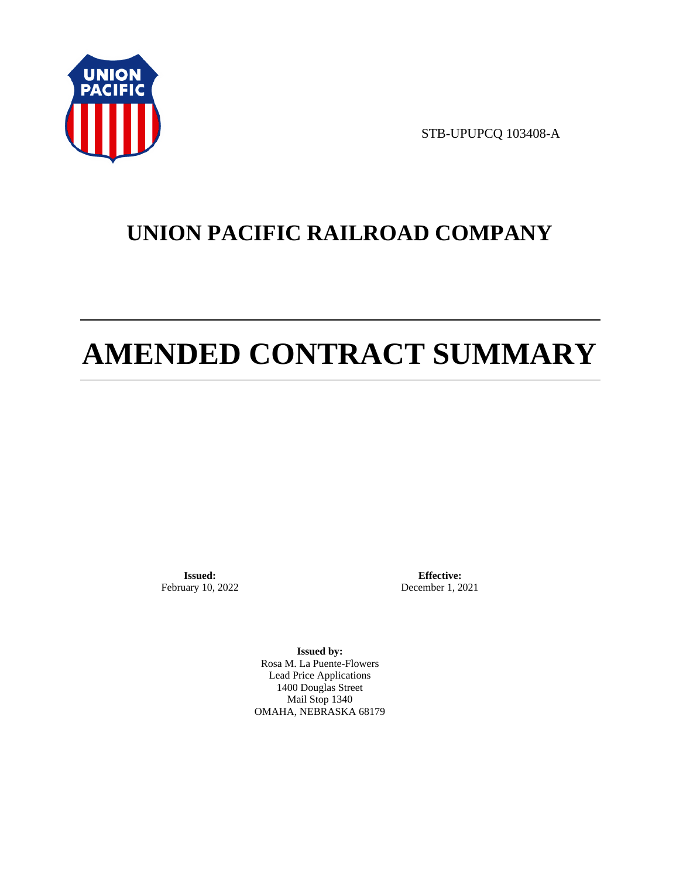STB-UPUPCQ 103408-A

# UNION PACIFIC RAILROAD COMPANY

# AMENDED CONTRACT SUMMARY

**Issued:**
February 10, 2022

**Effective:**
December 1, 2021

**Issued by:**
Rosa M. La Puente-Flowers
Lead Price Applications
1400 Douglas Street
Mail Stop 1340
OMAHA, NEBRASKA 68179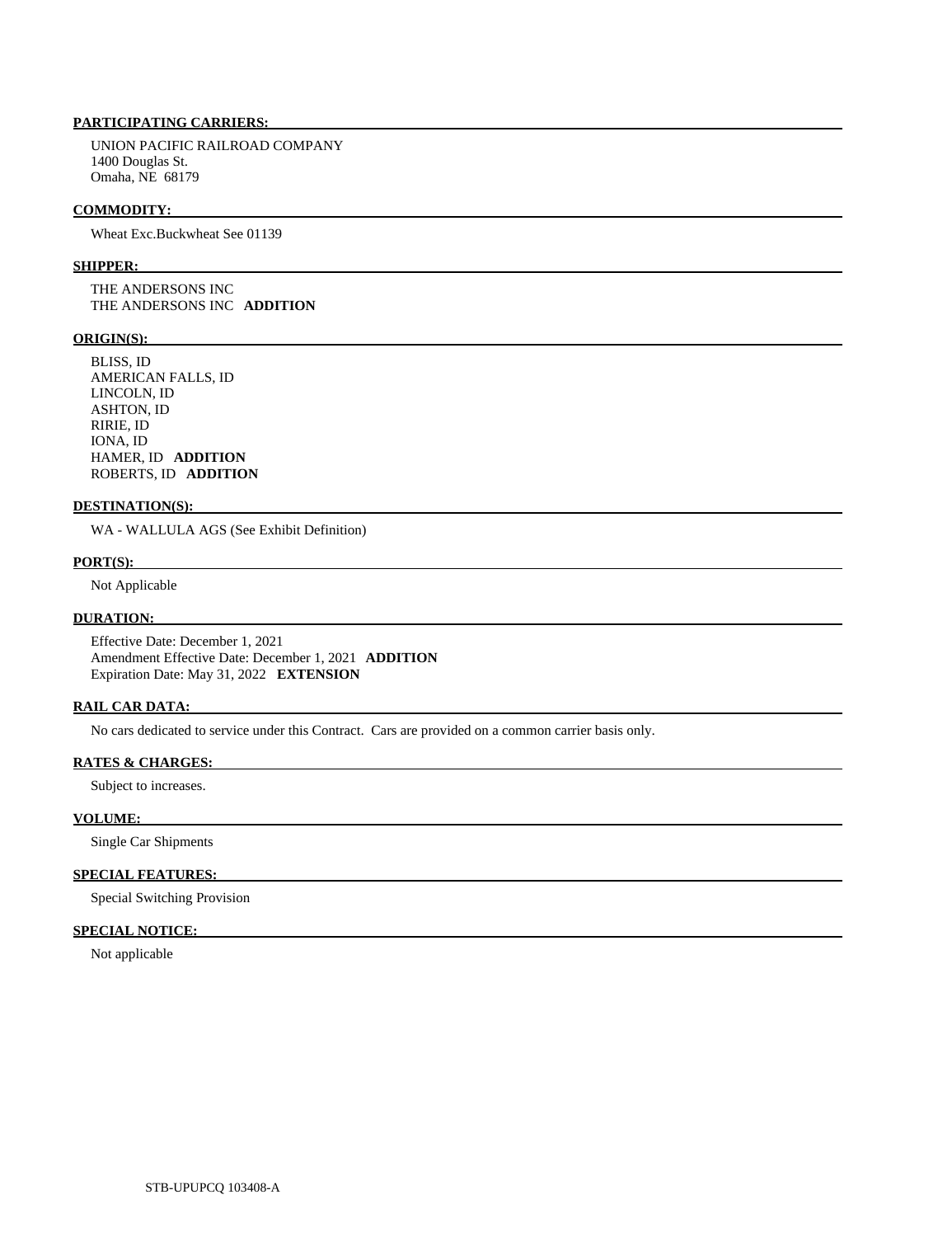**PARTICIPATING CARRIERS:**

UNION PACIFIC RAILROAD COMPANY
1400 Douglas St.
Omaha, NE 68179

**COMMODITY:**

Wheat Exc.Buckwheat See 01139

**SHIPPER:**

THE ANDERSONS INC
THE ANDERSONS INC **ADDITION**

**ORIGIN(S):**

BLISS, ID
AMERICAN FALLS, ID
LINCOLN, ID
ASHTON, ID
RIRIE, ID
IONA, ID
HAMER, ID **ADDITION**
ROBERTS, ID **ADDITION**

**DESTINATION(S):**

WA - WALLULA AGS (See Exhibit Definition)

**PORT(S):**

Not Applicable

**DURATION:**

Effective Date: December 1, 2021
Amendment Effective Date: December 1, 2021 **ADDITION**
Expiration Date: May 31, 2022 **EXTENSION**

**RAIL CAR DATA:**

No cars dedicated to service under this Contract. Cars are provided on a common carrier basis only.

**RATES & CHARGES:**

Subject to increases.

**VOLUME:**

Single Car Shipments

**SPECIAL FEATURES:**

Special Switching Provision

**SPECIAL NOTICE:**

Not applicable

STB-UPUPCQ 103408-A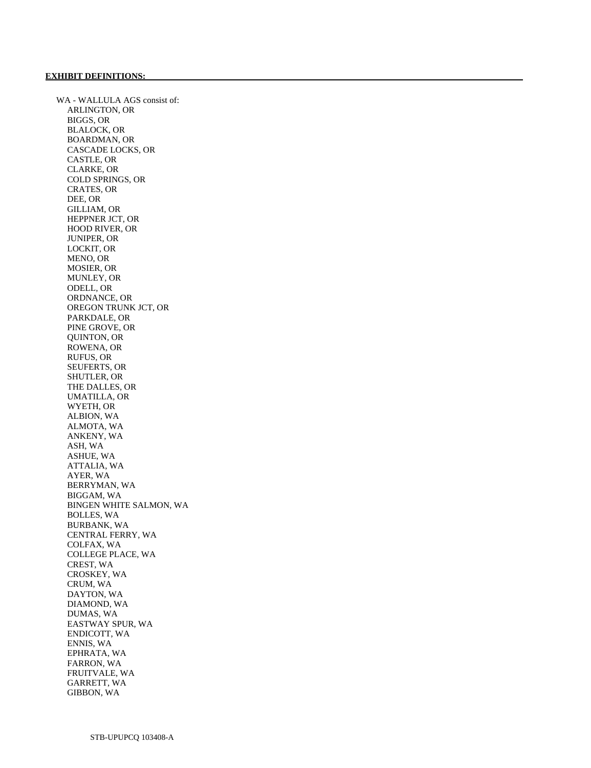**EXHIBIT DEFINITIONS:**

WA - WALLULA AGS consist of:

- ARLINGTON, OR
- BIGGS, OR
- BLALOCK, OR
- BOARDMAN, OR
- CASCADE LOCKS, OR
- CASTLE, OR
- CLARKE, OR
- COLD SPRINGS, OR
- CRATES, OR
- DEE, OR
- GILLIAM, OR
- HEPPNER JCT, OR
- HOOD RIVER, OR
- JUNIPER, OR
- LOCKIT, OR
- MENO, OR
- MOSIER, OR
- MUNLEY, OR
- ODELL, OR
- ORDNANCE, OR
- OREGON TRUNK JCT, OR
- PARKDALE, OR
- PINE GROVE, OR
- QUINTON, OR
- ROWENA, OR
- RUFUS, OR
- SEUFERTS, OR
- SHUTLER, OR
- THE DALLES, OR
- UMATILLA, OR
- WYETH, OR
- ALBION, WA
- ALMOTA, WA
- ANKENY, WA
- ASH, WA
- ASHUE, WA
- ATTALIA, WA
- AYER, WA
- BERRYMAN, WA
- BIGGAM, WA
- BINGEN WHITE SALMON, WA
- BOLLES, WA
- BURBANK, WA
- CENTRAL FERRY, WA
- COLFAX, WA
- COLLEGE PLACE, WA
- CREST, WA
- CROSKEY, WA
- CRUM, WA
- DAYTON, WA
- DIAMOND, WA
- DUMAS, WA
- EASTWAY SPUR, WA
- ENDICOTT, WA
- ENNIS, WA
- EPHRATA, WA
- FARRON, WA
- FRUITVALE, WA
- GARRETT, WA
- GIBBON, WA

STB-UPUPCQ 103408-A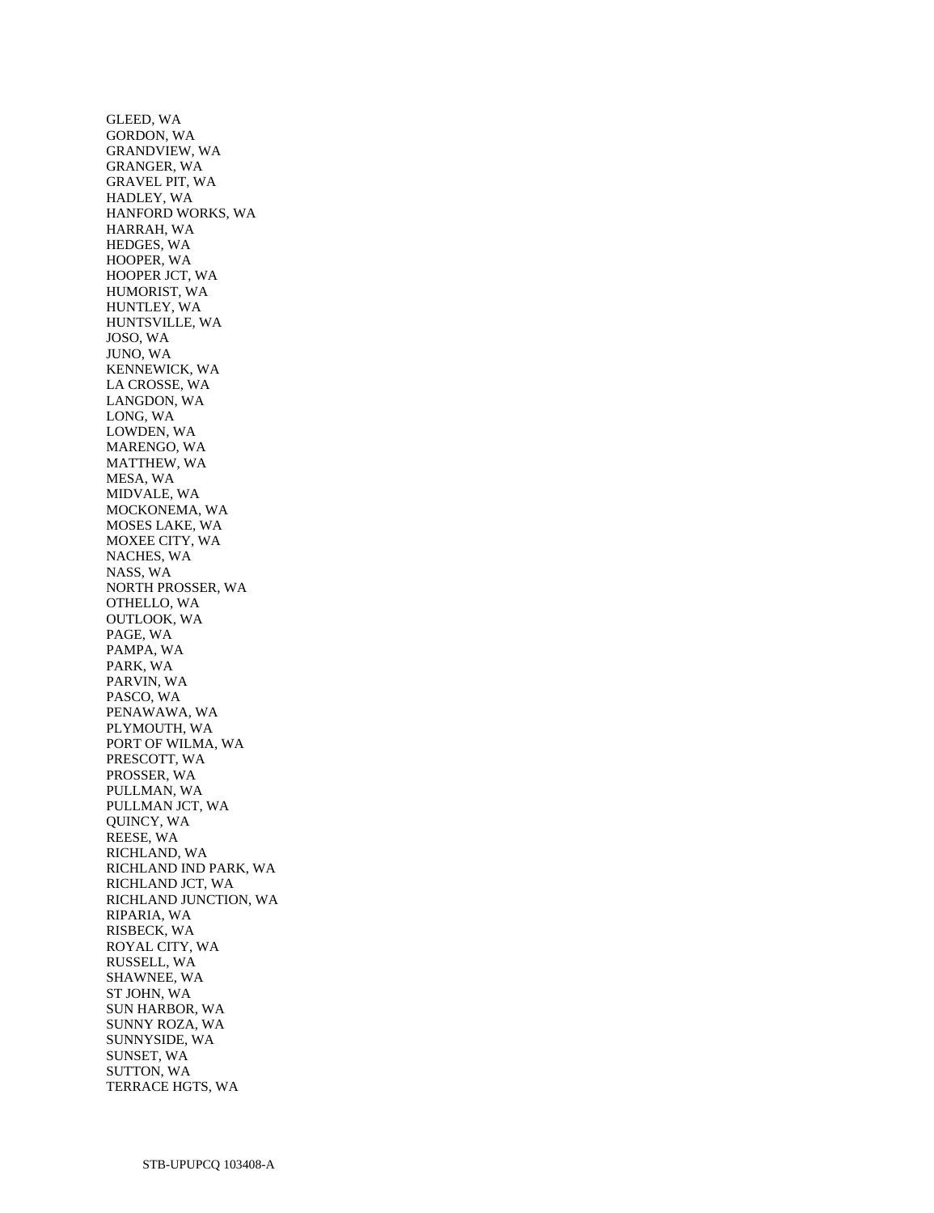GLEED, WA
GORDON, WA
GRANDVIEW, WA
GRANGER, WA
GRAVEL PIT, WA
HADLEY, WA
HANFORD WORKS, WA
HARRAH, WA
HEDGES, WA
HOOPER, WA
HOOPER JCT, WA
HUMORIST, WA
HUNTLEY, WA
HUNTSVILLE, WA
JOSO, WA
JUNO, WA
KENNEWICK, WA
LA CROSSE, WA
LANGDON, WA
LONG, WA
LOWDEN, WA
MARENGO, WA
MATTHEW, WA
MESA, WA
MIDVALE, WA
MOCKONEMA, WA
MOSES LAKE, WA
MOXEE CITY, WA
NACHES, WA
NASS, WA
NORTH PROSSER, WA
OTHELLO, WA
OUTLOOK, WA
PAGE, WA
PAMPA, WA
PARK, WA
PARVIN, WA
PASCO, WA
PENAWAWA, WA
PLYMOUTH, WA
PORT OF WILMA, WA
PRESCOTT, WA
PROSSER, WA
PULLMAN, WA
PULLMAN JCT, WA
QUINCY, WA
REESE, WA
RICHLAND, WA
RICHLAND IND PARK, WA
RICHLAND JCT, WA
RICHLAND JUNCTION, WA
RIPARIA, WA
RISBECK, WA
ROYAL CITY, WA
RUSSELL, WA
SHAWNEE, WA
ST JOHN, WA
SUN HARBOR, WA
SUNNY ROZA, WA
SUNNYSIDE, WA
SUNSET, WA
SUTTON, WA
TERRACE HGTS, WA

STB-UPUPCQ 103408-A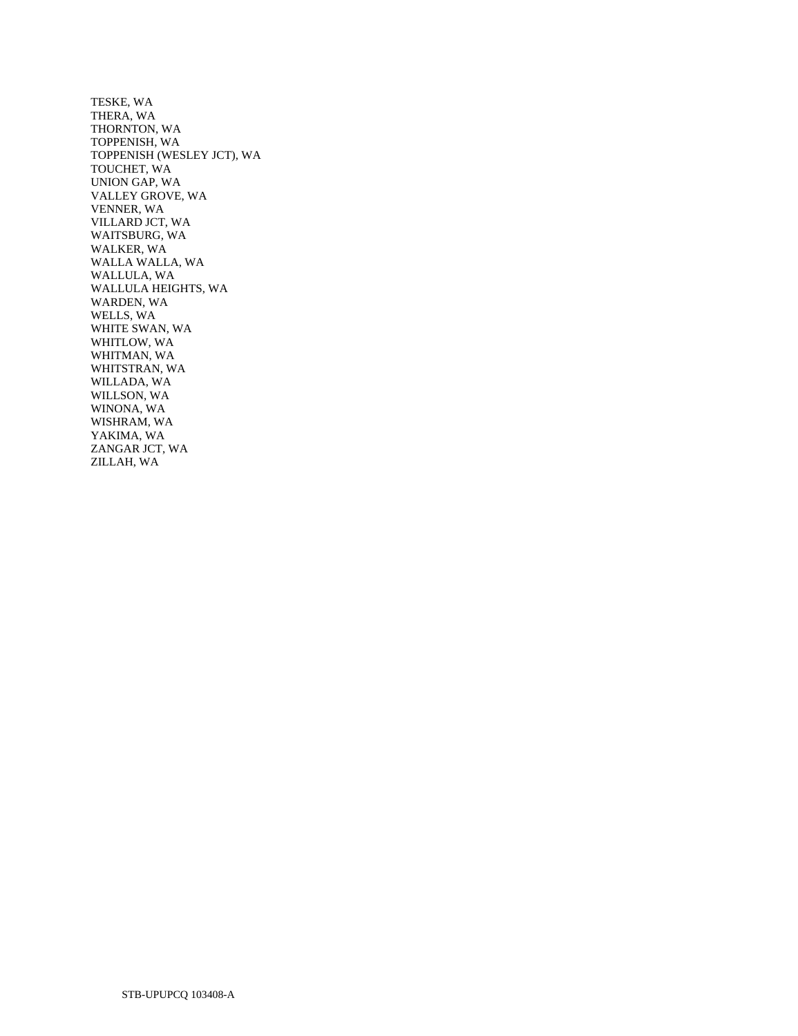TESKE, WA
THERA, WA
THORNTON, WA
TOPPENISH, WA
TOPPENISH (WESLEY JCT), WA
TOUCHET, WA
UNION GAP, WA
VALLEY GROVE, WA
VENNER, WA
VILLARD JCT, WA
WAITSBURG, WA
WALKER, WA
WALLA WALLA, WA
WALLULA, WA
WALLULA HEIGHTS, WA
WARDEN, WA
WELLS, WA
WHITE SWAN, WA
WHITLOW, WA
WHITMAN, WA
WHITSTRAN, WA
WILLADA, WA
WILLSON, WA
WINONA, WA
WISHRAM, WA
YAKIMA, WA
ZANGAR JCT, WA
ZILLAH, WA

STB-UPUPCQ 103408-A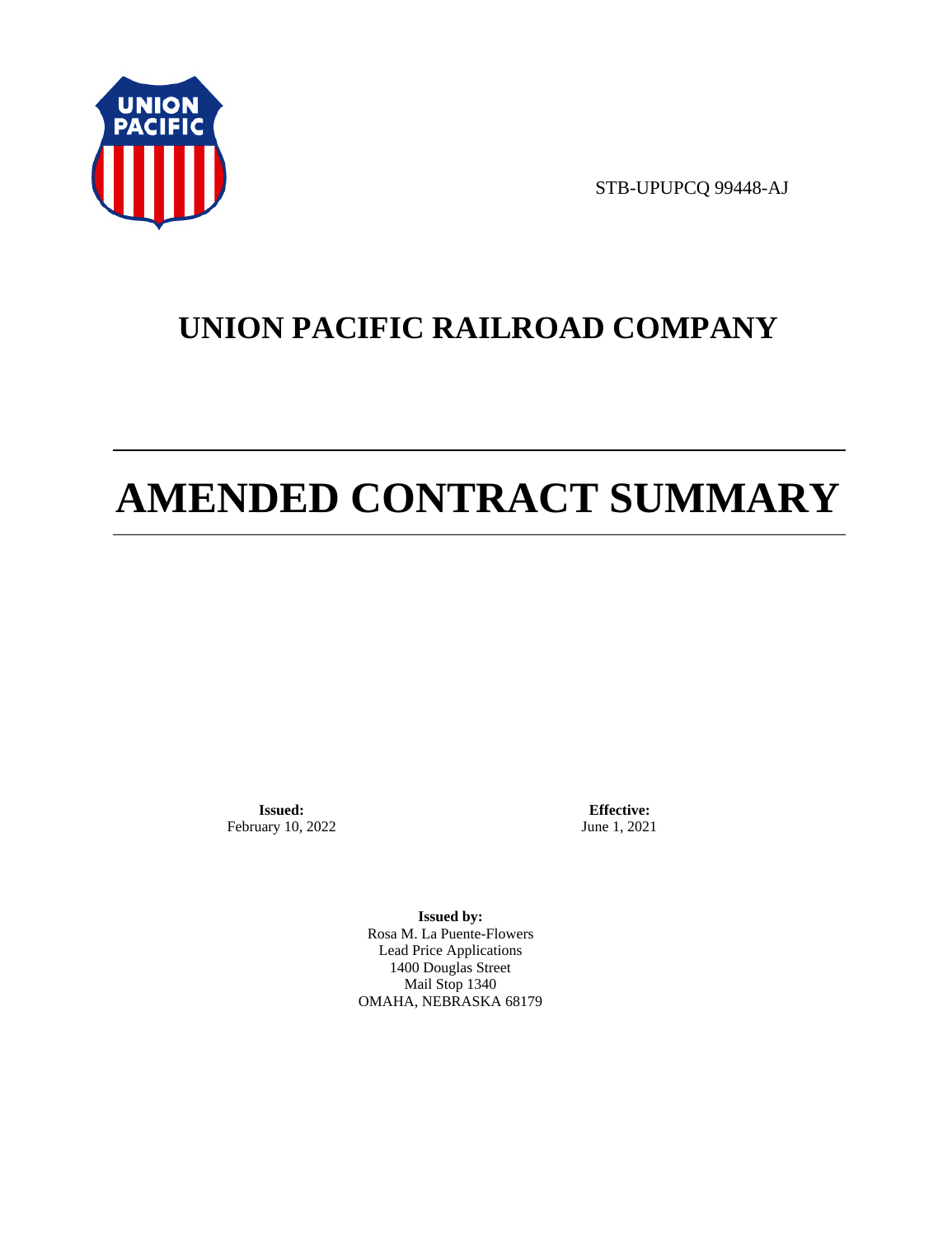STB-UPUPCQ 99448-AJ

# UNION PACIFIC RAILROAD COMPANY

# AMENDED CONTRACT SUMMARY

**Issued:**
February 10, 2022

**Effective:**
June 1, 2021

**Issued by:**
Rosa M. La Puente-Flowers
Lead Price Applications
1400 Douglas Street
Mail Stop 1340
OMAHA, NEBRASKA 68179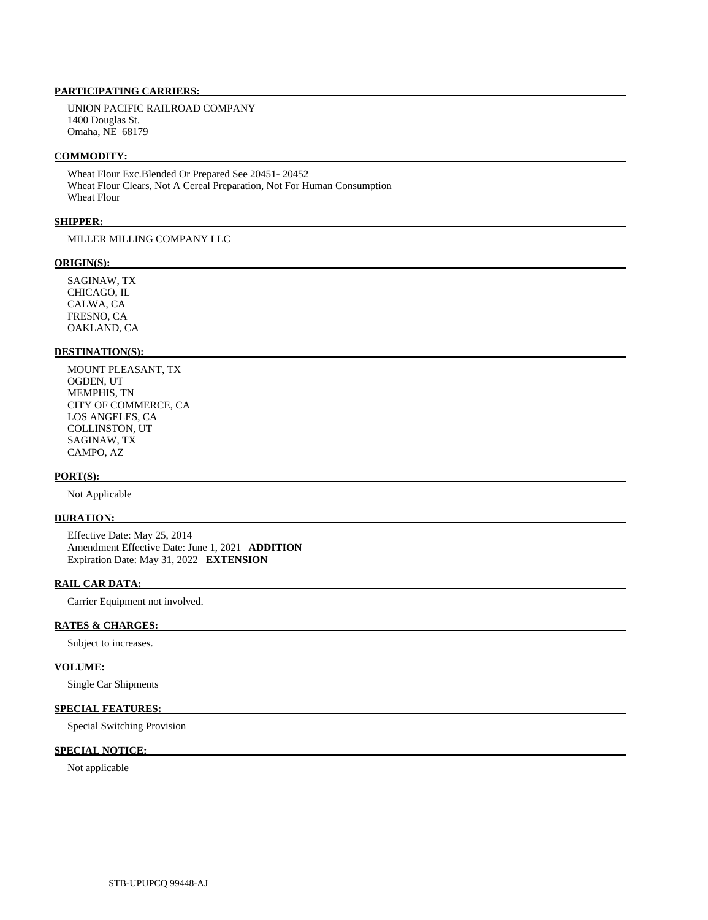**PARTICIPATING CARRIERS:**

UNION PACIFIC RAILROAD COMPANY
1400 Douglas St.
Omaha, NE 68179

**COMMODITY:**

Wheat Flour Exc.Blended Or Prepared See 20451- 20452
Wheat Flour Clears, Not A Cereal Preparation, Not For Human Consumption
Wheat Flour

**SHIPPER:**

MILLER MILLING COMPANY LLC

**ORIGIN(S):**

SAGINAW, TX
CHICAGO, IL
CALWA, CA
FRESNO, CA
OAKLAND, CA

**DESTINATION(S):**

MOUNT PLEASANT, TX
OGDEN, UT
MEMPHIS, TN
CITY OF COMMERCE, CA
LOS ANGELES, CA
COLLINSTON, UT
SAGINAW, TX
CAMPO, AZ

**PORT(S):**

Not Applicable

**DURATION:**

Effective Date: May 25, 2014
Amendment Effective Date: June 1, 2021 **ADDITION**
Expiration Date: May 31, 2022 **EXTENSION**

**RAIL CAR DATA:**

Carrier Equipment not involved.

**RATES & CHARGES:**

Subject to increases.

**VOLUME:**

Single Car Shipments

**SPECIAL FEATURES:**

Special Switching Provision

**SPECIAL NOTICE:**

Not applicable

STB-UPUPCQ 99448-AJ